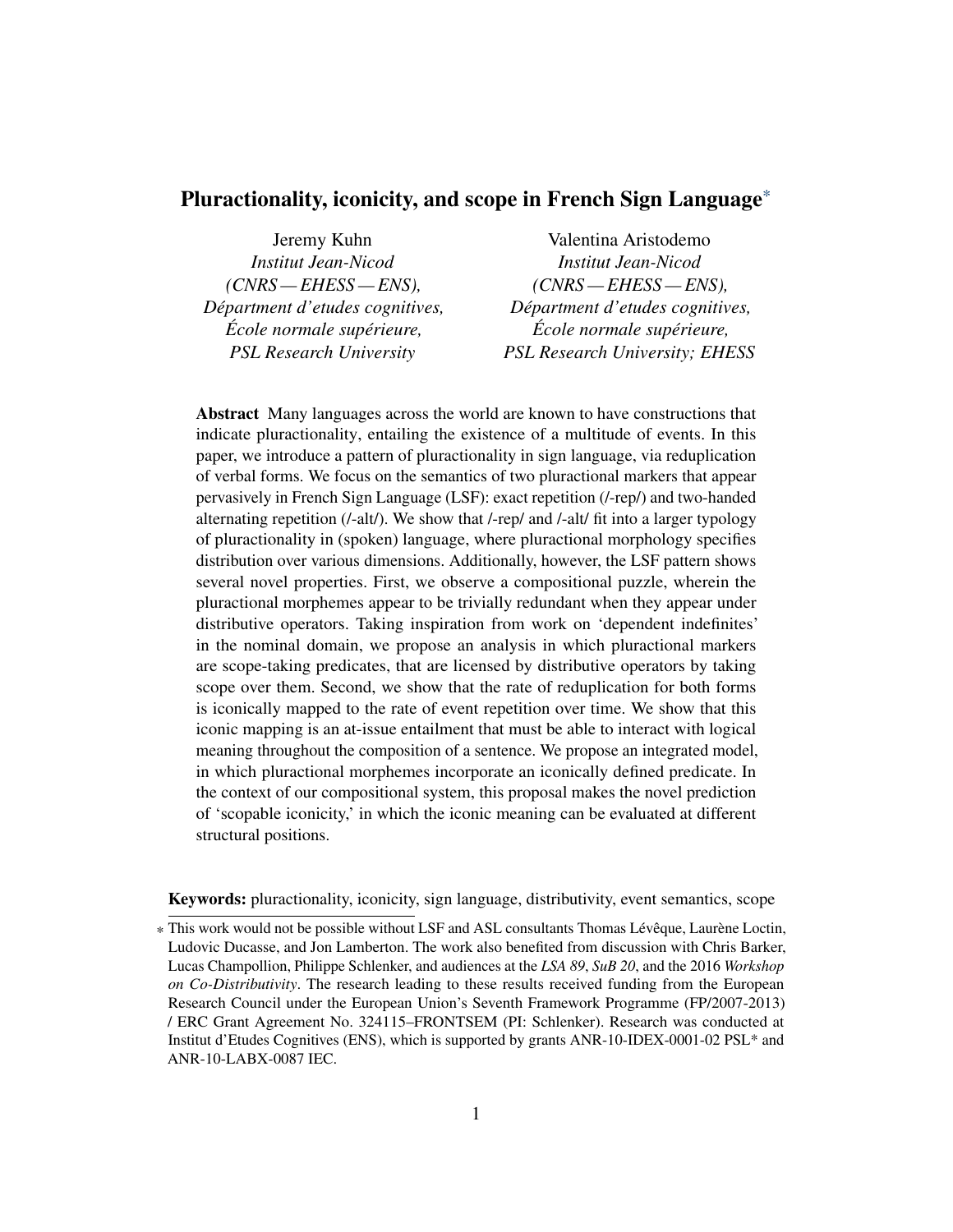# Pluractionality, iconicity, and scope in French Sign Language[*]

Jeremy Kuhn
*Institut Jean-Nicod*
*(CNRS — EHESS — ENS),*
*Départment d'etudes cognitives,*
*École normale supérieure,*
*PSL Research University*

Valentina Aristodemo
*Institut Jean-Nicod*
*(CNRS — EHESS — ENS),*
*Départment d'etudes cognitives,*
*École normale supérieure,*
*PSL Research University; EHESS*

**Abstract** Many languages across the world are known to have constructions that indicate pluractionality, entailing the existence of a multitude of events. In this paper, we introduce a pattern of pluractionality in sign language, via reduplication of verbal forms. We focus on the semantics of two pluractional markers that appear pervasively in French Sign Language (LSF): exact repetition (/-rep/) and two-handed alternating repetition (/-alt/). We show that /-rep/ and /-alt/ fit into a larger typology of pluractionality in (spoken) language, where pluractional morphology specifies distribution over various dimensions. Additionally, however, the LSF pattern shows several novel properties. First, we observe a compositional puzzle, wherein the pluractional morphemes appear to be trivially redundant when they appear under distributive operators. Taking inspiration from work on 'dependent indefinites' in the nominal domain, we propose an analysis in which pluractional markers are scope-taking predicates, that are licensed by distributive operators by taking scope over them. Second, we show that the rate of reduplication for both forms is iconically mapped to the rate of event repetition over time. We show that this iconic mapping is an at-issue entailment that must be able to interact with logical meaning throughout the composition of a sentence. We propose an integrated model, in which pluractional morphemes incorporate an iconically defined predicate. In the context of our compositional system, this proposal makes the novel prediction of 'scopable iconicity,' in which the iconic meaning can be evaluated at different structural positions.

**Keywords:** pluractionality, iconicity, sign language, distributivity, event semantics, scope

[*] This work would not be possible without LSF and ASL consultants Thomas Lévêque, Laurène Loctin, Ludovic Ducasse, and Jon Lamberton. The work also benefited from discussion with Chris Barker, Lucas Champollion, Philippe Schlenker, and audiences at the *LSA 89*, *SuB 20*, and the 2016 *Workshop on Co-Distributivity*. The research leading to these results received funding from the European Research Council under the European Union's Seventh Framework Programme (FP/2007-2013) / ERC Grant Agreement No. 324115–FRONTSEM (PI: Schlenker). Research was conducted at Institut d'Etudes Cognitives (ENS), which is supported by grants ANR-10-IDEX-0001-02 PSL* and ANR-10-LABX-0087 IEC.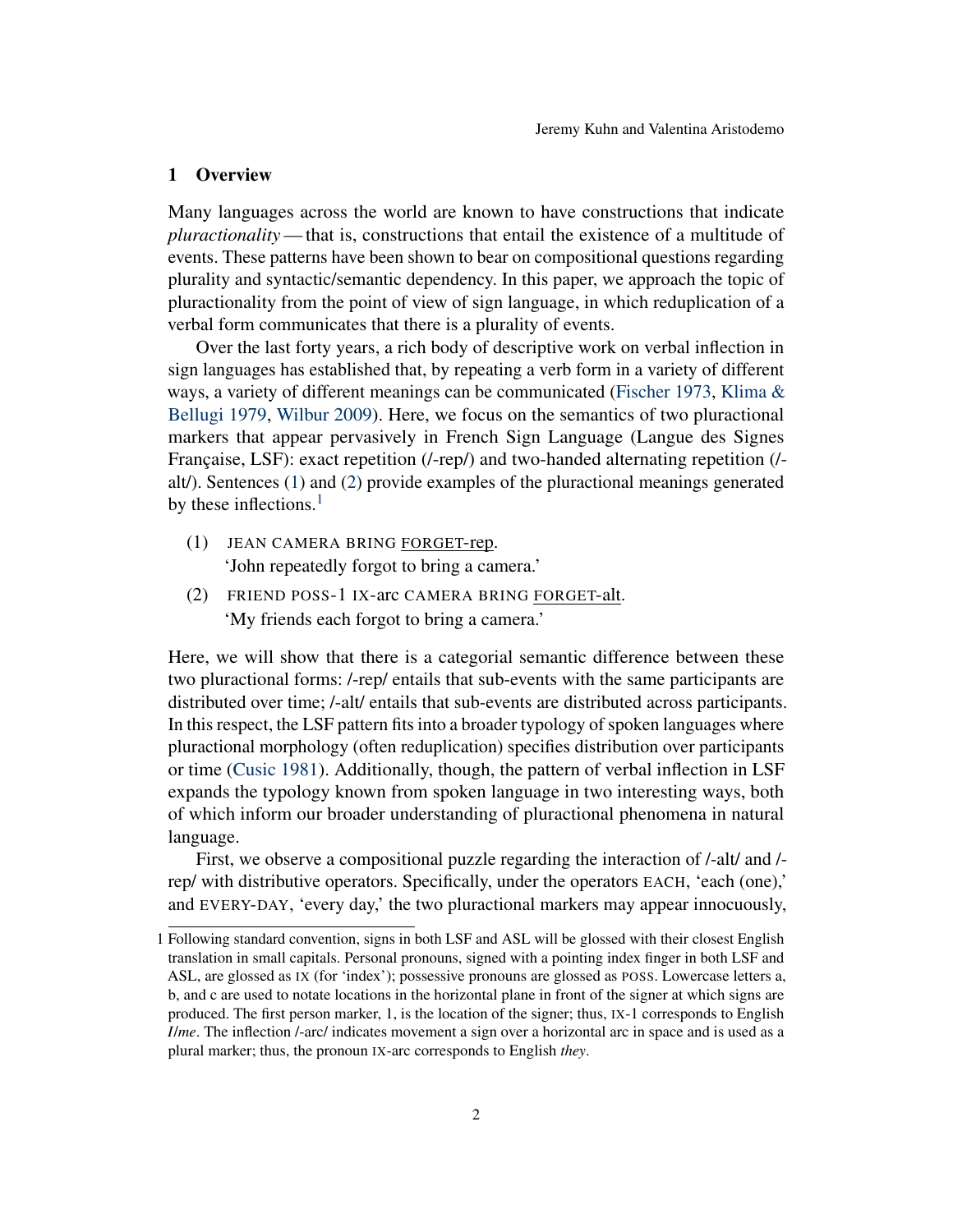## 1 Overview

Many languages across the world are known to have constructions that indicate *pluractionality* — that is, constructions that entail the existence of a multitude of events. These patterns have been shown to bear on compositional questions regarding plurality and syntactic/semantic dependency. In this paper, we approach the topic of pluractionality from the point of view of sign language, in which reduplication of a verbal form communicates that there is a plurality of events.

Over the last forty years, a rich body of descriptive work on verbal inflection in sign languages has established that, by repeating a verb form in a variety of different ways, a variety of different meanings can be communicated (Fischer 1973, Klima & Bellugi 1979, Wilbur 2009). Here, we focus on the semantics of two pluractional markers that appear pervasively in French Sign Language (Langue des Signes Française, LSF): exact repetition (/-rep/) and two-handed alternating repetition (/-alt/). Sentences (1) and (2) provide examples of the pluractional meanings generated by these inflections.[1]

(1) JEAN CAMERA BRING <u>FORGET-rep</u>.
 'John repeatedly forgot to bring a camera.'

(2) FRIEND POSS-1 IX-arc CAMERA BRING <u>FORGET-alt</u>.
 'My friends each forgot to bring a camera.'

Here, we will show that there is a categorial semantic difference between these two pluractional forms: /-rep/ entails that sub-events with the same participants are distributed over time; /-alt/ entails that sub-events are distributed across participants. In this respect, the LSF pattern fits into a broader typology of spoken languages where pluractional morphology (often reduplication) specifies distribution over participants or time (Cusic 1981). Additionally, though, the pattern of verbal inflection in LSF expands the typology known from spoken language in two interesting ways, both of which inform our broader understanding of pluractional phenomena in natural language.

First, we observe a compositional puzzle regarding the interaction of /-alt/ and /-rep/ with distributive operators. Specifically, under the operators EACH, 'each (one),' and EVERY-DAY, 'every day,' the two pluractional markers may appear innocuously,

---

[1] Following standard convention, signs in both LSF and ASL will be glossed with their closest English translation in small capitals. Personal pronouns, signed with a pointing index finger in both LSF and ASL, are glossed as IX (for 'index'); possessive pronouns are glossed as POSS. Lowercase letters a, b, and c are used to notate locations in the horizontal plane in front of the signer at which signs are produced. The first person marker, 1, is the location of the signer; thus, IX-1 corresponds to English *I/me*. The inflection /-arc/ indicates movement a sign over a horizontal arc in space and is used as a plural marker; thus, the pronoun IX-arc corresponds to English *they*.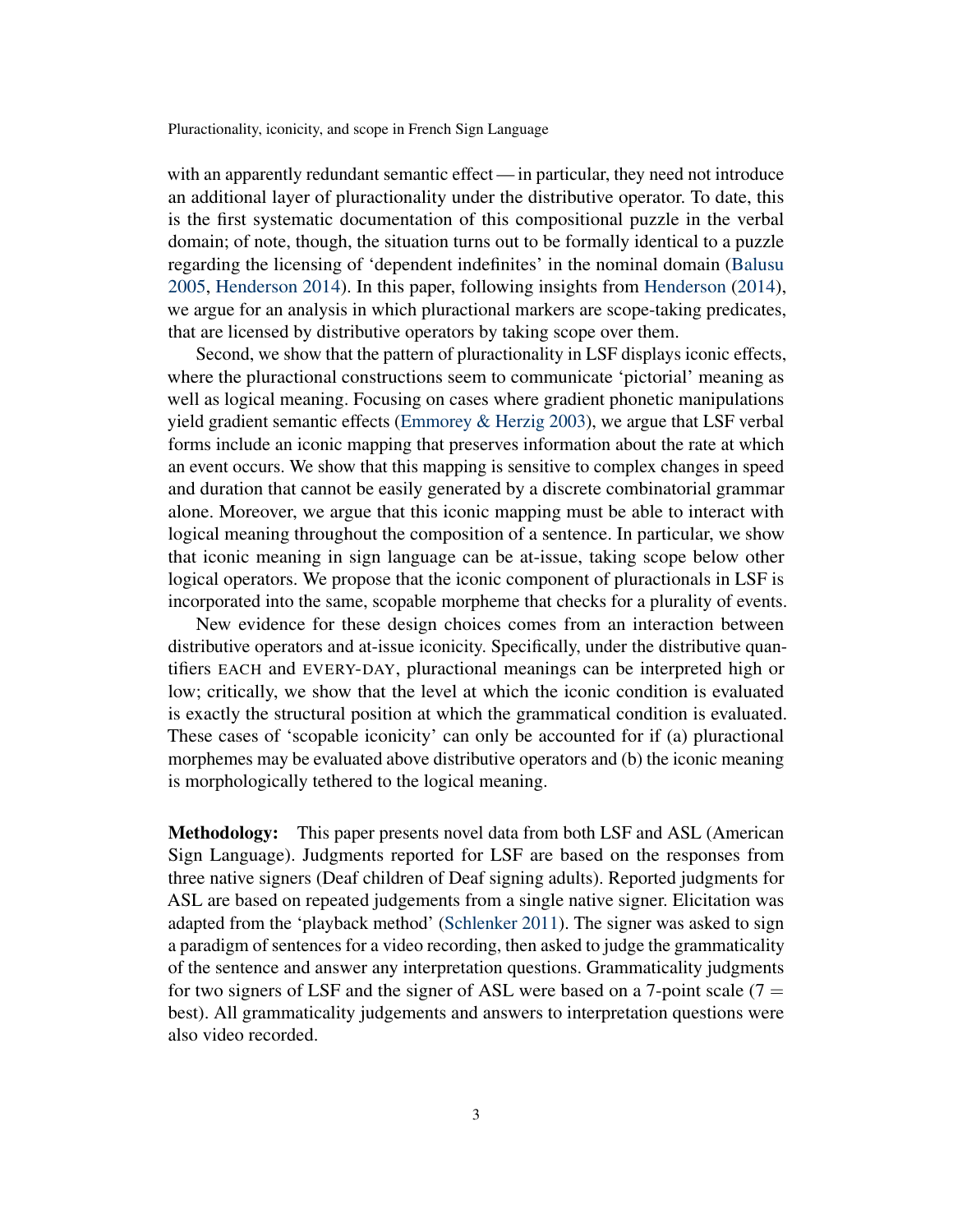with an apparently redundant semantic effect — in particular, they need not introduce an additional layer of pluractionality under the distributive operator. To date, this is the first systematic documentation of this compositional puzzle in the verbal domain; of note, though, the situation turns out to be formally identical to a puzzle regarding the licensing of 'dependent indefinites' in the nominal domain (Balusu 2005, Henderson 2014). In this paper, following insights from Henderson (2014), we argue for an analysis in which pluractional markers are scope-taking predicates, that are licensed by distributive operators by taking scope over them.

Second, we show that the pattern of pluractionality in LSF displays iconic effects, where the pluractional constructions seem to communicate 'pictorial' meaning as well as logical meaning. Focusing on cases where gradient phonetic manipulations yield gradient semantic effects (Emmorey & Herzig 2003), we argue that LSF verbal forms include an iconic mapping that preserves information about the rate at which an event occurs. We show that this mapping is sensitive to complex changes in speed and duration that cannot be easily generated by a discrete combinatorial grammar alone. Moreover, we argue that this iconic mapping must be able to interact with logical meaning throughout the composition of a sentence. In particular, we show that iconic meaning in sign language can be at-issue, taking scope below other logical operators. We propose that the iconic component of pluractionals in LSF is incorporated into the same, scopable morpheme that checks for a plurality of events.

New evidence for these design choices comes from an interaction between distributive operators and at-issue iconicity. Specifically, under the distributive quantifiers EACH and EVERY-DAY, pluractional meanings can be interpreted high or low; critically, we show that the level at which the iconic condition is evaluated is exactly the structural position at which the grammatical condition is evaluated. These cases of 'scopable iconicity' can only be accounted for if (a) pluractional morphemes may be evaluated above distributive operators and (b) the iconic meaning is morphologically tethered to the logical meaning.

**Methodology:** This paper presents novel data from both LSF and ASL (American Sign Language). Judgments reported for LSF are based on the responses from three native signers (Deaf children of Deaf signing adults). Reported judgments for ASL are based on repeated judgements from a single native signer. Elicitation was adapted from the 'playback method' (Schlenker 2011). The signer was asked to sign a paradigm of sentences for a video recording, then asked to judge the grammaticality of the sentence and answer any interpretation questions. Grammaticality judgments for two signers of LSF and the signer of ASL were based on a 7-point scale (7 = best). All grammaticality judgements and answers to interpretation questions were also video recorded.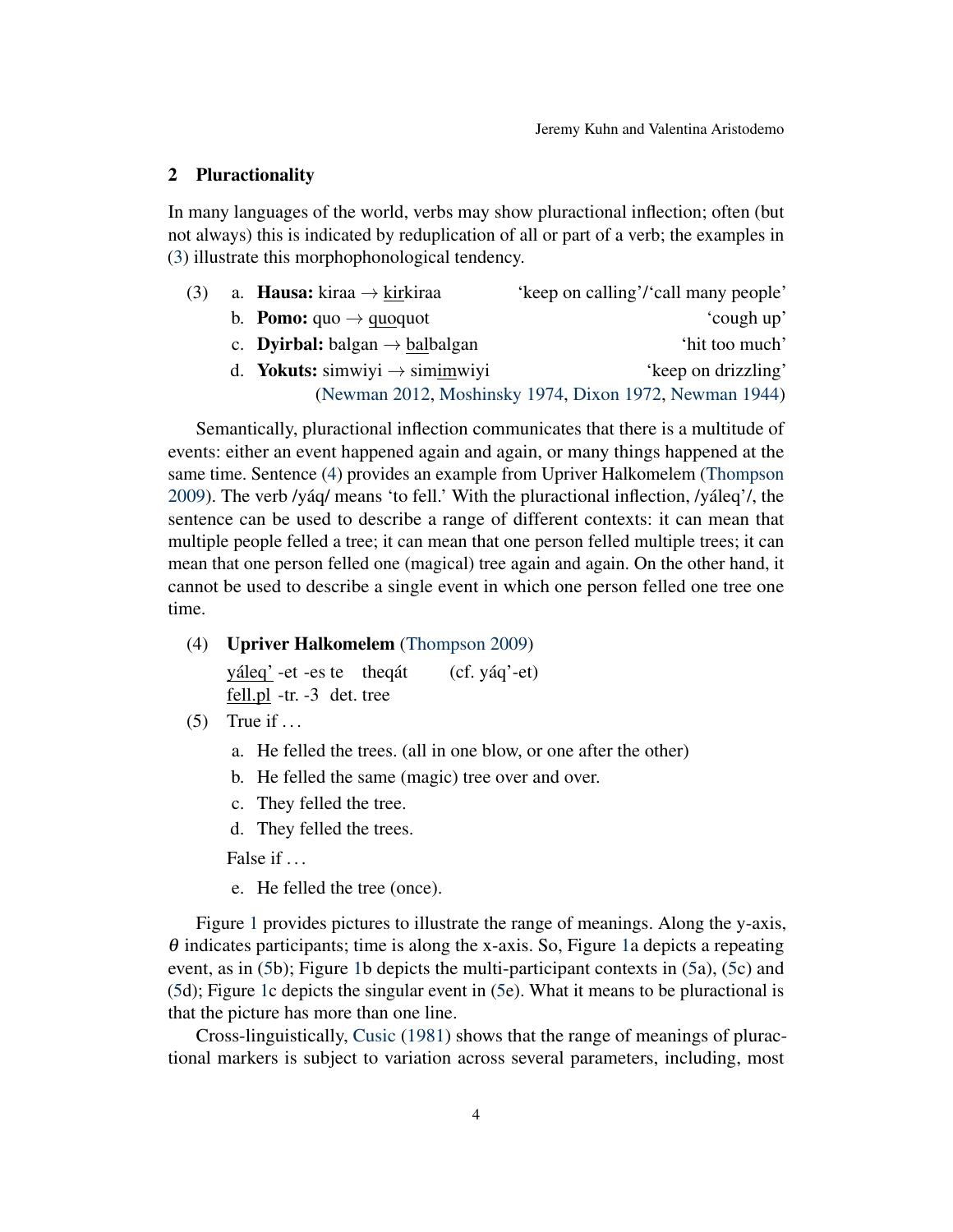## 2 Pluractionality

In many languages of the world, verbs may show pluractional inflection; often (but not always) this is indicated by reduplication of all or part of a verb; the examples in (3) illustrate this morphophonological tendency.

(3) a. **Hausa:** kiraa → <u>kir</u>kiraa 'keep on calling'/'call many people'
  b. **Pomo:** quo → <u>quo</u>quot 'cough up'
  c. **Dyirbal:** balgan → <u>bal</u>balgan 'hit too much'
  d. **Yokuts:** simwiyi → sim<u>im</u>wiyi 'keep on drizzling'
  (Newman 2012, Moshinsky 1974, Dixon 1972, Newman 1944)

Semantically, pluractional inflection communicates that there is a multitude of events: either an event happened again and again, or many things happened at the same time. Sentence (4) provides an example from Upriver Halkomelem (Thompson 2009). The verb /yáq/ means 'to fell.' With the pluractional inflection, /yáleq'/, the sentence can be used to describe a range of different contexts: it can mean that multiple people felled a tree; it can mean that one person felled multiple trees; it can mean that one person felled one (magical) tree again and again. On the other hand, it cannot be used to describe a single event in which one person felled one tree one time.

(4) **Upriver Halkomelem** (Thompson 2009)
  <u>yáleq'</u> -et -es te theqát (cf. yáq'-et)
  <u>fell.pl</u> -tr. -3 det. tree

(5) True if ...
  a. He felled the trees. (all in one blow, or one after the other)
  b. He felled the same (magic) tree over and over.
  c. They felled the tree.
  d. They felled the trees.

  False if ...
  e. He felled the tree (once).

Figure 1 provides pictures to illustrate the range of meanings. Along the y-axis, $\theta$ indicates participants; time is along the x-axis. So, Figure 1a depicts a repeating event, as in (5b); Figure 1b depicts the multi-participant contexts in (5a), (5c) and (5d); Figure 1c depicts the singular event in (5e). What it means to be pluractional is that the picture has more than one line.

Cross-linguistically, Cusic (1981) shows that the range of meanings of pluractional markers is subject to variation across several parameters, including, most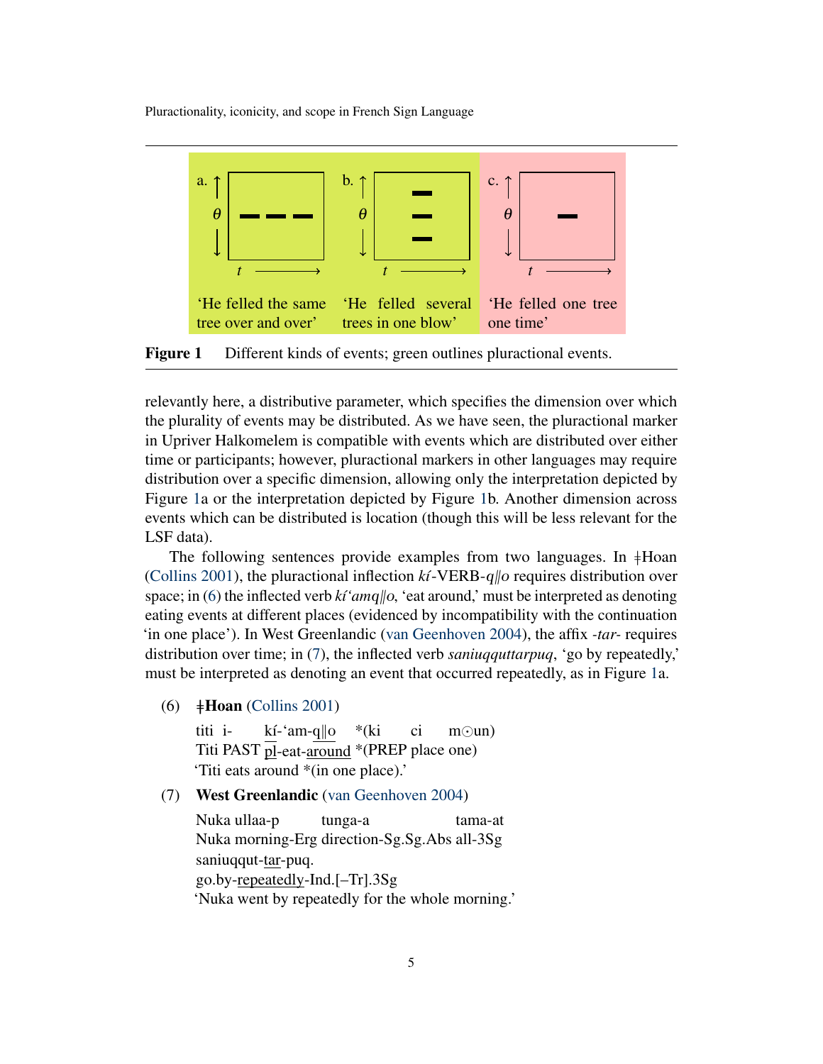a. 'He felled the same tree over and over'

b. 'He felled several trees in one blow'

c. 'He felled one tree one time'

**Figure 1** Different kinds of events; green outlines pluractional events.

relevantly here, a distributive parameter, which specifies the dimension over which the plurality of events may be distributed. As we have seen, the pluractional marker in Upriver Halkomelem is compatible with events which are distributed over either time or participants; however, pluractional markers in other languages may require distribution over a specific dimension, allowing only the interpretation depicted by Figure 1a or the interpretation depicted by Figure 1b. Another dimension across events which can be distributed is location (though this will be less relevant for the LSF data).

The following sentences provide examples from two languages. In ǂHoan (Collins 2001), the pluractional inflection *kí*-VERB-*q‖o* requires distribution over space; in (6) the inflected verb *kí'amq‖o*, 'eat around,' must be interpreted as denoting eating events at different places (evidenced by incompatibility with the continuation 'in one place'). In West Greenlandic (van Geenhoven 2004), the affix *-tar-* requires distribution over time; in (7), the inflected verb *saniuqquttarpuq*, 'go by repeatedly,' must be interpreted as denoting an event that occurred repeatedly, as in Figure 1a.

(6) **ǂHoan** (Collins 2001)

titi i- kí-'am-q‖o \*(ki ci m⊙un)
Titi PAST pl-eat-around \*(PREP place one)
'Titi eats around \*(in one place).'

(7) **West Greenlandic** (van Geenhoven 2004)

Nuka ullaa-p tunga-a tama-at
Nuka morning-Erg direction-Sg.Sg.Abs all-3Sg
saniuqqut-tar-puq.
go.by-repeatedly-Ind.[–Tr].3Sg
'Nuka went by repeatedly for the whole morning.'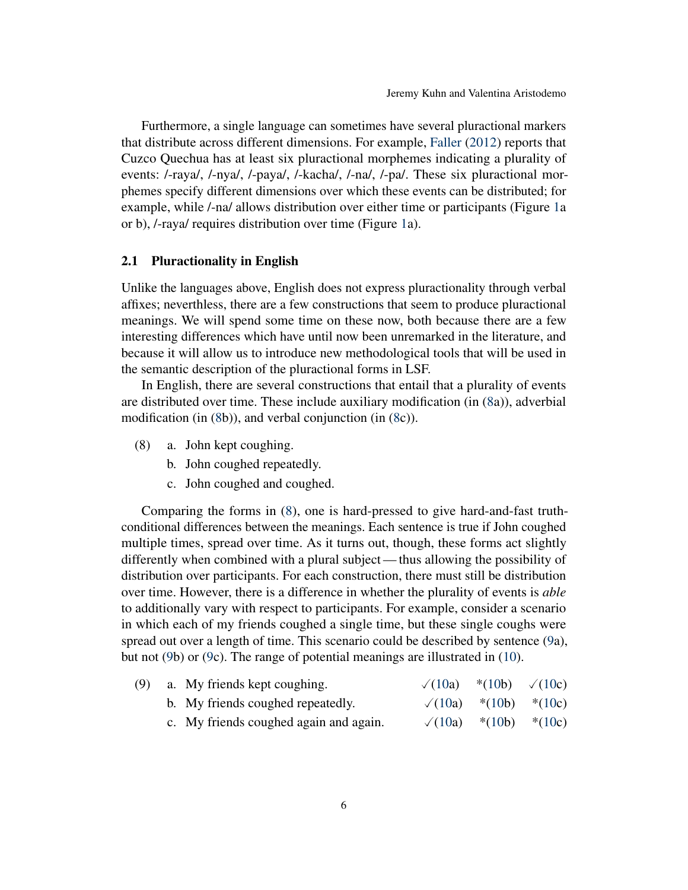Furthermore, a single language can sometimes have several pluractional markers that distribute across different dimensions. For example, Faller (2012) reports that Cuzco Quechua has at least six pluractional morphemes indicating a plurality of events: /-raya/, /-nya/, /-paya/, /-kacha/, /-na/, /-pa/. These six pluractional morphemes specify different dimensions over which these events can be distributed; for example, while /-na/ allows distribution over either time or participants (Figure 1a or b), /-raya/ requires distribution over time (Figure 1a).

## 2.1 Pluractionality in English

Unlike the languages above, English does not express pluractionality through verbal affixes; neverthless, there are a few constructions that seem to produce pluractional meanings. We will spend some time on these now, both because there are a few interesting differences which have until now been unremarked in the literature, and because it will allow us to introduce new methodological tools that will be used in the semantic description of the pluractional forms in LSF.

In English, there are several constructions that entail that a plurality of events are distributed over time. These include auxiliary modification (in (8a)), adverbial modification (in (8b)), and verbal conjunction (in (8c)).

(8) a. John kept coughing.
    b. John coughed repeatedly.
    c. John coughed and coughed.

Comparing the forms in (8), one is hard-pressed to give hard-and-fast truth-conditional differences between the meanings. Each sentence is true if John coughed multiple times, spread over time. As it turns out, though, these forms act slightly differently when combined with a plural subject — thus allowing the possibility of distribution over participants. For each construction, there must still be distribution over time. However, there is a difference in whether the plurality of events is *able* to additionally vary with respect to participants. For example, consider a scenario in which each of my friends coughed a single time, but these single coughs were spread out over a length of time. This scenario could be described by sentence (9a), but not (9b) or (9c). The range of potential meanings are illustrated in (10).

(9) a. My friends kept coughing. ✓(10a) *(10b) ✓(10c)
    b. My friends coughed repeatedly. ✓(10a) *(10b) *(10c)
    c. My friends coughed again and again. ✓(10a) *(10b) *(10c)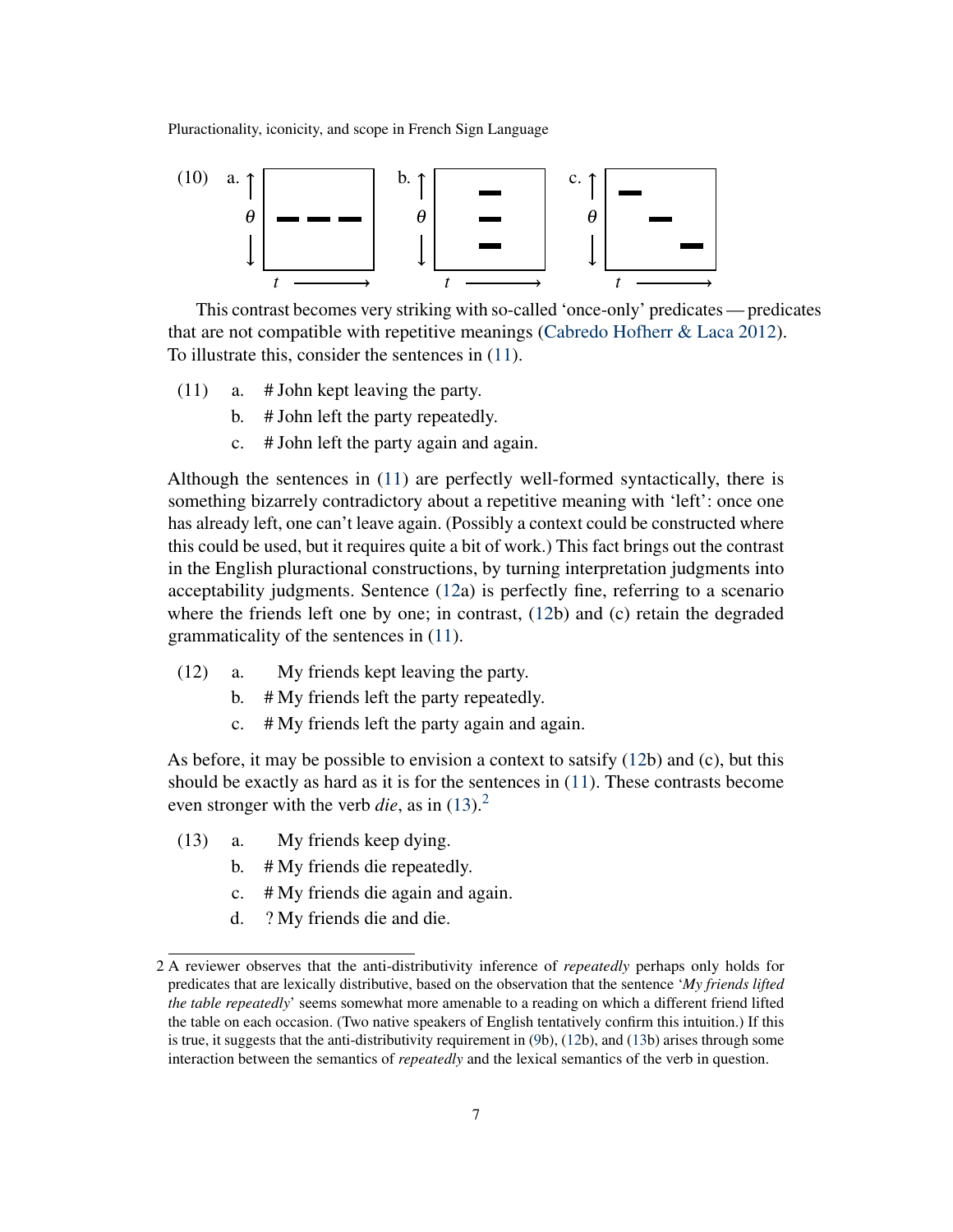(10) a. [diagram: $\theta$ vs. $t$] b. [diagram: $\theta$ vs. $t$] c. [diagram: $\theta$ vs. $t$]

This contrast becomes very striking with so-called 'once-only' predicates — predicates that are not compatible with repetitive meanings (Cabredo Hofherr & Laca 2012). To illustrate this, consider the sentences in (11).

(11) a. # John kept leaving the party.
  b. # John left the party repeatedly.
  c. # John left the party again and again.

Although the sentences in (11) are perfectly well-formed syntactically, there is something bizarrely contradictory about a repetitive meaning with 'left': once one has already left, one can't leave again. (Possibly a context could be constructed where this could be used, but it requires quite a bit of work.) This fact brings out the contrast in the English pluractional constructions, by turning interpretation judgments into acceptability judgments. Sentence (12a) is perfectly fine, referring to a scenario where the friends left one by one; in contrast, (12b) and (c) retain the degraded grammaticality of the sentences in (11).

(12) a. My friends kept leaving the party.
  b. # My friends left the party repeatedly.
  c. # My friends left the party again and again.

As before, it may be possible to envision a context to satsify (12b) and (c), but this should be exactly as hard as it is for the sentences in (11). These contrasts become even stronger with the verb *die*, as in (13).[2]

(13) a. My friends keep dying.
  b. # My friends die repeatedly.
  c. # My friends die again and again.
  d. ? My friends die and die.

---

2 A reviewer observes that the anti-distributivity inference of *repeatedly* perhaps only holds for predicates that are lexically distributive, based on the observation that the sentence '*My friends lifted the table repeatedly*' seems somewhat more amenable to a reading on which a different friend lifted the table on each occasion. (Two native speakers of English tentatively confirm this intuition.) If this is true, it suggests that the anti-distributivity requirement in (9b), (12b), and (13b) arises through some interaction between the semantics of *repeatedly* and the lexical semantics of the verb in question.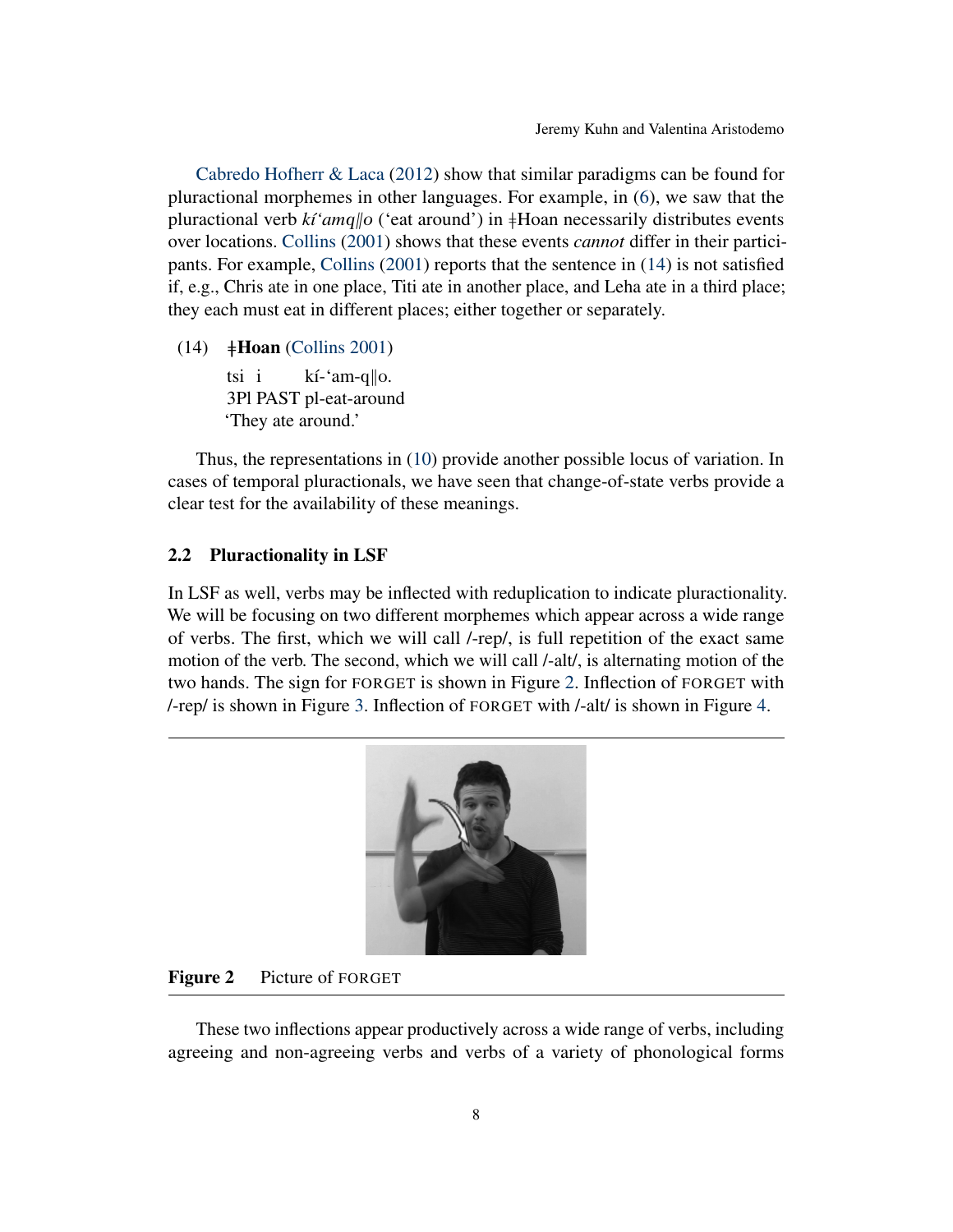Cabredo Hofherr & Laca (2012) show that similar paradigms can be found for pluractional morphemes in other languages. For example, in (6), we saw that the pluractional verb *kí'amq‖o* ('eat around') in ǂHoan necessarily distributes events over locations. Collins (2001) shows that these events *cannot* differ in their participants. For example, Collins (2001) reports that the sentence in (14) is not satisfied if, e.g., Chris ate in one place, Titi ate in another place, and Leha ate in a third place; they each must eat in different places; either together or separately.

(14) **ǂHoan** (Collins 2001)
tsi i kí-'am-q‖o.
3Pl PAST pl-eat-around
'They ate around.'

Thus, the representations in (10) provide another possible locus of variation. In cases of temporal pluractionals, we have seen that change-of-state verbs provide a clear test for the availability of these meanings.

### 2.2 Pluractionality in LSF

In LSF as well, verbs may be inflected with reduplication to indicate pluractionality. We will be focusing on two different morphemes which appear across a wide range of verbs. The first, which we will call /-rep/, is full repetition of the exact same motion of the verb. The second, which we will call /-alt/, is alternating motion of the two hands. The sign for FORGET is shown in Figure 2. Inflection of FORGET with /-rep/ is shown in Figure 3. Inflection of FORGET with /-alt/ is shown in Figure 4.

**Figure 2** Picture of FORGET

These two inflections appear productively across a wide range of verbs, including agreeing and non-agreeing verbs and verbs of a variety of phonological forms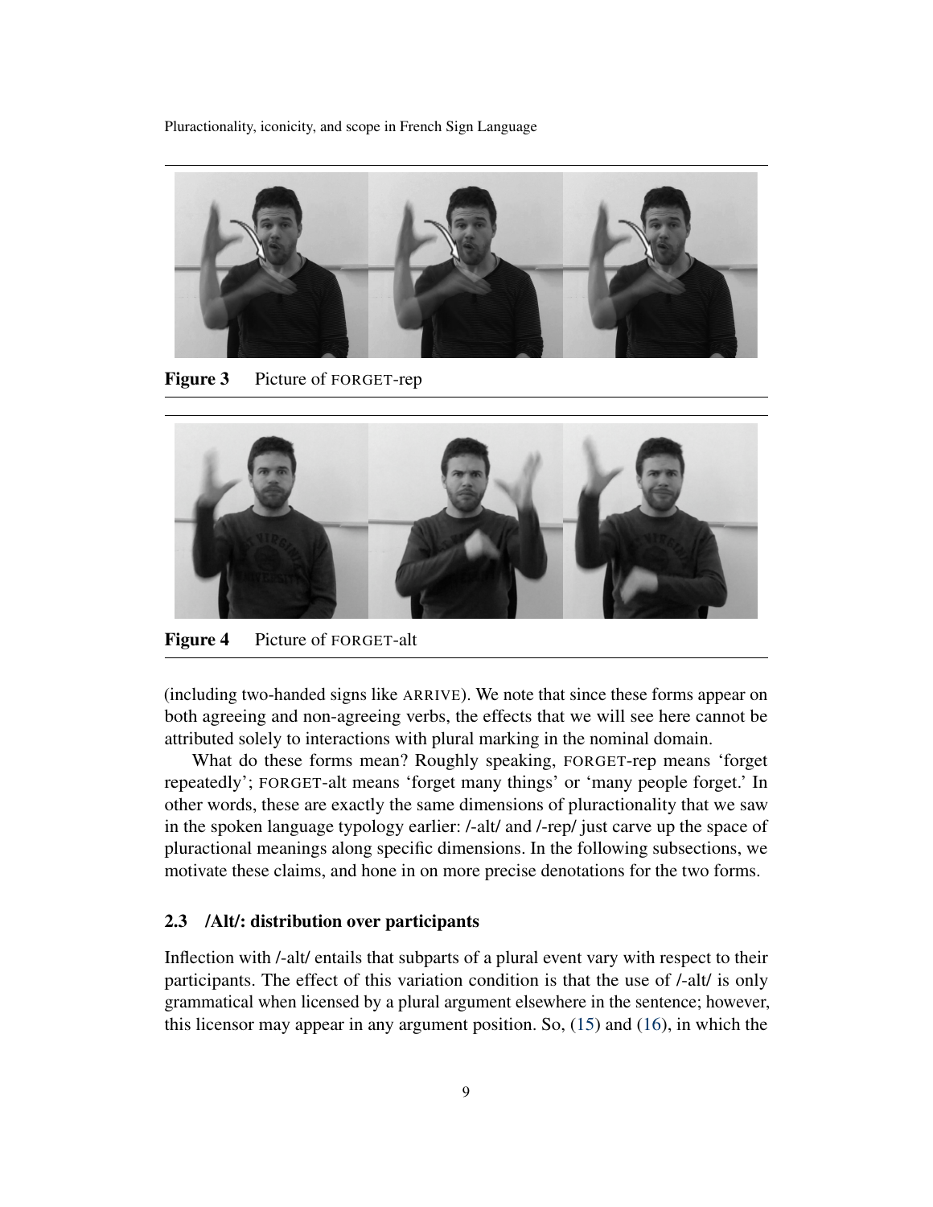Figure 3 Picture of FORGET-rep

Figure 4 Picture of FORGET-alt

(including two-handed signs like ARRIVE). We note that since these forms appear on both agreeing and non-agreeing verbs, the effects that we will see here cannot be attributed solely to interactions with plural marking in the nominal domain.

What do these forms mean? Roughly speaking, FORGET-rep means 'forget repeatedly'; FORGET-alt means 'forget many things' or 'many people forget.' In other words, these are exactly the same dimensions of pluractionality that we saw in the spoken language typology earlier: /-alt/ and /-rep/ just carve up the space of pluractional meanings along specific dimensions. In the following subsections, we motivate these claims, and hone in on more precise denotations for the two forms.

### 2.3 /Alt/: distribution over participants

Inflection with /-alt/ entails that subparts of a plural event vary with respect to their participants. The effect of this variation condition is that the use of /-alt/ is only grammatical when licensed by a plural argument elsewhere in the sentence; however, this licensor may appear in any argument position. So, (15) and (16), in which the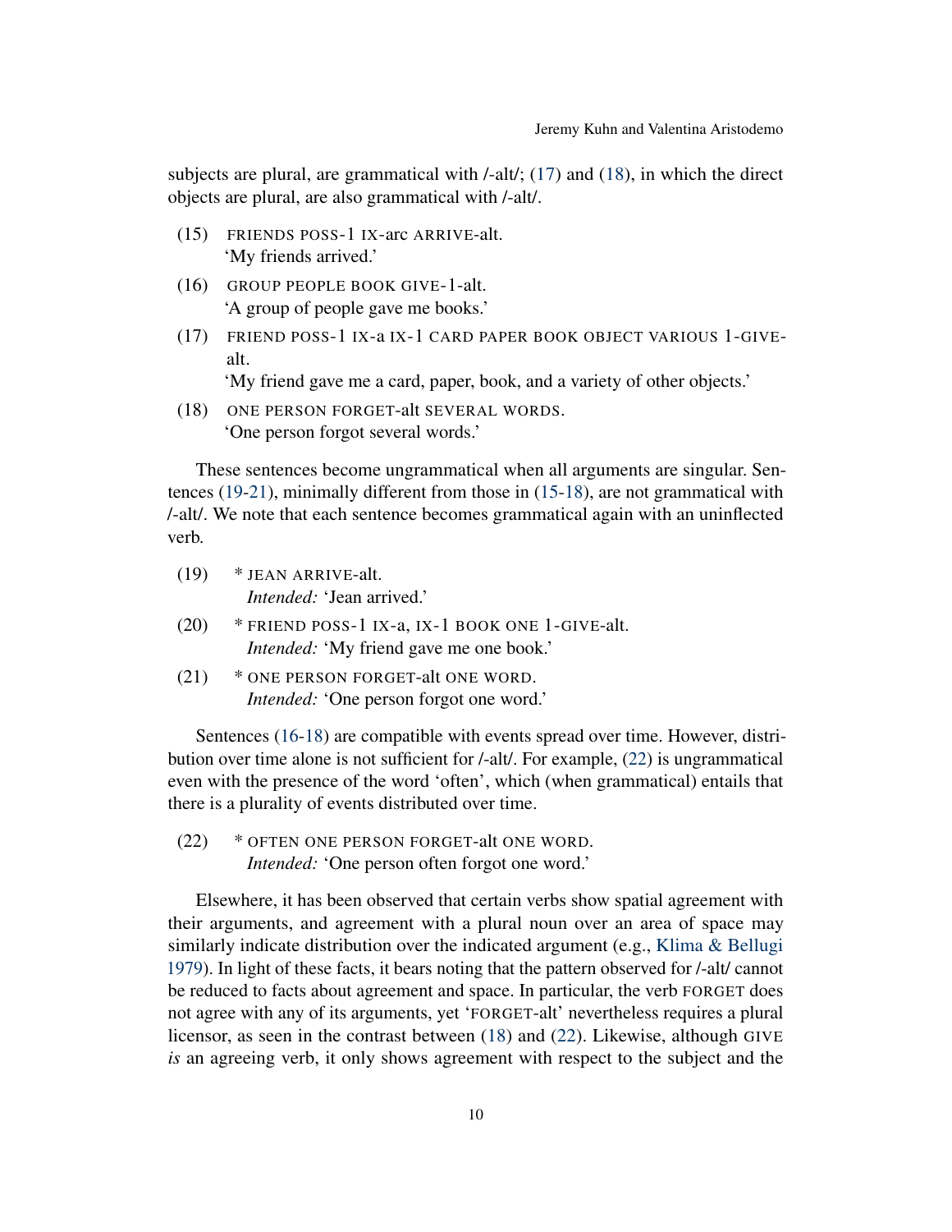subjects are plural, are grammatical with /-alt/; (17) and (18), in which the direct objects are plural, are also grammatical with /-alt/.

(15) FRIENDS POSS-1 IX-arc ARRIVE-alt.
'My friends arrived.'

(16) GROUP PEOPLE BOOK GIVE-1-alt.
'A group of people gave me books.'

(17) FRIEND POSS-1 IX-a IX-1 CARD PAPER BOOK OBJECT VARIOUS 1-GIVE-alt.
'My friend gave me a card, paper, book, and a variety of other objects.'

(18) ONE PERSON FORGET-alt SEVERAL WORDS.
'One person forgot several words.'

These sentences become ungrammatical when all arguments are singular. Sentences (19-21), minimally different from those in (15-18), are not grammatical with /-alt/. We note that each sentence becomes grammatical again with an uninflected verb.

(19) * JEAN ARRIVE-alt.
*Intended:* 'Jean arrived.'

(20) * FRIEND POSS-1 IX-a, IX-1 BOOK ONE 1-GIVE-alt.
*Intended:* 'My friend gave me one book.'

(21) * ONE PERSON FORGET-alt ONE WORD.
*Intended:* 'One person forgot one word.'

Sentences (16-18) are compatible with events spread over time. However, distribution over time alone is not sufficient for /-alt/. For example, (22) is ungrammatical even with the presence of the word 'often', which (when grammatical) entails that there is a plurality of events distributed over time.

(22) * OFTEN ONE PERSON FORGET-alt ONE WORD.
*Intended:* 'One person often forgot one word.'

Elsewhere, it has been observed that certain verbs show spatial agreement with their arguments, and agreement with a plural noun over an area of space may similarly indicate distribution over the indicated argument (e.g., Klima & Bellugi 1979). In light of these facts, it bears noting that the pattern observed for /-alt/ cannot be reduced to facts about agreement and space. In particular, the verb FORGET does not agree with any of its arguments, yet 'FORGET-alt' nevertheless requires a plural licensor, as seen in the contrast between (18) and (22). Likewise, although GIVE *is* an agreeing verb, it only shows agreement with respect to the subject and the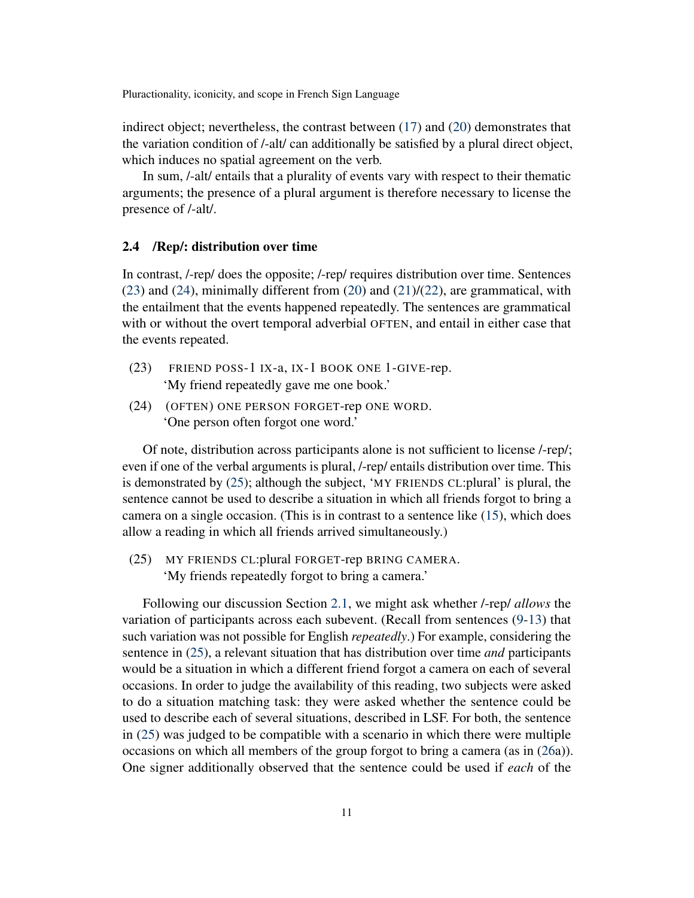indirect object; nevertheless, the contrast between (17) and (20) demonstrates that the variation condition of /-alt/ can additionally be satisfied by a plural direct object, which induces no spatial agreement on the verb.

In sum, /-alt/ entails that a plurality of events vary with respect to their thematic arguments; the presence of a plural argument is therefore necessary to license the presence of /-alt/.

### 2.4 /Rep/: distribution over time

In contrast, /-rep/ does the opposite; /-rep/ requires distribution over time. Sentences (23) and (24), minimally different from (20) and (21)/(22), are grammatical, with the entailment that the events happened repeatedly. The sentences are grammatical with or without the overt temporal adverbial OFTEN, and entail in either case that the events repeated.

(23) FRIEND POSS-1 IX-a, IX-1 BOOK ONE 1-GIVE-rep.
'My friend repeatedly gave me one book.'

(24) (OFTEN) ONE PERSON FORGET-rep ONE WORD.
'One person often forgot one word.'

Of note, distribution across participants alone is not sufficient to license /-rep/; even if one of the verbal arguments is plural, /-rep/ entails distribution over time. This is demonstrated by (25); although the subject, 'MY FRIENDS CL:plural' is plural, the sentence cannot be used to describe a situation in which all friends forgot to bring a camera on a single occasion. (This is in contrast to a sentence like (15), which does allow a reading in which all friends arrived simultaneously.)

(25) MY FRIENDS CL:plural FORGET-rep BRING CAMERA.
'My friends repeatedly forgot to bring a camera.'

Following our discussion Section 2.1, we might ask whether /-rep/ *allows* the variation of participants across each subevent. (Recall from sentences (9-13) that such variation was not possible for English *repeatedly*.) For example, considering the sentence in (25), a relevant situation that has distribution over time *and* participants would be a situation in which a different friend forgot a camera on each of several occasions. In order to judge the availability of this reading, two subjects were asked to do a situation matching task: they were asked whether the sentence could be used to describe each of several situations, described in LSF. For both, the sentence in (25) was judged to be compatible with a scenario in which there were multiple occasions on which all members of the group forgot to bring a camera (as in (26a)). One signer additionally observed that the sentence could be used if *each* of the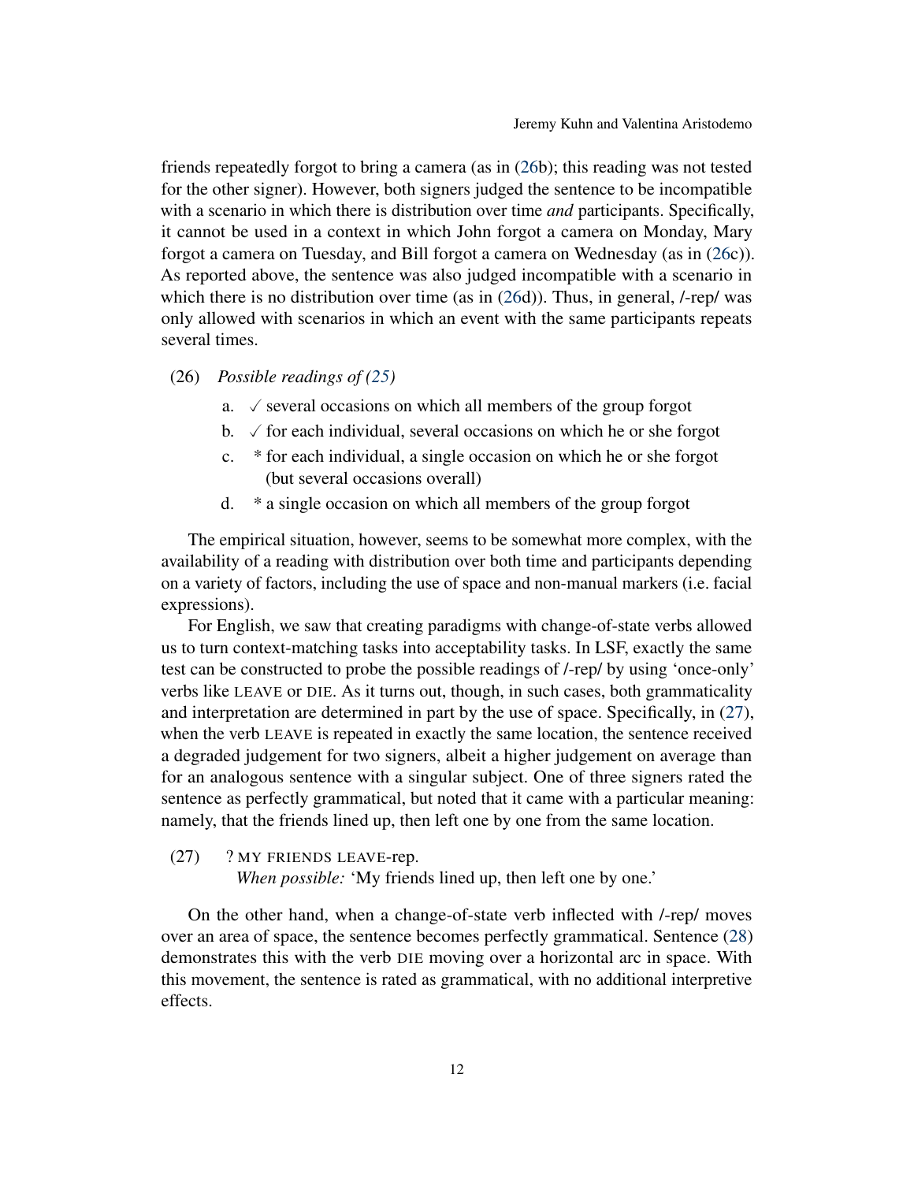friends repeatedly forgot to bring a camera (as in (26b); this reading was not tested for the other signer). However, both signers judged the sentence to be incompatible with a scenario in which there is distribution over time *and* participants. Specifically, it cannot be used in a context in which John forgot a camera on Monday, Mary forgot a camera on Tuesday, and Bill forgot a camera on Wednesday (as in (26c)). As reported above, the sentence was also judged incompatible with a scenario in which there is no distribution over time (as in (26d)). Thus, in general, /-rep/ was only allowed with scenarios in which an event with the same participants repeats several times.

(26) *Possible readings of (25)*

  a. ✓ several occasions on which all members of the group forgot
  b. ✓ for each individual, several occasions on which he or she forgot
  c. * for each individual, a single occasion on which he or she forgot (but several occasions overall)
  d. * a single occasion on which all members of the group forgot

The empirical situation, however, seems to be somewhat more complex, with the availability of a reading with distribution over both time and participants depending on a variety of factors, including the use of space and non-manual markers (i.e. facial expressions).

For English, we saw that creating paradigms with change-of-state verbs allowed us to turn context-matching tasks into acceptability tasks. In LSF, exactly the same test can be constructed to probe the possible readings of /-rep/ by using 'once-only' verbs like LEAVE or DIE. As it turns out, though, in such cases, both grammaticality and interpretation are determined in part by the use of space. Specifically, in (27), when the verb LEAVE is repeated in exactly the same location, the sentence received a degraded judgement for two signers, albeit a higher judgement on average than for an analogous sentence with a singular subject. One of three signers rated the sentence as perfectly grammatical, but noted that it came with a particular meaning: namely, that the friends lined up, then left one by one from the same location.

(27) ? MY FRIENDS LEAVE-rep.
  *When possible:* 'My friends lined up, then left one by one.'

On the other hand, when a change-of-state verb inflected with /-rep/ moves over an area of space, the sentence becomes perfectly grammatical. Sentence (28) demonstrates this with the verb DIE moving over a horizontal arc in space. With this movement, the sentence is rated as grammatical, with no additional interpretive effects.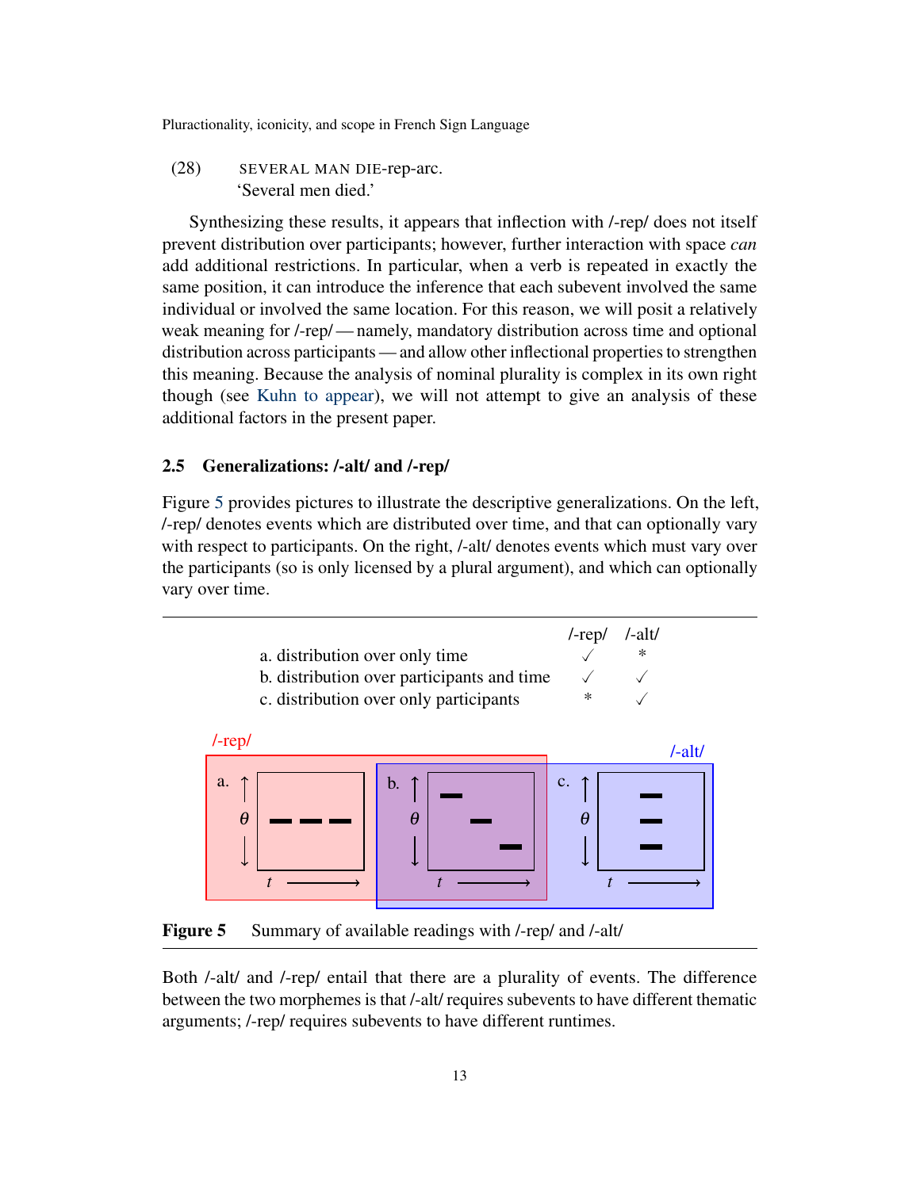(28) SEVERAL MAN DIE-rep-arc.
'Several men died.'

Synthesizing these results, it appears that inflection with /-rep/ does not itself prevent distribution over participants; however, further interaction with space *can* add additional restrictions. In particular, when a verb is repeated in exactly the same position, it can introduce the inference that each subevent involved the same individual or involved the same location. For this reason, we will posit a relatively weak meaning for /-rep/ — namely, mandatory distribution across time and optional distribution across participants — and allow other inflectional properties to strengthen this meaning. Because the analysis of nominal plurality is complex in its own right though (see Kuhn to appear), we will not attempt to give an analysis of these additional factors in the present paper.

### 2.5 Generalizations: /-alt/ and /-rep/

Figure 5 provides pictures to illustrate the descriptive generalizations. On the left, /-rep/ denotes events which are distributed over time, and that can optionally vary with respect to participants. On the right, /-alt/ denotes events which must vary over the participants (so is only licensed by a plural argument), and which can optionally vary over time.

| | /-rep/ | /-alt/ |
|---|---|---|
| a. distribution over only time | ✓ | * |
| b. distribution over participants and time | ✓ | ✓ |
| c. distribution over only participants | * | ✓ |

**Figure 5** Summary of available readings with /-rep/ and /-alt/

Both /-alt/ and /-rep/ entail that there are a plurality of events. The difference between the two morphemes is that /-alt/ requires subevents to have different thematic arguments; /-rep/ requires subevents to have different runtimes.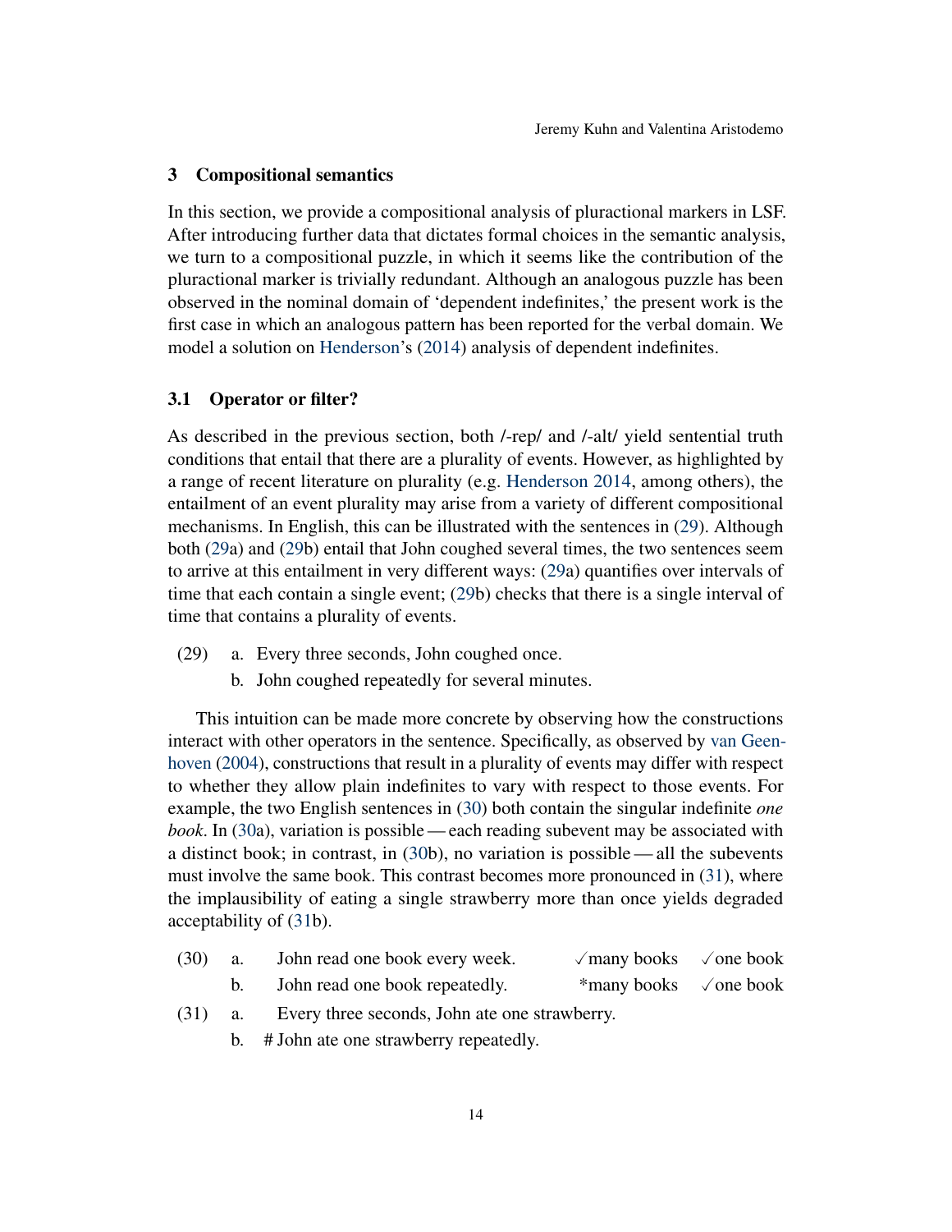## 3 Compositional semantics

In this section, we provide a compositional analysis of pluractional markers in LSF. After introducing further data that dictates formal choices in the semantic analysis, we turn to a compositional puzzle, in which it seems like the contribution of the pluractional marker is trivially redundant. Although an analogous puzzle has been observed in the nominal domain of 'dependent indefinites,' the present work is the first case in which an analogous pattern has been reported for the verbal domain. We model a solution on Henderson's (2014) analysis of dependent indefinites.

### 3.1 Operator or filter?

As described in the previous section, both /-rep/ and /-alt/ yield sentential truth conditions that entail that there are a plurality of events. However, as highlighted by a range of recent literature on plurality (e.g. Henderson 2014, among others), the entailment of an event plurality may arise from a variety of different compositional mechanisms. In English, this can be illustrated with the sentences in (29). Although both (29a) and (29b) entail that John coughed several times, the two sentences seem to arrive at this entailment in very different ways: (29a) quantifies over intervals of time that each contain a single event; (29b) checks that there is a single interval of time that contains a plurality of events.

(29) a. Every three seconds, John coughed once.
 b. John coughed repeatedly for several minutes.

This intuition can be made more concrete by observing how the constructions interact with other operators in the sentence. Specifically, as observed by van Geenhoven (2004), constructions that result in a plurality of events may differ with respect to whether they allow plain indefinites to vary with respect to those events. For example, the two English sentences in (30) both contain the singular indefinite *one book*. In (30a), variation is possible — each reading subevent may be associated with a distinct book; in contrast, in (30b), no variation is possible — all the subevents must involve the same book. This contrast becomes more pronounced in (31), where the implausibility of eating a single strawberry more than once yields degraded acceptability of (31b).

(30) a. John read one book every week. ✓many books ✓one book
 b. John read one book repeatedly. *many books ✓one book

(31) a. Every three seconds, John ate one strawberry.
 b. # John ate one strawberry repeatedly.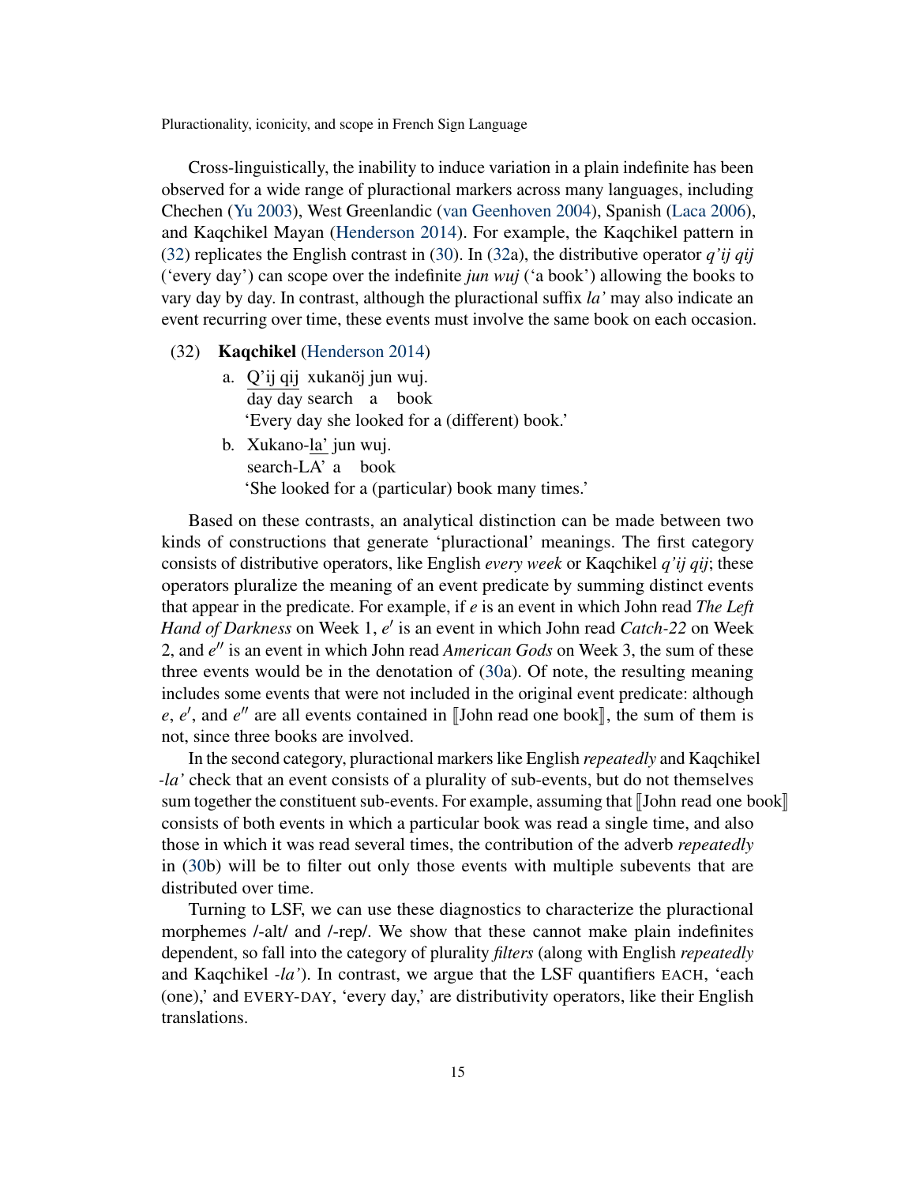Cross-linguistically, the inability to induce variation in a plain indefinite has been observed for a wide range of pluractional markers across many languages, including Chechen (Yu 2003), West Greenlandic (van Geenhoven 2004), Spanish (Laca 2006), and Kaqchikel Mayan (Henderson 2014). For example, the Kaqchikel pattern in (32) replicates the English contrast in (30). In (32a), the distributive operator *q'ij qij* ('every day') can scope over the indefinite *jun wuj* ('a book') allowing the books to vary day by day. In contrast, although the pluractional suffix *la'* may also indicate an event recurring over time, these events must involve the same book on each occasion.

(32) **Kaqchikel** (Henderson 2014)

a. Q'ij qij xukanöj jun wuj.
   day day search a book
   'Every day she looked for a (different) book.'

b. Xukano-la' jun wuj.
   search-LA' a book
   'She looked for a (particular) book many times.'

Based on these contrasts, an analytical distinction can be made between two kinds of constructions that generate 'pluractional' meanings. The first category consists of distributive operators, like English *every week* or Kaqchikel *q'ij qij*; these operators pluralize the meaning of an event predicate by summing distinct events that appear in the predicate. For example, if $e$ is an event in which John read *The Left Hand of Darkness* on Week 1, $e'$ is an event in which John read *Catch-22* on Week 2, and $e''$ is an event in which John read *American Gods* on Week 3, the sum of these three events would be in the denotation of (30a). Of note, the resulting meaning includes some events that were not included in the original event predicate: although $e$, $e'$, and $e''$ are all events contained in ⟦John read one book⟧, the sum of them is not, since three books are involved.

In the second category, pluractional markers like English *repeatedly* and Kaqchikel *-la'* check that an event consists of a plurality of sub-events, but do not themselves sum together the constituent sub-events. For example, assuming that ⟦John read one book⟧ consists of both events in which a particular book was read a single time, and also those in which it was read several times, the contribution of the adverb *repeatedly* in (30b) will be to filter out only those events with multiple subevents that are distributed over time.

Turning to LSF, we can use these diagnostics to characterize the pluractional morphemes /-alt/ and /-rep/. We show that these cannot make plain indefinites dependent, so fall into the category of plurality *filters* (along with English *repeatedly* and Kaqchikel *-la'*). In contrast, we argue that the LSF quantifiers EACH, 'each (one),' and EVERY-DAY, 'every day,' are distributivity operators, like their English translations.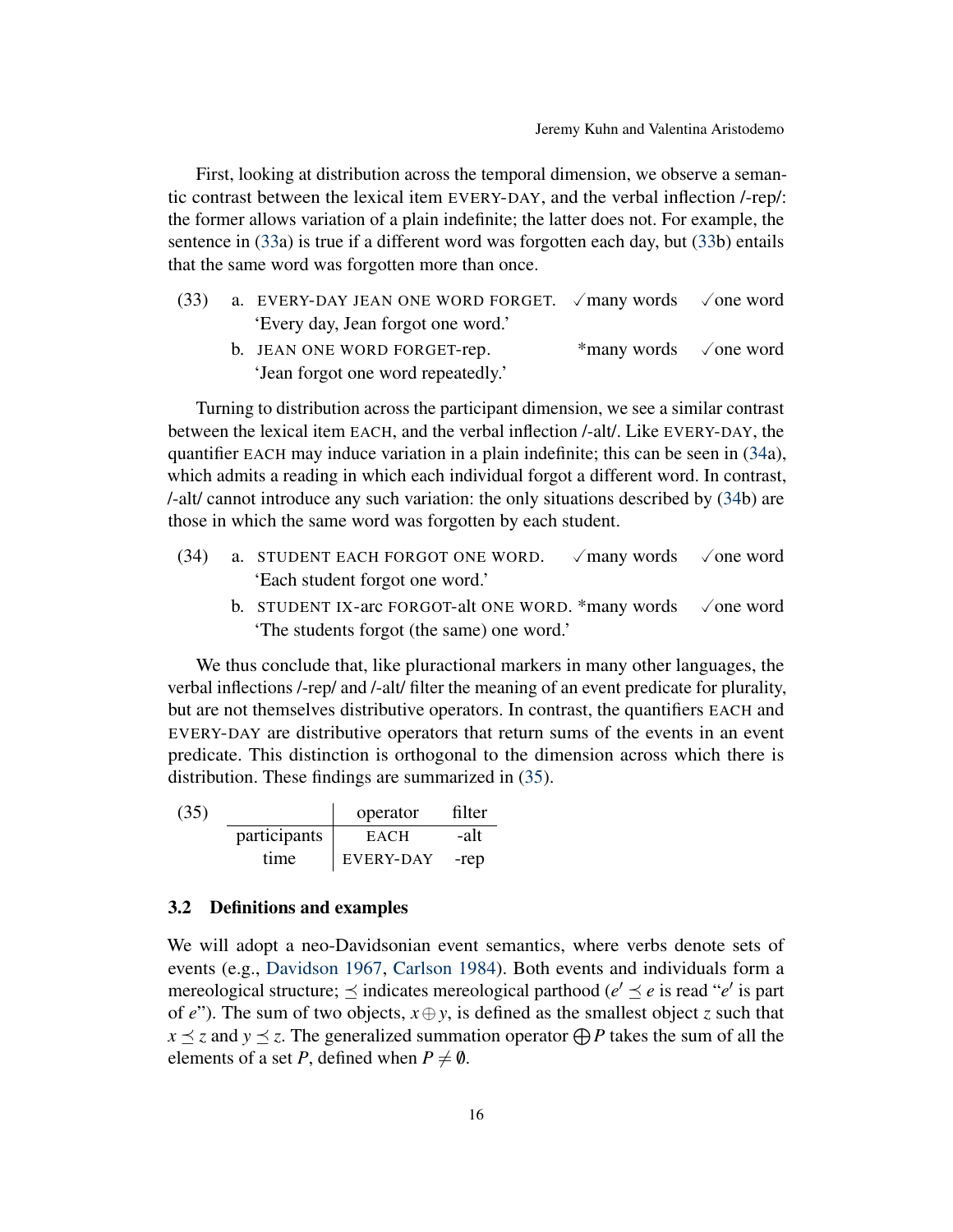First, looking at distribution across the temporal dimension, we observe a semantic contrast between the lexical item EVERY-DAY, and the verbal inflection /-rep/: the former allows variation of a plain indefinite; the latter does not. For example, the sentence in (33a) is true if a different word was forgotten each day, but (33b) entails that the same word was forgotten more than once.

(33) a. EVERY-DAY JEAN ONE WORD FORGET. ✓many words ✓one word
'Every day, Jean forgot one word.'

b. JEAN ONE WORD FORGET-rep. *many words ✓one word
'Jean forgot one word repeatedly.'

Turning to distribution across the participant dimension, we see a similar contrast between the lexical item EACH, and the verbal inflection /-alt/. Like EVERY-DAY, the quantifier EACH may induce variation in a plain indefinite; this can be seen in (34a), which admits a reading in which each individual forgot a different word. In contrast, /-alt/ cannot introduce any such variation: the only situations described by (34b) are those in which the same word was forgotten by each student.

(34) a. STUDENT EACH FORGOT ONE WORD. ✓many words ✓one word
'Each student forgot one word.'

b. STUDENT IX-arc FORGOT-alt ONE WORD. *many words ✓one word
'The students forgot (the same) one word.'

We thus conclude that, like pluractional markers in many other languages, the verbal inflections /-rep/ and /-alt/ filter the meaning of an event predicate for plurality, but are not themselves distributive operators. In contrast, the quantifiers EACH and EVERY-DAY are distributive operators that return sums of the events in an event predicate. This distinction is orthogonal to the dimension across which there is distribution. These findings are summarized in (35).

(35)

| | operator | filter |
|---|---|---|
| participants | EACH | -alt |
| time | EVERY-DAY | -rep |

### 3.2 Definitions and examples

We will adopt a neo-Davidsonian event semantics, where verbs denote sets of events (e.g., Davidson 1967, Carlson 1984). Both events and individuals form a mereological structure; $\preceq$ indicates mereological parthood ($e' \preceq e$ is read "$e'$ is part of $e$"). The sum of two objects, $x \oplus y$, is defined as the smallest object $z$ such that $x \preceq z$ and $y \preceq z$. The generalized summation operator $\bigoplus P$ takes the sum of all the elements of a set $P$, defined when $P \neq \emptyset$.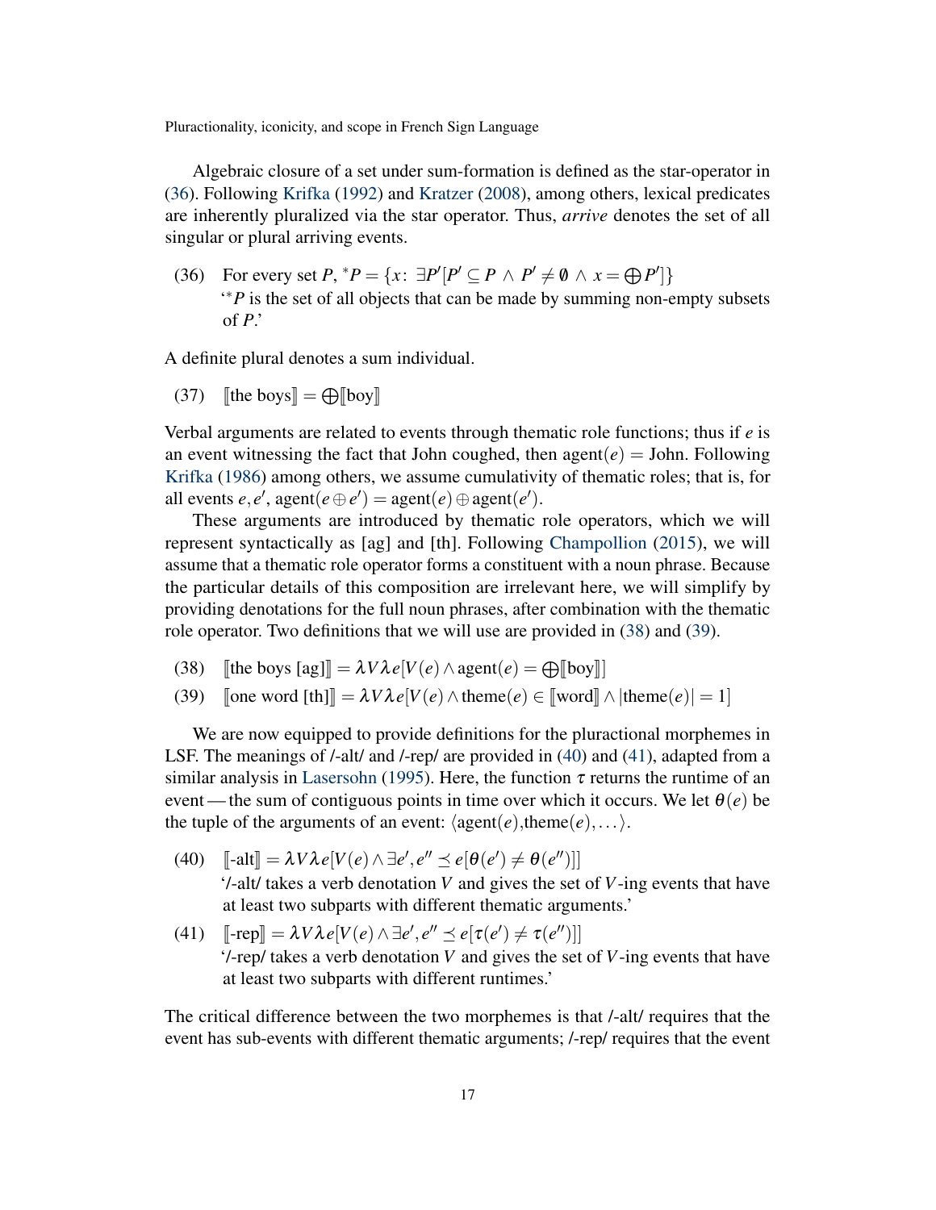Algebraic closure of a set under sum-formation is defined as the star-operator in (36). Following Krifka (1992) and Kratzer (2008), among others, lexical predicates are inherently pluralized via the star operator. Thus, *arrive* denotes the set of all singular or plural arriving events.

(36) For every set $P$, ${}^{*}P = \{x\colon\ \exists P'[P' \subseteq P \wedge P' \neq \emptyset \wedge x = \bigoplus P']\}$
'${}^{*}P$ is the set of all objects that can be made by summing non-empty subsets of $P$.'

A definite plural denotes a sum individual.

(37) $[\![\text{the boys}]\!] = \bigoplus [\![\text{boy}]\!]$

Verbal arguments are related to events through thematic role functions; thus if $e$ is an event witnessing the fact that John coughed, then agent$(e)$ = John. Following Krifka (1986) among others, we assume cumulativity of thematic roles; that is, for all events $e, e'$, $\text{agent}(e \oplus e') = \text{agent}(e) \oplus \text{agent}(e')$.

These arguments are introduced by thematic role operators, which we will represent syntactically as [ag] and [th]. Following Champollion (2015), we will assume that a thematic role operator forms a constituent with a noun phrase. Because the particular details of this composition are irrelevant here, we will simplify by providing denotations for the full noun phrases, after combination with the thematic role operator. Two definitions that we will use are provided in (38) and (39).

(38) $[\![\text{the boys [ag]}]\!] = \lambda V \lambda e[V(e) \wedge \text{agent}(e) = \bigoplus [\![\text{boy}]\!]]$

(39) $[\![\text{one word [th]}]\!] = \lambda V \lambda e[V(e) \wedge \text{theme}(e) \in [\![\text{word}]\!] \wedge |\text{theme}(e)| = 1]$

We are now equipped to provide definitions for the pluractional morphemes in LSF. The meanings of /-alt/ and /-rep/ are provided in (40) and (41), adapted from a similar analysis in Lasersohn (1995). Here, the function $\tau$ returns the runtime of an event — the sum of contiguous points in time over which it occurs. We let $\theta(e)$ be the tuple of the arguments of an event: $\langle \text{agent}(e), \text{theme}(e), \ldots \rangle$.

(40) $[\![\text{-alt}]\!] = \lambda V \lambda e[V(e) \wedge \exists e', e'' \preceq e[\theta(e') \neq \theta(e'')]]$
'/-alt/ takes a verb denotation $V$ and gives the set of $V$-ing events that have at least two subparts with different thematic arguments.'

(41) $[\![\text{-rep}]\!] = \lambda V \lambda e[V(e) \wedge \exists e', e'' \preceq e[\tau(e') \neq \tau(e'')]]$
'/-rep/ takes a verb denotation $V$ and gives the set of $V$-ing events that have at least two subparts with different runtimes.'

The critical difference between the two morphemes is that /-alt/ requires that the event has sub-events with different thematic arguments; /-rep/ requires that the event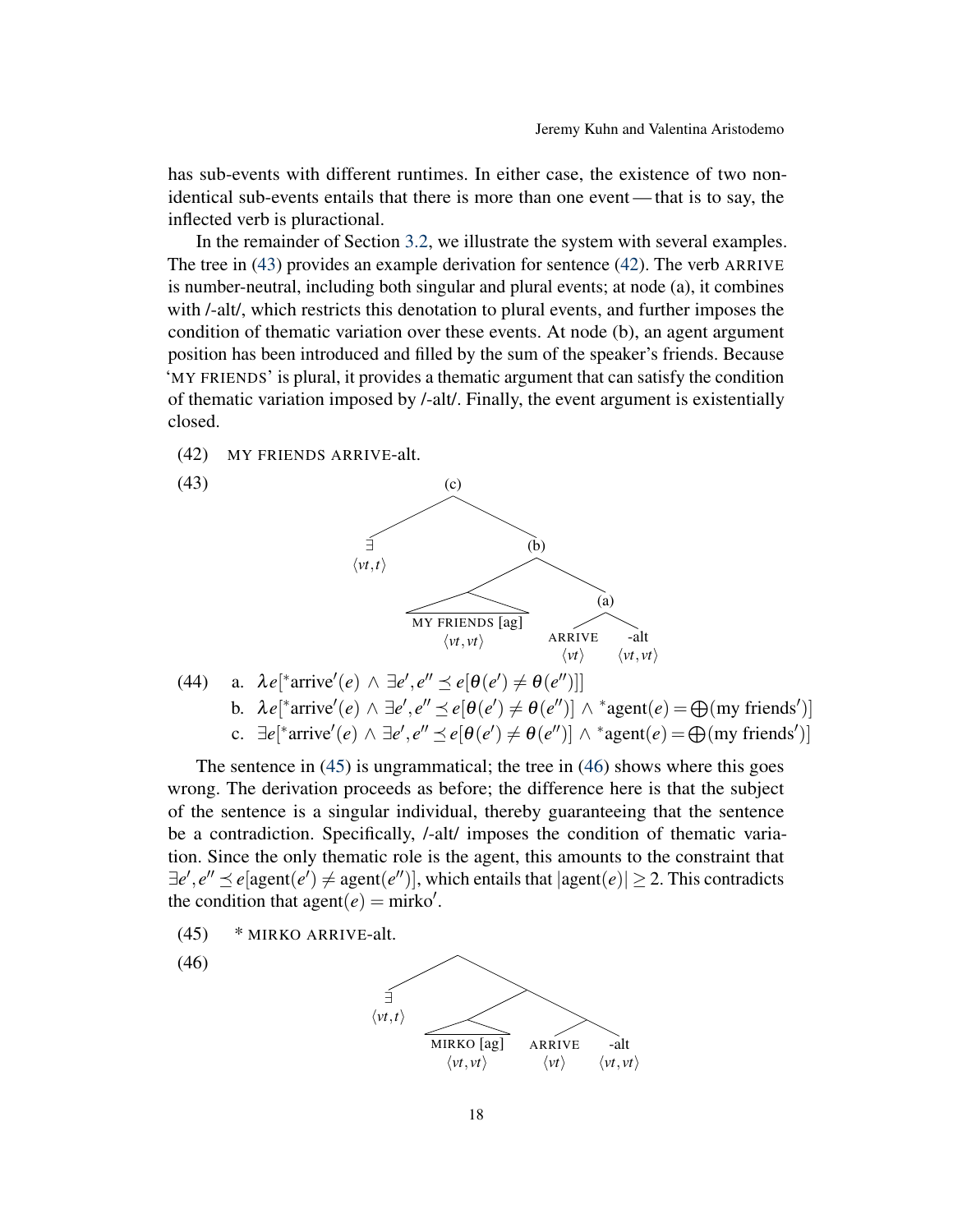has sub-events with different runtimes. In either case, the existence of two non-identical sub-events entails that there is more than one event — that is to say, the inflected verb is pluractional.

In the remainder of Section 3.2, we illustrate the system with several examples. The tree in (43) provides an example derivation for sentence (42). The verb ARRIVE is number-neutral, including both singular and plural events; at node (a), it combines with /-alt/, which restricts this denotation to plural events, and further imposes the condition of thematic variation over these events. At node (b), an agent argument position has been introduced and filled by the sum of the speaker's friends. Because 'MY FRIENDS' is plural, it provides a thematic argument that can satisfy the condition of thematic variation imposed by /-alt/. Finally, the event argument is existentially closed.

(42) MY FRIENDS ARRIVE-alt.

(43)

```
                    (c)
                   /   \
                  ∃     (b)
               ⟨vt,t⟩  /    \
                      /      (a)
        MY FRIENDS [ag]     /   \
           ⟨vt,vt⟩      ARRIVE  -alt
                         ⟨vt⟩   ⟨vt,vt⟩
```

(44)
a. $\lambda e[{}^{*}\text{arrive}'(e) \wedge \exists e', e'' \preceq e[\theta(e') \neq \theta(e'')]]$
b. $\lambda e[{}^{*}\text{arrive}'(e) \wedge \exists e', e'' \preceq e[\theta(e') \neq \theta(e'')] \wedge {}^{*}\text{agent}(e) = \bigoplus(\text{my friends}')]$
c. $\exists e[{}^{*}\text{arrive}'(e) \wedge \exists e', e'' \preceq e[\theta(e') \neq \theta(e'')] \wedge {}^{*}\text{agent}(e) = \bigoplus(\text{my friends}')]$

The sentence in (45) is ungrammatical; the tree in (46) shows where this goes wrong. The derivation proceeds as before; the difference here is that the subject of the sentence is a singular individual, thereby guaranteeing that the sentence be a contradiction. Specifically, /-alt/ imposes the condition of thematic variation. Since the only thematic role is the agent, this amounts to the constraint that $\exists e', e'' \preceq e[\text{agent}(e') \neq \text{agent}(e'')]$, which entails that $|\text{agent}(e)| \geq 2$. This contradicts the condition that $\text{agent}(e) = \text{mirko}'$.

(45) * MIRKO ARRIVE-alt.

(46)

```
                   •
                  /  \
                 ∃    •
              ⟨vt,t⟩ /  \
                    /    •
          MIRKO [ag]    /  \
           ⟨vt,vt⟩  ARRIVE  -alt
                     ⟨vt⟩   ⟨vt,vt⟩
```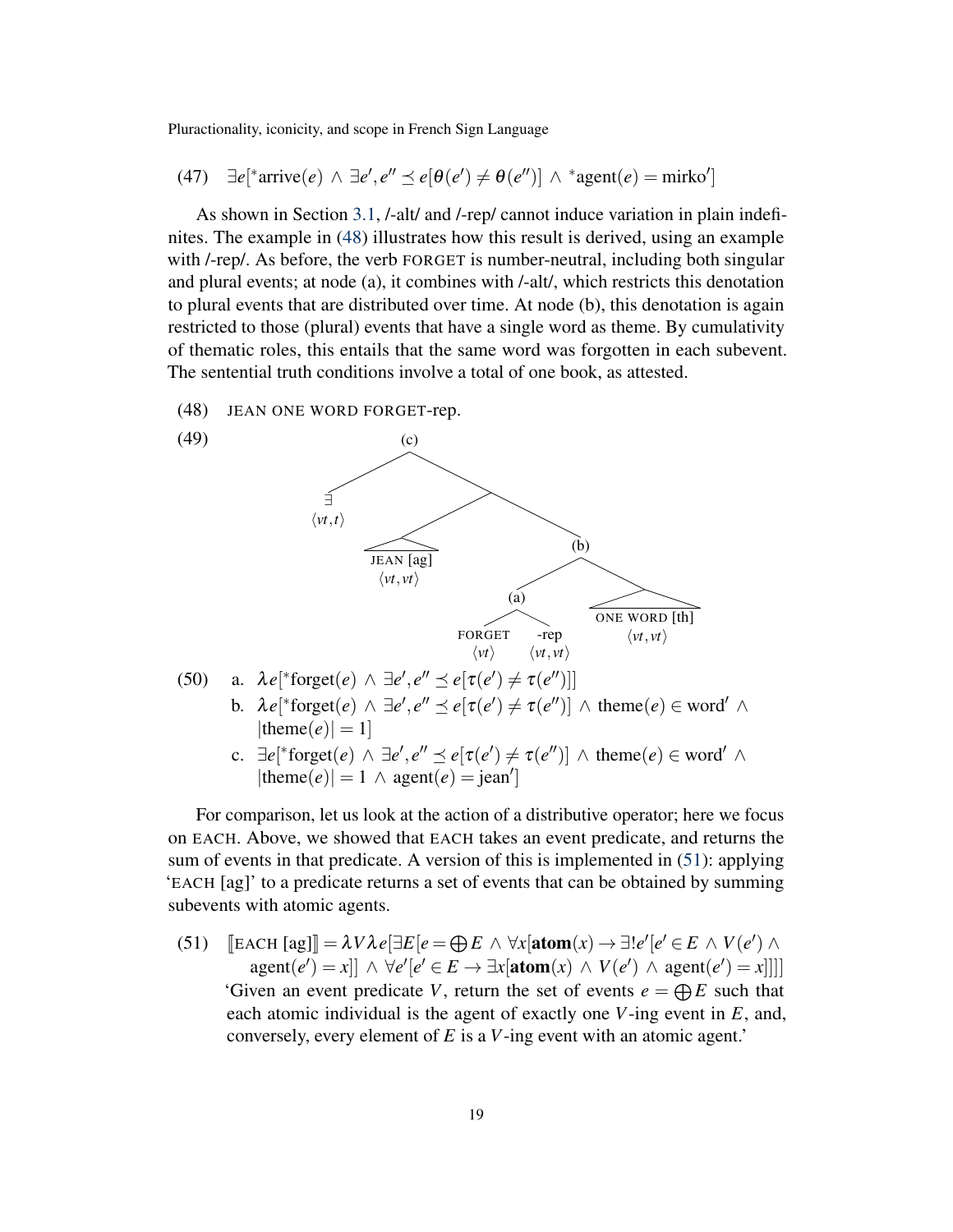(47) $\exists e[{}^{*}\text{arrive}(e) \wedge \exists e', e'' \preceq e[\theta(e') \neq \theta(e'')] \wedge {}^{*}\text{agent}(e) = \text{mirko}']$

As shown in Section 3.1, /-alt/ and /-rep/ cannot induce variation in plain indefinites. The example in (48) illustrates how this result is derived, using an example with /-rep/. As before, the verb FORGET is number-neutral, including both singular and plural events; at node (a), it combines with /-alt/, which restricts this denotation to plural events that are distributed over time. At node (b), this denotation is again restricted to those (plural) events that have a single word as theme. By cumulativity of thematic roles, this entails that the same word was forgotten in each subevent. The sentential truth conditions involve a total of one book, as attested.

(48) JEAN ONE WORD FORGET-rep.

(49) [Tree diagram: (c) branches into $\exists$ $\langle vt, t\rangle$ and a node that branches into JEAN [ag] $\langle vt, vt\rangle$ and (b); (b) branches into (a) and ONE WORD [th] $\langle vt, vt\rangle$; (a) branches into FORGET $\langle vt\rangle$ and -rep $\langle vt, vt\rangle$.]

(50)
a. $\lambda e[{}^{*}\text{forget}(e) \wedge \exists e', e'' \preceq e[\tau(e') \neq \tau(e'')]]$

b. $\lambda e[{}^{*}\text{forget}(e) \wedge \exists e', e'' \preceq e[\tau(e') \neq \tau(e'')] \wedge \text{theme}(e) \in \text{word}' \wedge |\text{theme}(e)| = 1]$

c. $\exists e[{}^{*}\text{forget}(e) \wedge \exists e', e'' \preceq e[\tau(e') \neq \tau(e'')] \wedge \text{theme}(e) \in \text{word}' \wedge |\text{theme}(e)| = 1 \wedge \text{agent}(e) = \text{jean}']$

For comparison, let us look at the action of a distributive operator; here we focus on EACH. Above, we showed that EACH takes an event predicate, and returns the sum of events in that predicate. A version of this is implemented in (51): applying 'EACH [ag]' to a predicate returns a set of events that can be obtained by summing subevents with atomic agents.

(51) $[\![\text{EACH [ag]}]\!] = \lambda V \lambda e[\exists E[e = \bigoplus E \wedge \forall x[\mathbf{atom}(x) \rightarrow \exists! e'[e' \in E \wedge V(e') \wedge \text{agent}(e') = x]] \wedge \forall e'[e' \in E \rightarrow \exists x[\mathbf{atom}(x) \wedge V(e') \wedge \text{agent}(e') = x]]]]$

'Given an event predicate $V$, return the set of events $e = \bigoplus E$ such that each atomic individual is the agent of exactly one $V$-ing event in $E$, and, conversely, every element of $E$ is a $V$-ing event with an atomic agent.'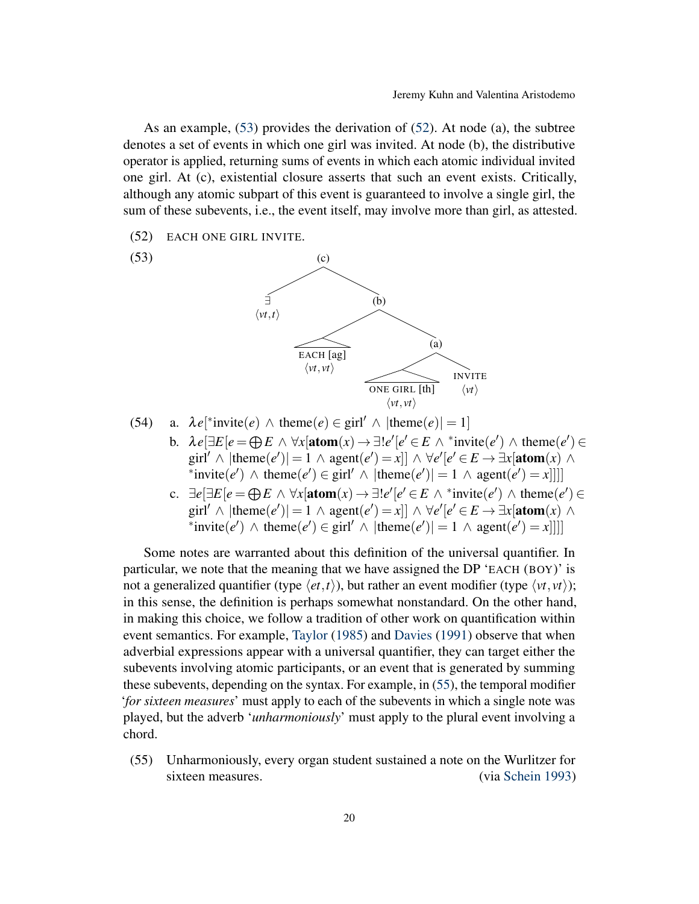As an example, (53) provides the derivation of (52). At node (a), the subtree denotes a set of events in which one girl was invited. At node (b), the distributive operator is applied, returning sums of events in which each atomic individual invited one girl. At (c), existential closure asserts that such an event exists. Critically, although any atomic subpart of this event is guaranteed to involve a single girl, the sum of these subevents, i.e., the event itself, may involve more than girl, as attested.

(52) EACH ONE GIRL INVITE.

(53)

```
                (c)
               /    \
             ∃       (b)
          ⟨vt,t⟩    /    \
              EACH [ag]   (a)
              ⟨vt,vt⟩    /     \
                  ONE GIRL [th]  INVITE
                    ⟨vt,vt⟩       ⟨vt⟩
```

(54)
a. $\lambda e[{}^{*}\text{invite}(e) \wedge \text{theme}(e) \in \text{girl}' \wedge |\text{theme}(e)| = 1]$

b. $\lambda e[\exists E[e = \bigoplus E \wedge \forall x[\textbf{atom}(x) \rightarrow \exists! e'[e' \in E \wedge {}^{*}\text{invite}(e') \wedge \text{theme}(e') \in \text{girl}' \wedge |\text{theme}(e')| = 1 \wedge \text{agent}(e') = x]] \wedge \forall e'[e' \in E \rightarrow \exists x[\textbf{atom}(x) \wedge {}^{*}\text{invite}(e') \wedge \text{theme}(e') \in \text{girl}' \wedge |\text{theme}(e')| = 1 \wedge \text{agent}(e') = x]]]]$

c. $\exists e[\exists E[e = \bigoplus E \wedge \forall x[\textbf{atom}(x) \rightarrow \exists! e'[e' \in E \wedge {}^{*}\text{invite}(e') \wedge \text{theme}(e') \in \text{girl}' \wedge |\text{theme}(e')| = 1 \wedge \text{agent}(e') = x]] \wedge \forall e'[e' \in E \rightarrow \exists x[\textbf{atom}(x) \wedge {}^{*}\text{invite}(e') \wedge \text{theme}(e') \in \text{girl}' \wedge |\text{theme}(e')| = 1 \wedge \text{agent}(e') = x]]]]$

Some notes are warranted about this definition of the universal quantifier. In particular, we note that the meaning that we have assigned the DP 'EACH (BOY)' is not a generalized quantifier (type $\langle et,t\rangle$), but rather an event modifier (type $\langle vt,vt\rangle$); in this sense, the definition is perhaps somewhat nonstandard. On the other hand, in making this choice, we follow a tradition of other work on quantification within event semantics. For example, Taylor (1985) and Davies (1991) observe that when adverbial expressions appear with a universal quantifier, they can target either the subevents involving atomic participants, or an event that is generated by summing these subevents, depending on the syntax. For example, in (55), the temporal modifier '*for sixteen measures*' must apply to each of the subevents in which a single note was played, but the adverb '*unharmoniously*' must apply to the plural event involving a chord.

(55) Unharmoniously, every organ student sustained a note on the Wurlitzer for sixteen measures. (via Schein 1993)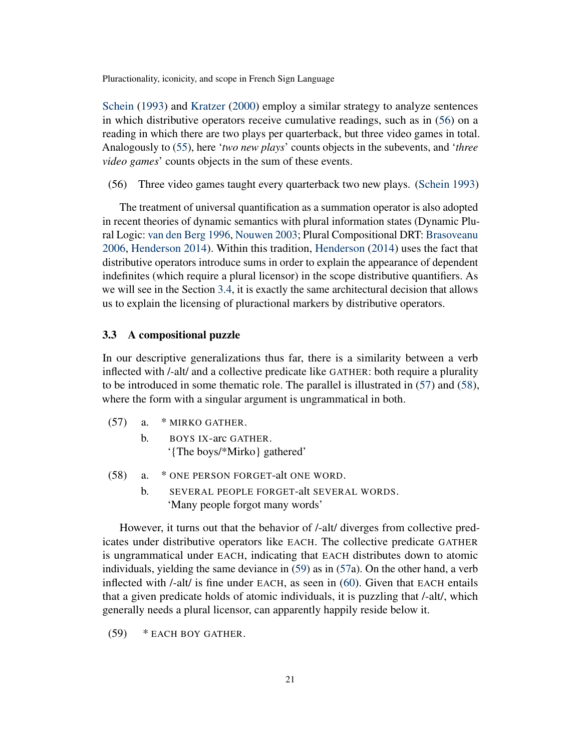Schein (1993) and Kratzer (2000) employ a similar strategy to analyze sentences in which distributive operators receive cumulative readings, such as in (56) on a reading in which there are two plays per quarterback, but three video games in total. Analogously to (55), here '*two new plays*' counts objects in the subevents, and '*three video games*' counts objects in the sum of these events.

(56) Three video games taught every quarterback two new plays. (Schein 1993)

The treatment of universal quantification as a summation operator is also adopted in recent theories of dynamic semantics with plural information states (Dynamic Plural Logic: van den Berg 1996, Nouwen 2003; Plural Compositional DRT: Brasoveanu 2006, Henderson 2014). Within this tradition, Henderson (2014) uses the fact that distributive operators introduce sums in order to explain the appearance of dependent indefinites (which require a plural licensor) in the scope distributive quantifiers. As we will see in the Section 3.4, it is exactly the same architectural decision that allows us to explain the licensing of pluractional markers by distributive operators.

### 3.3 A compositional puzzle

In our descriptive generalizations thus far, there is a similarity between a verb inflected with /-alt/ and a collective predicate like GATHER: both require a plurality to be introduced in some thematic role. The parallel is illustrated in (57) and (58), where the form with a singular argument is ungrammatical in both.

(57) a. * MIRKO GATHER.
  b. BOYS IX-arc GATHER.
  '{The boys/*Mirko} gathered'

(58) a. * ONE PERSON FORGET-alt ONE WORD.
  b. SEVERAL PEOPLE FORGET-alt SEVERAL WORDS.
  'Many people forgot many words'

However, it turns out that the behavior of /-alt/ diverges from collective predicates under distributive operators like EACH. The collective predicate GATHER is ungrammatical under EACH, indicating that EACH distributes down to atomic individuals, yielding the same deviance in (59) as in (57a). On the other hand, a verb inflected with /-alt/ is fine under EACH, as seen in (60). Given that EACH entails that a given predicate holds of atomic individuals, it is puzzling that /-alt/, which generally needs a plural licensor, can apparently happily reside below it.

(59) * EACH BOY GATHER.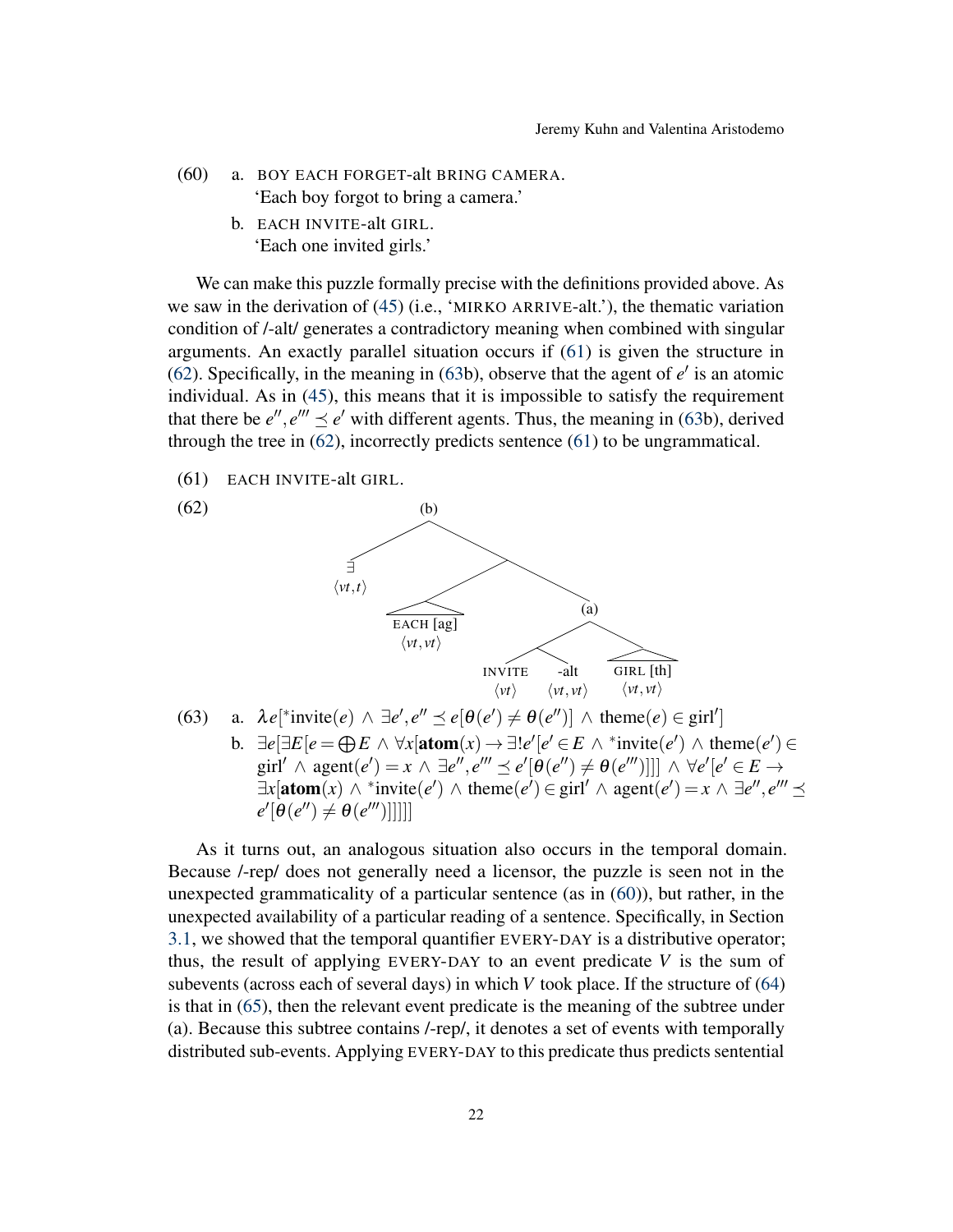(60) a. BOY EACH FORGET-alt BRING CAMERA.
'Each boy forgot to bring a camera.'

b. EACH INVITE-alt GIRL.
'Each one invited girls.'

We can make this puzzle formally precise with the definitions provided above. As we saw in the derivation of (45) (i.e., 'MIRKO ARRIVE-alt.'), the thematic variation condition of /-alt/ generates a contradictory meaning when combined with singular arguments. An exactly parallel situation occurs if (61) is given the structure in (62). Specifically, in the meaning in (63b), observe that the agent of $e'$ is an atomic individual. As in (45), this means that it is impossible to satisfy the requirement that there be $e'', e''' \preceq e'$ with different agents. Thus, the meaning in (63b), derived through the tree in (62), incorrectly predicts sentence (61) to be ungrammatical.

(61) EACH INVITE-alt GIRL.

(62)

```
                (b)
               /   \
              ∃     \
          ⟨vt,t⟩     \
                   /    \
           EACH [ag]     (a)
           ⟨vt,vt⟩      /    \
                    /  \      GIRL [th]
               INVITE  -alt   ⟨vt,vt⟩
               ⟨vt⟩   ⟨vt,vt⟩
```

(63) a. $\lambda e[{}^{*}\text{invite}(e) \wedge \exists e', e'' \preceq e[\theta(e') \neq \theta(e'')] \wedge \text{theme}(e) \in \text{girl}']$

b. $\exists e[\exists E[e = \bigoplus E \wedge \forall x[\textbf{atom}(x) \rightarrow \exists! e'[e' \in E \wedge {}^{*}\text{invite}(e') \wedge \text{theme}(e') \in \text{girl}' \wedge \text{agent}(e') = x \wedge \exists e'', e''' \preceq e'[\theta(e'') \neq \theta(e''')]]] \wedge \forall e'[e' \in E \rightarrow \exists x[\textbf{atom}(x) \wedge {}^{*}\text{invite}(e') \wedge \text{theme}(e') \in \text{girl}' \wedge \text{agent}(e') = x \wedge \exists e'', e''' \preceq e'[\theta(e'') \neq \theta(e''')]]]]]]$

As it turns out, an analogous situation also occurs in the temporal domain. Because /-rep/ does not generally need a licensor, the puzzle is seen not in the unexpected grammaticality of a particular sentence (as in (60)), but rather, in the unexpected availability of a particular reading of a sentence. Specifically, in Section 3.1, we showed that the temporal quantifier EVERY-DAY is a distributive operator; thus, the result of applying EVERY-DAY to an event predicate $V$ is the sum of subevents (across each of several days) in which $V$ took place. If the structure of (64) is that in (65), then the relevant event predicate is the meaning of the subtree under (a). Because this subtree contains /-rep/, it denotes a set of events with temporally distributed sub-events. Applying EVERY-DAY to this predicate thus predicts sentential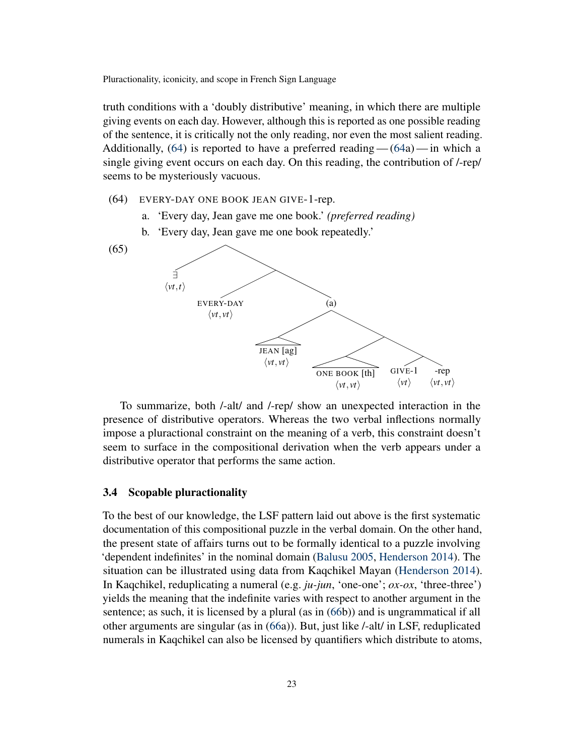truth conditions with a 'doubly distributive' meaning, in which there are multiple giving events on each day. However, although this is reported as one possible reading of the sentence, it is critically not the only reading, nor even the most salient reading. Additionally, (64) is reported to have a preferred reading — (64a) — in which a single giving event occurs on each day. On this reading, the contribution of /-rep/ seems to be mysteriously vacuous.

(64) EVERY-DAY ONE BOOK JEAN GIVE-1-rep.

a. 'Every day, Jean gave me one book.' *(preferred reading)*

b. 'Every day, Jean gave me one book repeatedly.'

(65)

```
[ ∃ ⟨vt,t⟩  [ EVERY-DAY ⟨vt,vt⟩  (a)[ JEAN [ag] ⟨vt,vt⟩  [ ONE BOOK [th] ⟨vt,vt⟩  [ GIVE-1 ⟨vt⟩  -rep ⟨vt,vt⟩ ] ] ] ] ]
```

To summarize, both /-alt/ and /-rep/ show an unexpected interaction in the presence of distributive operators. Whereas the two verbal inflections normally impose a pluractional constraint on the meaning of a verb, this constraint doesn't seem to surface in the compositional derivation when the verb appears under a distributive operator that performs the same action.

### 3.4 Scopable pluractionality

To the best of our knowledge, the LSF pattern laid out above is the first systematic documentation of this compositional puzzle in the verbal domain. On the other hand, the present state of affairs turns out to be formally identical to a puzzle involving 'dependent indefinites' in the nominal domain (Balusu 2005, Henderson 2014). The situation can be illustrated using data from Kaqchikel Mayan (Henderson 2014). In Kaqchikel, reduplicating a numeral (e.g. *ju-jun*, 'one-one'; *ox-ox*, 'three-three') yields the meaning that the indefinite varies with respect to another argument in the sentence; as such, it is licensed by a plural (as in (66b)) and is ungrammatical if all other arguments are singular (as in (66a)). But, just like /-alt/ in LSF, reduplicated numerals in Kaqchikel can also be licensed by quantifiers which distribute to atoms,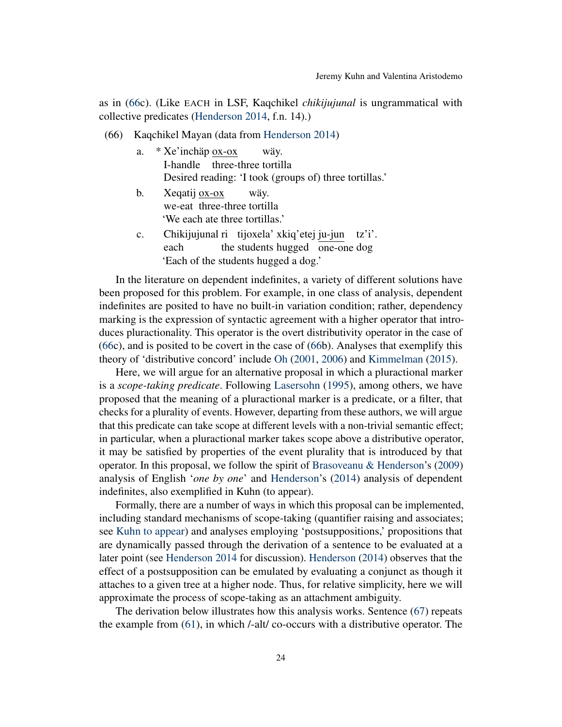as in (66c). (Like EACH in LSF, Kaqchikel *chikijujunal* is ungrammatical with collective predicates (Henderson 2014, f.n. 14).)

(66) Kaqchikel Mayan (data from Henderson 2014)

a. \* Xe'inchäp <u>ox-ox</u> wäy.
   I-handle three-three tortilla
   Desired reading: 'I took (groups of) three tortillas.'

b. Xeqatij <u>ox-ox</u> wäy.
   we-eat three-three tortilla
   'We each ate three tortillas.'

c. Chikijujunal ri tijoxela' xkiq'etej <u>ju-jun</u> tz'i'.
   each the students hugged one-one dog
   'Each of the students hugged a dog.'

In the literature on dependent indefinites, a variety of different solutions have been proposed for this problem. For example, in one class of analysis, dependent indefinites are posited to have no built-in variation condition; rather, dependency marking is the expression of syntactic agreement with a higher operator that introduces pluractionality. This operator is the overt distributivity operator in the case of (66c), and is posited to be covert in the case of (66b). Analyses that exemplify this theory of 'distributive concord' include Oh (2001, 2006) and Kimmelman (2015).

Here, we will argue for an alternative proposal in which a pluractional marker is a *scope-taking predicate*. Following Lasersohn (1995), among others, we have proposed that the meaning of a pluractional marker is a predicate, or a filter, that checks for a plurality of events. However, departing from these authors, we will argue that this predicate can take scope at different levels with a non-trivial semantic effect; in particular, when a pluractional marker takes scope above a distributive operator, it may be satisfied by properties of the event plurality that is introduced by that operator. In this proposal, we follow the spirit of Brasoveanu & Henderson's (2009) analysis of English '*one by one*' and Henderson's (2014) analysis of dependent indefinites, also exemplified in Kuhn (to appear).

Formally, there are a number of ways in which this proposal can be implemented, including standard mechanisms of scope-taking (quantifier raising and associates; see Kuhn to appear) and analyses employing 'postsuppositions,' propositions that are dynamically passed through the derivation of a sentence to be evaluated at a later point (see Henderson 2014 for discussion). Henderson (2014) observes that the effect of a postsupposition can be emulated by evaluating a conjunct as though it attaches to a given tree at a higher node. Thus, for relative simplicity, here we will approximate the process of scope-taking as an attachment ambiguity.

The derivation below illustrates how this analysis works. Sentence (67) repeats the example from (61), in which /-alt/ co-occurs with a distributive operator. The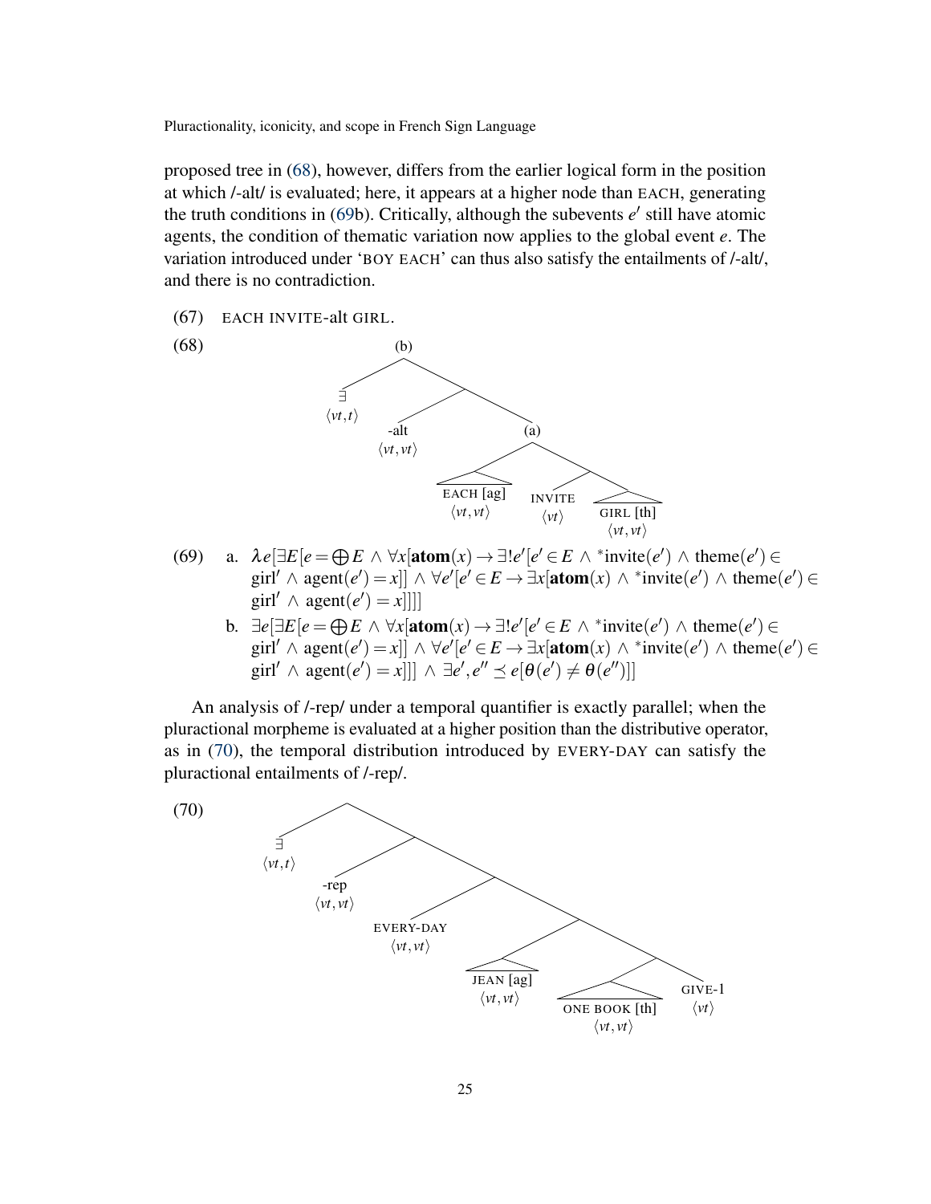proposed tree in (68), however, differs from the earlier logical form in the position at which /-alt/ is evaluated; here, it appears at a higher node than EACH, generating the truth conditions in (69b). Critically, although the subevents $e'$ still have atomic agents, the condition of thematic variation now applies to the global event $e$. The variation introduced under 'BOY EACH' can thus also satisfy the entailments of /-alt/, and there is no contradiction.

(67) EACH INVITE-alt GIRL.

(68)

```
(b)
├── ∃ ⟨vt,t⟩
└──
    ├── -alt ⟨vt,vt⟩
    └── (a)
        ├── EACH [ag] ⟨vt,vt⟩
        └──
            ├── INVITE ⟨vt⟩
            └── GIRL [th] ⟨vt,vt⟩
```

(69) a. $\lambda e[\exists E[e = \bigoplus E \wedge \forall x[\textbf{atom}(x) \rightarrow \exists! e'[e' \in E \wedge {}^{*}\text{invite}(e') \wedge \text{theme}(e') \in \text{girl}' \wedge \text{agent}(e') = x]] \wedge \forall e'[e' \in E \rightarrow \exists x[\textbf{atom}(x) \wedge {}^{*}\text{invite}(e') \wedge \text{theme}(e') \in \text{girl}' \wedge \text{agent}(e') = x]]]]$

b. $\exists e[\exists E[e = \bigoplus E \wedge \forall x[\textbf{atom}(x) \rightarrow \exists! e'[e' \in E \wedge {}^{*}\text{invite}(e') \wedge \text{theme}(e') \in \text{girl}' \wedge \text{agent}(e') = x]] \wedge \forall e'[e' \in E \rightarrow \exists x[\textbf{atom}(x) \wedge {}^{*}\text{invite}(e') \wedge \text{theme}(e') \in \text{girl}' \wedge \text{agent}(e') = x]]] \wedge \exists e', e'' \preceq e[\theta(e') \neq \theta(e'')]]$

An analysis of /-rep/ under a temporal quantifier is exactly parallel; when the pluractional morpheme is evaluated at a higher position than the distributive operator, as in (70), the temporal distribution introduced by EVERY-DAY can satisfy the pluractional entailments of /-rep/.

(70)

```
├── ∃ ⟨vt,t⟩
└──
    ├── -rep ⟨vt,vt⟩
    └──
        ├── EVERY-DAY ⟨vt,vt⟩
        └──
            ├── JEAN [ag] ⟨vt,vt⟩
            └──
                ├── ONE BOOK [th] ⟨vt,vt⟩
                └── GIVE-1 ⟨vt⟩
```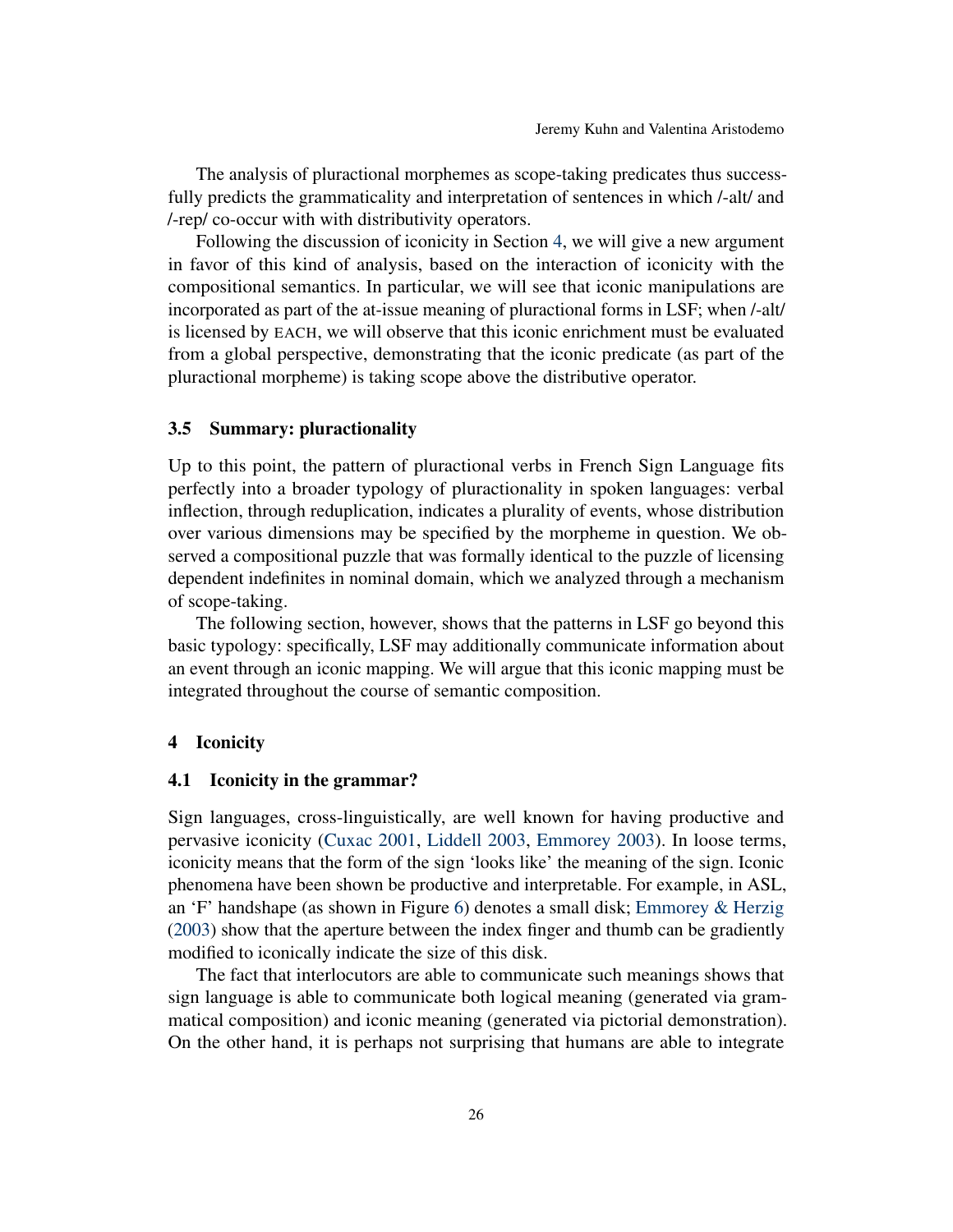The analysis of pluractional morphemes as scope-taking predicates thus successfully predicts the grammaticality and interpretation of sentences in which /-alt/ and /-rep/ co-occur with with distributivity operators.

Following the discussion of iconicity in Section 4, we will give a new argument in favor of this kind of analysis, based on the interaction of iconicity with the compositional semantics. In particular, we will see that iconic manipulations are incorporated as part of the at-issue meaning of pluractional forms in LSF; when /-alt/ is licensed by EACH, we will observe that this iconic enrichment must be evaluated from a global perspective, demonstrating that the iconic predicate (as part of the pluractional morpheme) is taking scope above the distributive operator.

### 3.5 Summary: pluractionality

Up to this point, the pattern of pluractional verbs in French Sign Language fits perfectly into a broader typology of pluractionality in spoken languages: verbal inflection, through reduplication, indicates a plurality of events, whose distribution over various dimensions may be specified by the morpheme in question. We observed a compositional puzzle that was formally identical to the puzzle of licensing dependent indefinites in nominal domain, which we analyzed through a mechanism of scope-taking.

The following section, however, shows that the patterns in LSF go beyond this basic typology: specifically, LSF may additionally communicate information about an event through an iconic mapping. We will argue that this iconic mapping must be integrated throughout the course of semantic composition.

## 4 Iconicity

### 4.1 Iconicity in the grammar?

Sign languages, cross-linguistically, are well known for having productive and pervasive iconicity (Cuxac 2001, Liddell 2003, Emmorey 2003). In loose terms, iconicity means that the form of the sign 'looks like' the meaning of the sign. Iconic phenomena have been shown be productive and interpretable. For example, in ASL, an 'F' handshape (as shown in Figure 6) denotes a small disk; Emmorey & Herzig (2003) show that the aperture between the index finger and thumb can be gradiently modified to iconically indicate the size of this disk.

The fact that interlocutors are able to communicate such meanings shows that sign language is able to communicate both logical meaning (generated via grammatical composition) and iconic meaning (generated via pictorial demonstration). On the other hand, it is perhaps not surprising that humans are able to integrate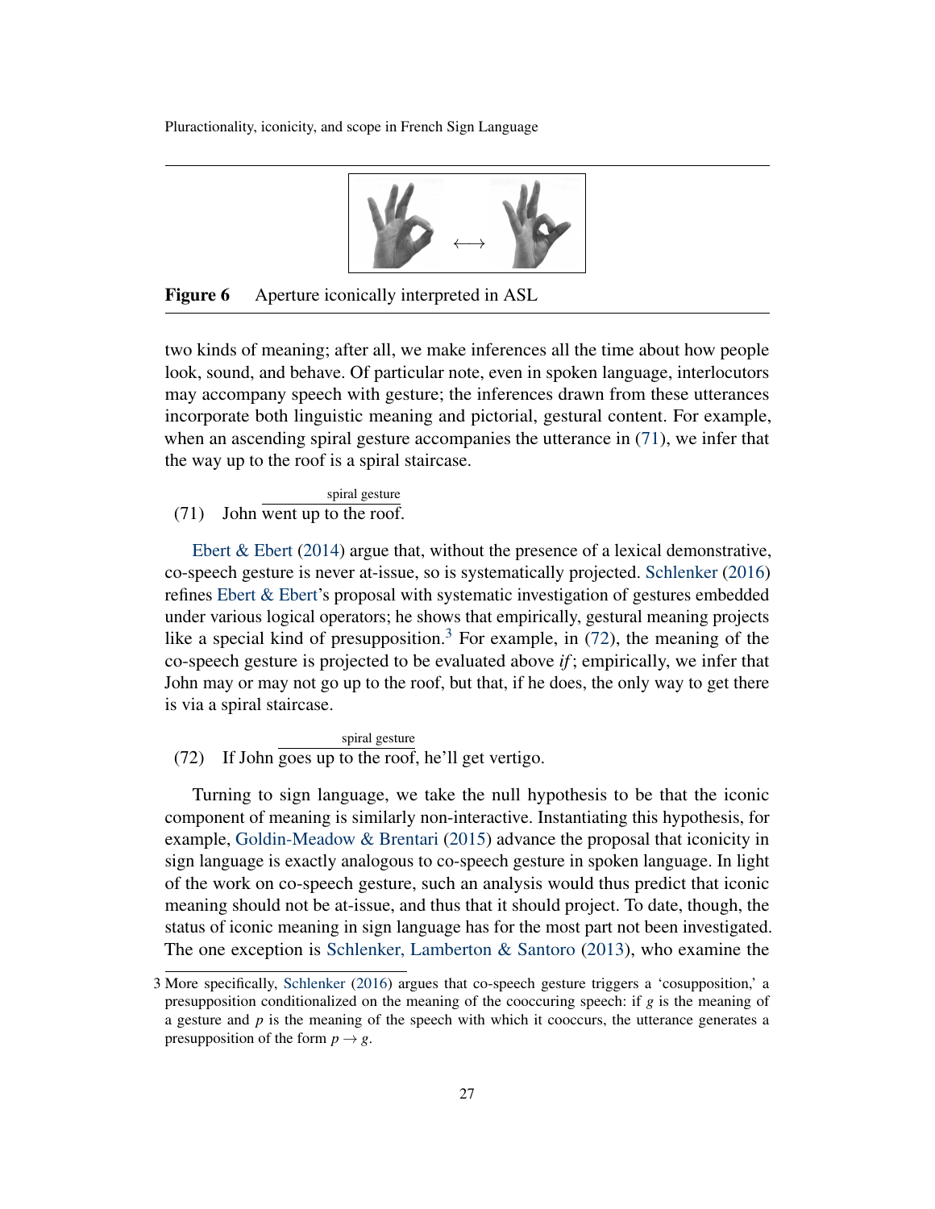**Figure 6** Aperture iconically interpreted in ASL

two kinds of meaning; after all, we make inferences all the time about how people look, sound, and behave. Of particular note, even in spoken language, interlocutors may accompany speech with gesture; the inferences drawn from these utterances incorporate both linguistic meaning and pictorial, gestural content. For example, when an ascending spiral gesture accompanies the utterance in (71), we infer that the way up to the roof is a spiral staircase.

(71) John $\overline{\text{went up to the roof}}^{\text{spiral gesture}}$.

Ebert & Ebert (2014) argue that, without the presence of a lexical demonstrative, co-speech gesture is never at-issue, so is systematically projected. Schlenker (2016) refines Ebert & Ebert's proposal with systematic investigation of gestures embedded under various logical operators; he shows that empirically, gestural meaning projects like a special kind of presupposition.[3] For example, in (72), the meaning of the co-speech gesture is projected to be evaluated above *if*; empirically, we infer that John may or may not go up to the roof, but that, if he does, the only way to get there is via a spiral staircase.

(72) If John $\overline{\text{goes up to the roof}}^{\text{spiral gesture}}$, he'll get vertigo.

Turning to sign language, we take the null hypothesis to be that the iconic component of meaning is similarly non-interactive. Instantiating this hypothesis, for example, Goldin-Meadow & Brentari (2015) advance the proposal that iconicity in sign language is exactly analogous to co-speech gesture in spoken language. In light of the work on co-speech gesture, such an analysis would thus predict that iconic meaning should not be at-issue, and thus that it should project. To date, though, the status of iconic meaning in sign language has for the most part not been investigated. The one exception is Schlenker, Lamberton & Santoro (2013), who examine the

3 More specifically, Schlenker (2016) argues that co-speech gesture triggers a 'cosupposition,' a presupposition conditionalized on the meaning of the cooccuring speech: if $g$ is the meaning of a gesture and $p$ is the meaning of the speech with which it cooccurs, the utterance generates a presupposition of the form $p \rightarrow g$.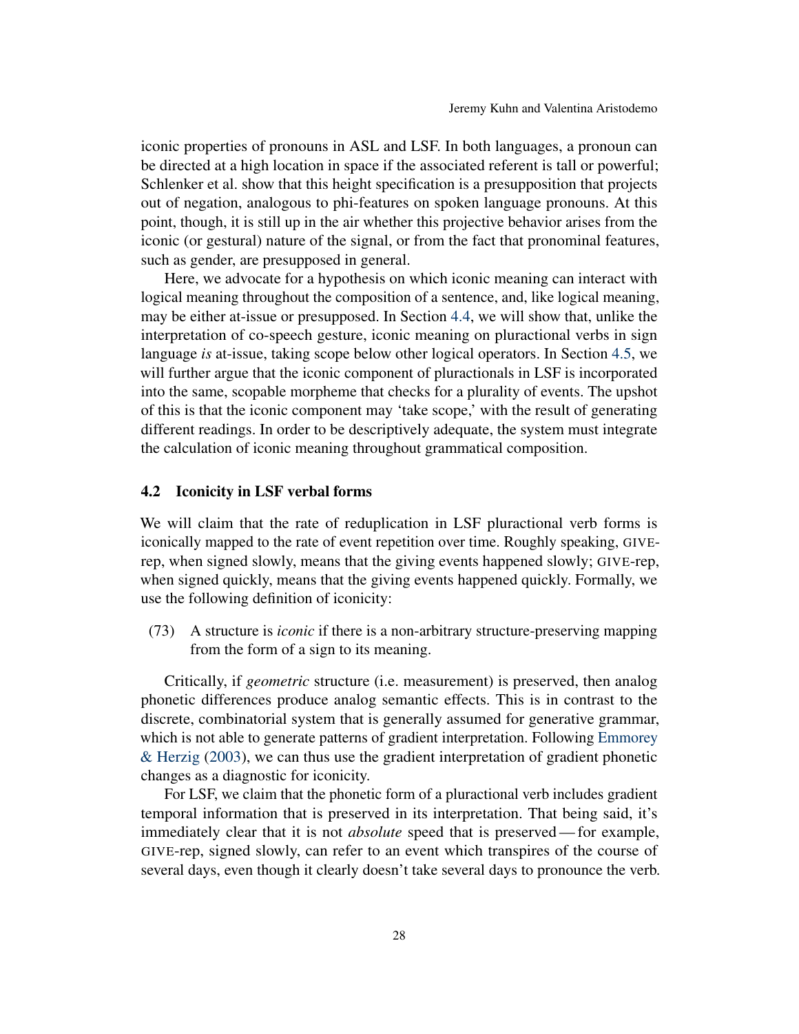iconic properties of pronouns in ASL and LSF. In both languages, a pronoun can be directed at a high location in space if the associated referent is tall or powerful; Schlenker et al. show that this height specification is a presupposition that projects out of negation, analogous to phi-features on spoken language pronouns. At this point, though, it is still up in the air whether this projective behavior arises from the iconic (or gestural) nature of the signal, or from the fact that pronominal features, such as gender, are presupposed in general.

Here, we advocate for a hypothesis on which iconic meaning can interact with logical meaning throughout the composition of a sentence, and, like logical meaning, may be either at-issue or presupposed. In Section 4.4, we will show that, unlike the interpretation of co-speech gesture, iconic meaning on pluractional verbs in sign language *is* at-issue, taking scope below other logical operators. In Section 4.5, we will further argue that the iconic component of pluractionals in LSF is incorporated into the same, scopable morpheme that checks for a plurality of events. The upshot of this is that the iconic component may 'take scope,' with the result of generating different readings. In order to be descriptively adequate, the system must integrate the calculation of iconic meaning throughout grammatical composition.

### 4.2 Iconicity in LSF verbal forms

We will claim that the rate of reduplication in LSF pluractional verb forms is iconically mapped to the rate of event repetition over time. Roughly speaking, GIVE-rep, when signed slowly, means that the giving events happened slowly; GIVE-rep, when signed quickly, means that the giving events happened quickly. Formally, we use the following definition of iconicity:

(73) A structure is *iconic* if there is a non-arbitrary structure-preserving mapping from the form of a sign to its meaning.

Critically, if *geometric* structure (i.e. measurement) is preserved, then analog phonetic differences produce analog semantic effects. This is in contrast to the discrete, combinatorial system that is generally assumed for generative grammar, which is not able to generate patterns of gradient interpretation. Following Emmorey & Herzig (2003), we can thus use the gradient interpretation of gradient phonetic changes as a diagnostic for iconicity.

For LSF, we claim that the phonetic form of a pluractional verb includes gradient temporal information that is preserved in its interpretation. That being said, it's immediately clear that it is not *absolute* speed that is preserved — for example, GIVE-rep, signed slowly, can refer to an event which transpires of the course of several days, even though it clearly doesn't take several days to pronounce the verb.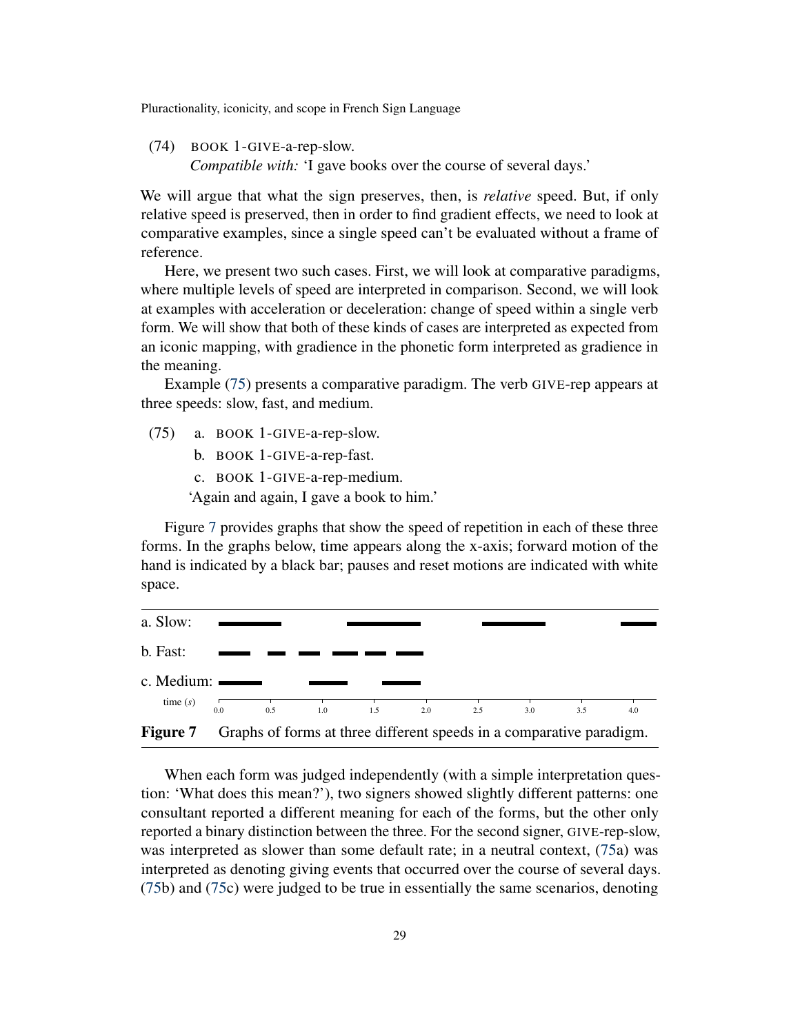(74) BOOK 1-GIVE-a-rep-slow.
*Compatible with:* 'I gave books over the course of several days.'

We will argue that what the sign preserves, then, is *relative* speed. But, if only relative speed is preserved, then in order to find gradient effects, we need to look at comparative examples, since a single speed can't be evaluated without a frame of reference.

Here, we present two such cases. First, we will look at comparative paradigms, where multiple levels of speed are interpreted in comparison. Second, we will look at examples with acceleration or deceleration: change of speed within a single verb form. We will show that both of these kinds of cases are interpreted as expected from an iconic mapping, with gradience in the phonetic form interpreted as gradience in the meaning.

Example (75) presents a comparative paradigm. The verb GIVE-rep appears at three speeds: slow, fast, and medium.

(75) a. BOOK 1-GIVE-a-rep-slow.
b. BOOK 1-GIVE-a-rep-fast.
c. BOOK 1-GIVE-a-rep-medium.
'Again and again, I gave a book to him.'

Figure 7 provides graphs that show the speed of repetition in each of these three forms. In the graphs below, time appears along the x-axis; forward motion of the hand is indicated by a black bar; pauses and reset motions are indicated with white space.

**Figure 7** Graphs of forms at three different speeds in a comparative paradigm.

When each form was judged independently (with a simple interpretation question: 'What does this mean?'), two signers showed slightly different patterns: one consultant reported a different meaning for each of the forms, but the other only reported a binary distinction between the three. For the second signer, GIVE-rep-slow, was interpreted as slower than some default rate; in a neutral context, (75a) was interpreted as denoting giving events that occurred over the course of several days. (75b) and (75c) were judged to be true in essentially the same scenarios, denoting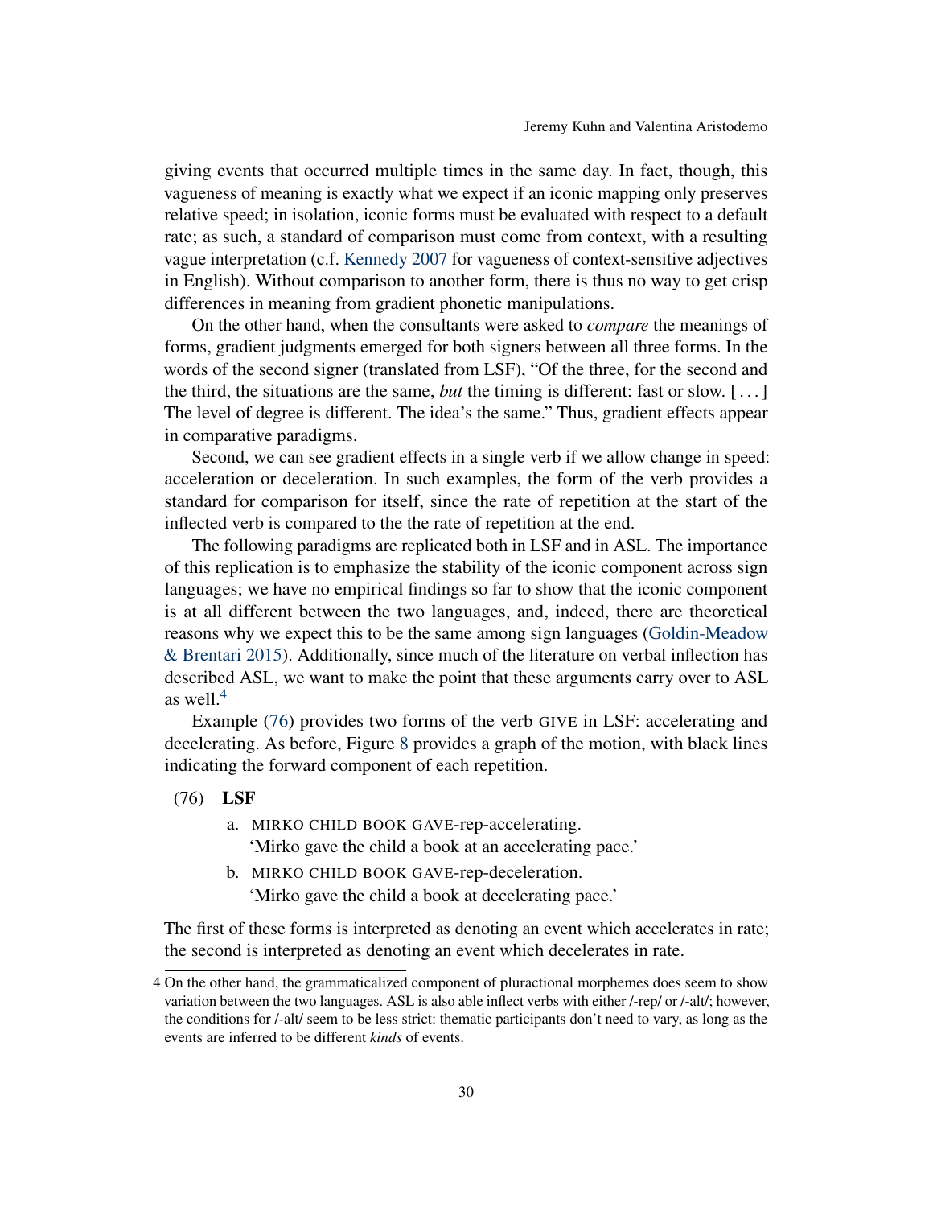giving events that occurred multiple times in the same day. In fact, though, this vagueness of meaning is exactly what we expect if an iconic mapping only preserves relative speed; in isolation, iconic forms must be evaluated with respect to a default rate; as such, a standard of comparison must come from context, with a resulting vague interpretation (c.f. Kennedy 2007 for vagueness of context-sensitive adjectives in English). Without comparison to another form, there is thus no way to get crisp differences in meaning from gradient phonetic manipulations.

On the other hand, when the consultants were asked to *compare* the meanings of forms, gradient judgments emerged for both signers between all three forms. In the words of the second signer (translated from LSF), "Of the three, for the second and the third, the situations are the same, *but* the timing is different: fast or slow. [ . . . ] The level of degree is different. The idea's the same." Thus, gradient effects appear in comparative paradigms.

Second, we can see gradient effects in a single verb if we allow change in speed: acceleration or deceleration. In such examples, the form of the verb provides a standard for comparison for itself, since the rate of repetition at the start of the inflected verb is compared to the the rate of repetition at the end.

The following paradigms are replicated both in LSF and in ASL. The importance of this replication is to emphasize the stability of the iconic component across sign languages; we have no empirical findings so far to show that the iconic component is at all different between the two languages, and, indeed, there are theoretical reasons why we expect this to be the same among sign languages (Goldin-Meadow & Brentari 2015). Additionally, since much of the literature on verbal inflection has described ASL, we want to make the point that these arguments carry over to ASL as well.[4]

Example (76) provides two forms of the verb GIVE in LSF: accelerating and decelerating. As before, Figure 8 provides a graph of the motion, with black lines indicating the forward component of each repetition.

(76) **LSF**

a. MIRKO CHILD BOOK GAVE-rep-accelerating.
'Mirko gave the child a book at an accelerating pace.'

b. MIRKO CHILD BOOK GAVE-rep-deceleration.
'Mirko gave the child a book at decelerating pace.'

The first of these forms is interpreted as denoting an event which accelerates in rate; the second is interpreted as denoting an event which decelerates in rate.

---

4 On the other hand, the grammaticalized component of pluractional morphemes does seem to show variation between the two languages. ASL is also able inflect verbs with either /-rep/ or /-alt/; however, the conditions for /-alt/ seem to be less strict: thematic participants don't need to vary, as long as the events are inferred to be different *kinds* of events.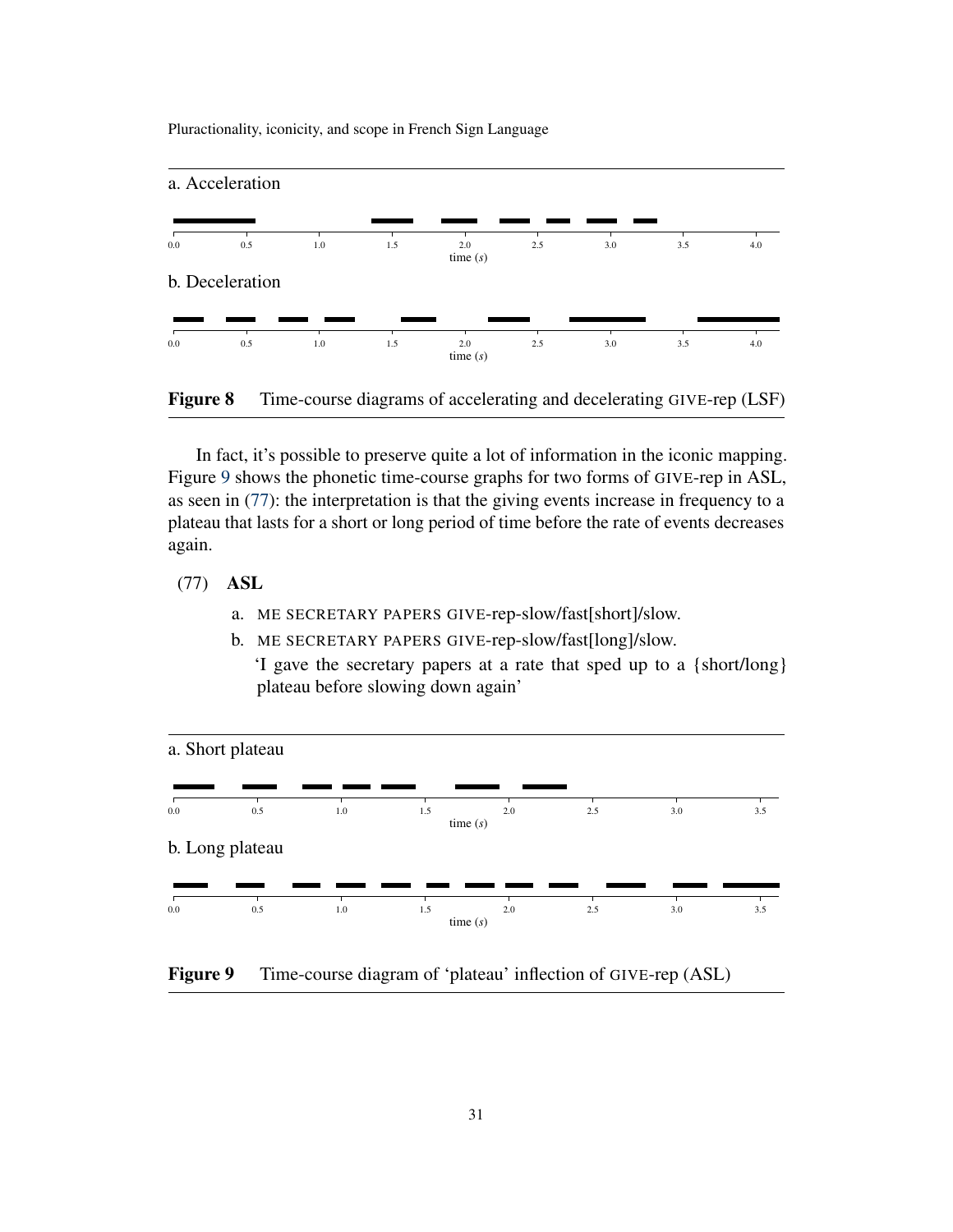a. Acceleration

b. Deceleration

**Figure 8** Time-course diagrams of accelerating and decelerating GIVE-rep (LSF)

In fact, it's possible to preserve quite a lot of information in the iconic mapping. Figure 9 shows the phonetic time-course graphs for two forms of GIVE-rep in ASL, as seen in (77): the interpretation is that the giving events increase in frequency to a plateau that lasts for a short or long period of time before the rate of events decreases again.

(77) **ASL**

a. ME SECRETARY PAPERS GIVE-rep-slow/fast[short]/slow.

b. ME SECRETARY PAPERS GIVE-rep-slow/fast[long]/slow.
'I gave the secretary papers at a rate that sped up to a {short/long} plateau before slowing down again'

a. Short plateau

b. Long plateau

**Figure 9** Time-course diagram of 'plateau' inflection of GIVE-rep (ASL)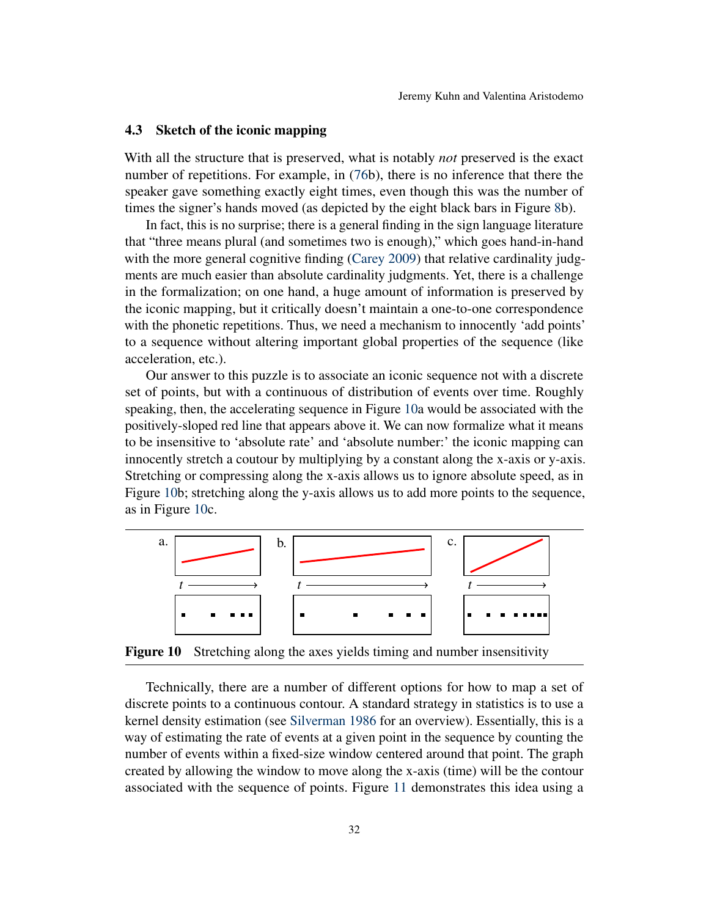### 4.3 Sketch of the iconic mapping

With all the structure that is preserved, what is notably *not* preserved is the exact number of repetitions. For example, in (76b), there is no inference that there the speaker gave something exactly eight times, even though this was the number of times the signer's hands moved (as depicted by the eight black bars in Figure 8b).

In fact, this is no surprise; there is a general finding in the sign language literature that "three means plural (and sometimes two is enough)," which goes hand-in-hand with the more general cognitive finding (Carey 2009) that relative cardinality judgments are much easier than absolute cardinality judgments. Yet, there is a challenge in the formalization; on one hand, a huge amount of information is preserved by the iconic mapping, but it critically doesn't maintain a one-to-one correspondence with the phonetic repetitions. Thus, we need a mechanism to innocently 'add points' to a sequence without altering important global properties of the sequence (like acceleration, etc.).

Our answer to this puzzle is to associate an iconic sequence not with a discrete set of points, but with a continuous of distribution of events over time. Roughly speaking, then, the accelerating sequence in Figure 10a would be associated with the positively-sloped red line that appears above it. We can now formalize what it means to be insensitive to 'absolute rate' and 'absolute number:' the iconic mapping can innocently stretch a coutour by multiplying by a constant along the x-axis or y-axis. Stretching or compressing along the x-axis allows us to ignore absolute speed, as in Figure 10b; stretching along the y-axis allows us to add more points to the sequence, as in Figure 10c.

**Figure 10** Stretching along the axes yields timing and number insensitivity

Technically, there are a number of different options for how to map a set of discrete points to a continuous contour. A standard strategy in statistics is to use a kernel density estimation (see Silverman 1986 for an overview). Essentially, this is a way of estimating the rate of events at a given point in the sequence by counting the number of events within a fixed-size window centered around that point. The graph created by allowing the window to move along the x-axis (time) will be the contour associated with the sequence of points. Figure 11 demonstrates this idea using a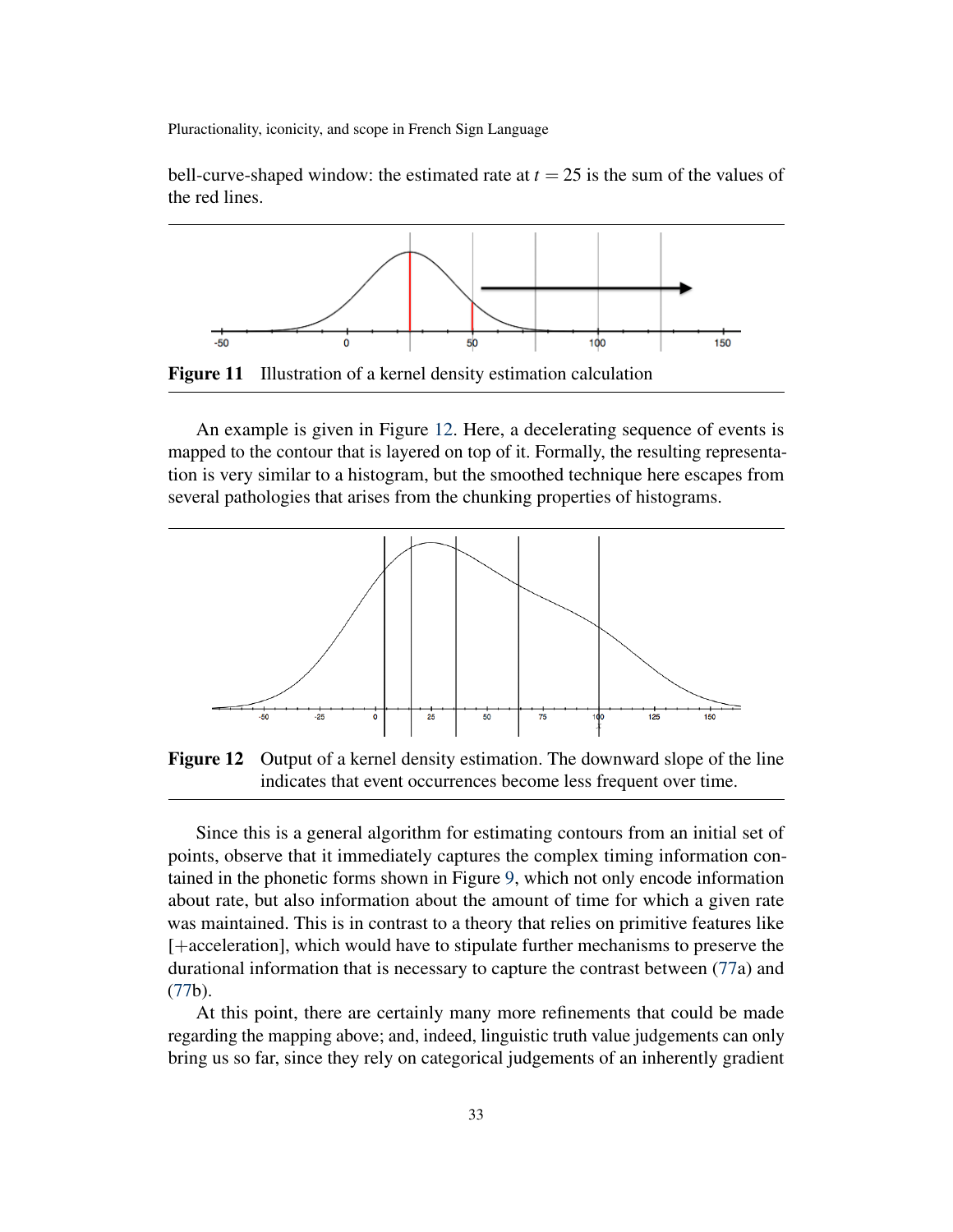bell-curve-shaped window: the estimated rate at $t = 25$ is the sum of the values of the red lines.

**Figure 11** Illustration of a kernel density estimation calculation

An example is given in Figure 12. Here, a decelerating sequence of events is mapped to the contour that is layered on top of it. Formally, the resulting representation is very similar to a histogram, but the smoothed technique here escapes from several pathologies that arises from the chunking properties of histograms.

**Figure 12** Output of a kernel density estimation. The downward slope of the line indicates that event occurrences become less frequent over time.

Since this is a general algorithm for estimating contours from an initial set of points, observe that it immediately captures the complex timing information contained in the phonetic forms shown in Figure 9, which not only encode information about rate, but also information about the amount of time for which a given rate was maintained. This is in contrast to a theory that relies on primitive features like [+acceleration], which would have to stipulate further mechanisms to preserve the durational information that is necessary to capture the contrast between (77a) and (77b).

At this point, there are certainly many more refinements that could be made regarding the mapping above; and, indeed, linguistic truth value judgements can only bring us so far, since they rely on categorical judgements of an inherently gradient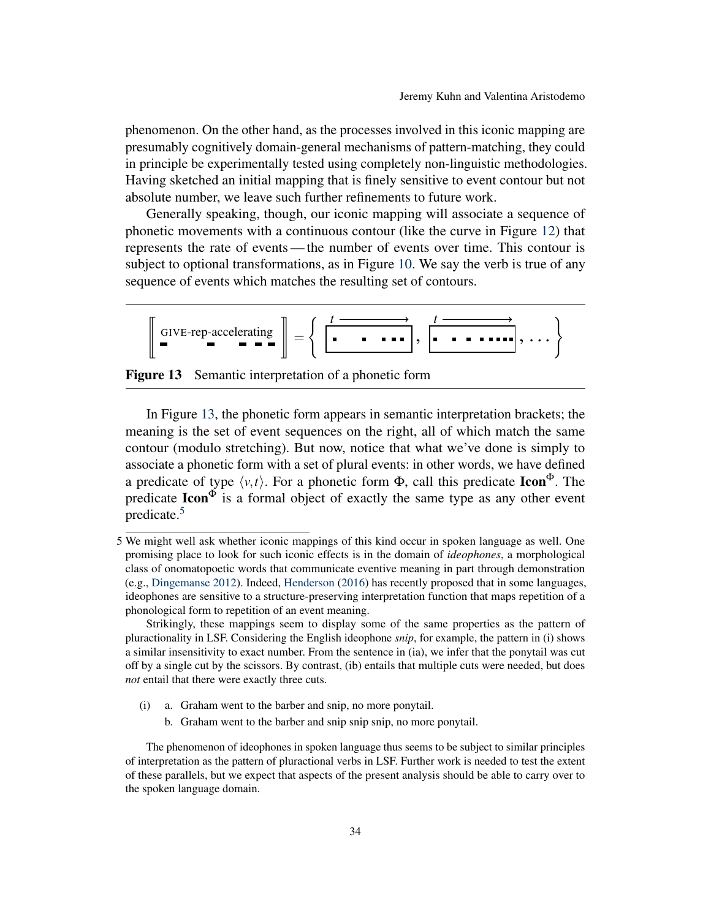phenomenon. On the other hand, as the processes involved in this iconic mapping are presumably cognitively domain-general mechanisms of pattern-matching, they could in principle be experimentally tested using completely non-linguistic methodologies. Having sketched an initial mapping that is finely sensitive to event contour but not absolute number, we leave such further refinements to future work.

Generally speaking, though, our iconic mapping will associate a sequence of phonetic movements with a continuous contour (like the curve in Figure 12) that represents the rate of events — the number of events over time. This contour is subject to optional transformations, as in Figure 10. We say the verb is true of any sequence of events which matches the resulting set of contours.

$$\left[\!\!\left[ \text{GIVE-rep-accelerating} \right]\!\!\right] = \left\{ \boxed{\blacksquare \quad \blacksquare \; \blacksquare\blacksquare\blacksquare}, \boxed{\blacksquare \; \blacksquare \; \blacksquare \; \blacksquare\blacksquare\blacksquare\blacksquare\blacksquare}, \ldots \right\}$$

**Figure 13** Semantic interpretation of a phonetic form

In Figure 13, the phonetic form appears in semantic interpretation brackets; the meaning is the set of event sequences on the right, all of which match the same contour (modulo stretching). But now, notice that what we've done is simply to associate a phonetic form with a set of plural events: in other words, we have defined a predicate of type $\langle v,t \rangle$. For a phonetic form $\Phi$, call this predicate $\textbf{Icon}^{\Phi}$. The predicate $\textbf{Icon}^{\Phi}$ is a formal object of exactly the same type as any other event predicate.[5]

---

5 We might well ask whether iconic mappings of this kind occur in spoken language as well. One promising place to look for such iconic effects is in the domain of *ideophones*, a morphological class of onomatopoetic words that communicate eventive meaning in part through demonstration (e.g., Dingemanse 2012). Indeed, Henderson (2016) has recently proposed that in some languages, ideophones are sensitive to a structure-preserving interpretation function that maps repetition of a phonological form to repetition of an event meaning.

Strikingly, these mappings seem to display some of the same properties as the pattern of pluractionality in LSF. Considering the English ideophone *snip*, for example, the pattern in (i) shows a similar insensitivity to exact number. From the sentence in (ia), we infer that the ponytail was cut off by a single cut by the scissors. By contrast, (ib) entails that multiple cuts were needed, but does *not* entail that there were exactly three cuts.

(i) a. Graham went to the barber and snip, no more ponytail.
   b. Graham went to the barber and snip snip snip, no more ponytail.

The phenomenon of ideophones in spoken language thus seems to be subject to similar principles of interpretation as the pattern of pluractional verbs in LSF. Further work is needed to test the extent of these parallels, but we expect that aspects of the present analysis should be able to carry over to the spoken language domain.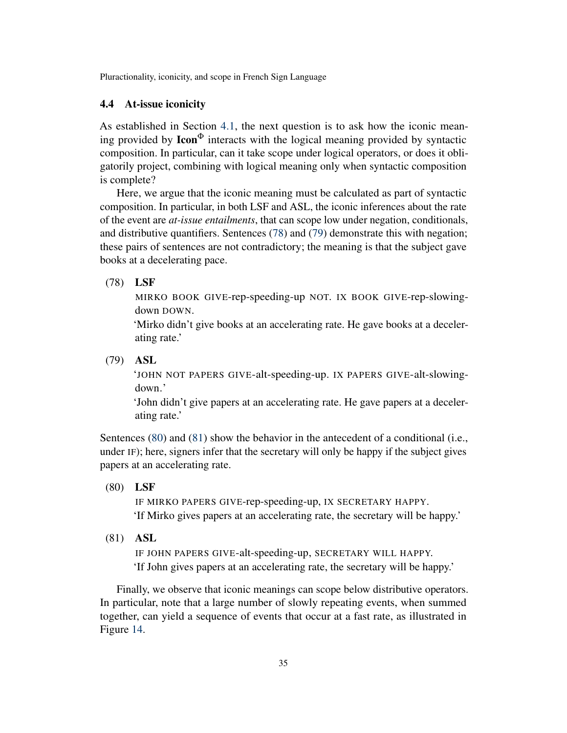## 4.4 At-issue iconicity

As established in Section 4.1, the next question is to ask how the iconic meaning provided by **Icon**$^{\Phi}$ interacts with the logical meaning provided by syntactic composition. In particular, can it take scope under logical operators, or does it obligatorily project, combining with logical meaning only when syntactic composition is complete?

Here, we argue that the iconic meaning must be calculated as part of syntactic composition. In particular, in both LSF and ASL, the iconic inferences about the rate of the event are *at-issue entailments*, that can scope low under negation, conditionals, and distributive quantifiers. Sentences (78) and (79) demonstrate this with negation; these pairs of sentences are not contradictory; the meaning is that the subject gave books at a decelerating pace.

(78) **LSF**
MIRKO BOOK GIVE-rep-speeding-up NOT. IX BOOK GIVE-rep-slowing-down DOWN.
'Mirko didn't give books at an accelerating rate. He gave books at a decelerating rate.'

(79) **ASL**
'JOHN NOT PAPERS GIVE-alt-speeding-up. IX PAPERS GIVE-alt-slowing-down.'
'John didn't give papers at an accelerating rate. He gave papers at a decelerating rate.'

Sentences (80) and (81) show the behavior in the antecedent of a conditional (i.e., under IF); here, signers infer that the secretary will only be happy if the subject gives papers at an accelerating rate.

(80) **LSF**
IF MIRKO PAPERS GIVE-rep-speeding-up, IX SECRETARY HAPPY.
'If Mirko gives papers at an accelerating rate, the secretary will be happy.'

(81) **ASL**
IF JOHN PAPERS GIVE-alt-speeding-up, SECRETARY WILL HAPPY.
'If John gives papers at an accelerating rate, the secretary will be happy.'

Finally, we observe that iconic meanings can scope below distributive operators. In particular, note that a large number of slowly repeating events, when summed together, can yield a sequence of events that occur at a fast rate, as illustrated in Figure 14.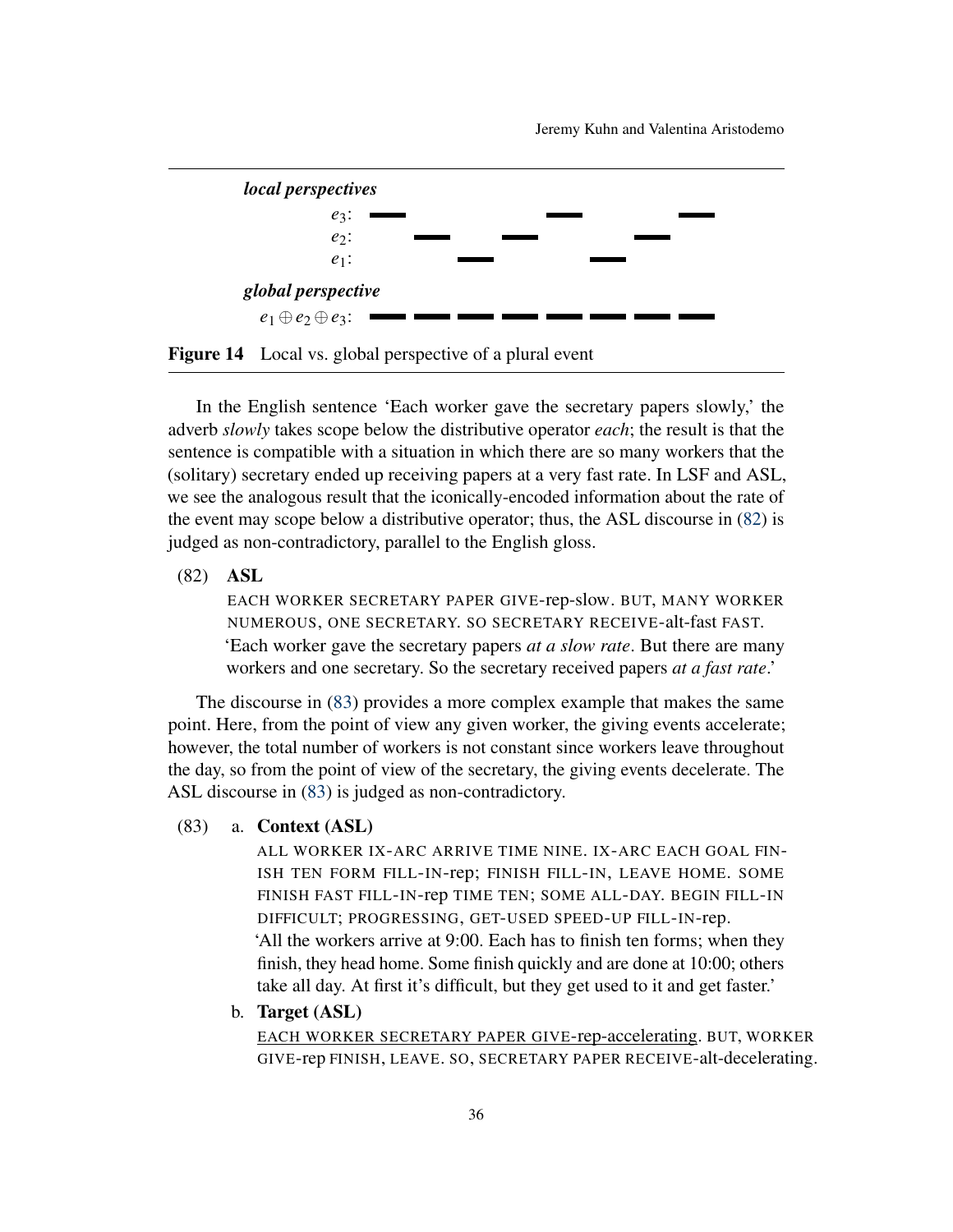***local perspectives***

$e_3$: ▬ ▬ ▬

$e_2$: ▬ ▬ ▬

$e_1$: ▬ ▬

***global perspective***

$e_1 \oplus e_2 \oplus e_3$: ▬ ▬ ▬ ▬ ▬ ▬ ▬ ▬

**Figure 14** Local vs. global perspective of a plural event

In the English sentence 'Each worker gave the secretary papers slowly,' the adverb *slowly* takes scope below the distributive operator *each*; the result is that the sentence is compatible with a situation in which there are so many workers that the (solitary) secretary ended up receiving papers at a very fast rate. In LSF and ASL, we see the analogous result that the iconically-encoded information about the rate of the event may scope below a distributive operator; thus, the ASL discourse in (82) is judged as non-contradictory, parallel to the English gloss.

(82) **ASL**

EACH WORKER SECRETARY PAPER GIVE-rep-slow. BUT, MANY WORKER NUMEROUS, ONE SECRETARY. SO SECRETARY RECEIVE-alt-fast FAST.

'Each worker gave the secretary papers *at a slow rate*. But there are many workers and one secretary. So the secretary received papers *at a fast rate*.'

The discourse in (83) provides a more complex example that makes the same point. Here, from the point of view any given worker, the giving events accelerate; however, the total number of workers is not constant since workers leave throughout the day, so from the point of view of the secretary, the giving events decelerate. The ASL discourse in (83) is judged as non-contradictory.

(83) a. **Context (ASL)**

ALL WORKER IX-ARC ARRIVE TIME NINE. IX-ARC EACH GOAL FINISH TEN FORM FILL-IN-rep; FINISH FILL-IN, LEAVE HOME. SOME FINISH FAST FILL-IN-rep TIME TEN; SOME ALL-DAY. BEGIN FILL-IN DIFFICULT; PROGRESSING, GET-USED SPEED-UP FILL-IN-rep.

'All the workers arrive at 9:00. Each has to finish ten forms; when they finish, they head home. Some finish quickly and are done at 10:00; others take all day. At first it's difficult, but they get used to it and get faster.'

b. **Target (ASL)**

<u>EACH WORKER SECRETARY PAPER GIVE-rep-accelerating</u>. BUT, WORKER GIVE-rep FINISH, LEAVE. SO, SECRETARY PAPER RECEIVE-alt-decelerating.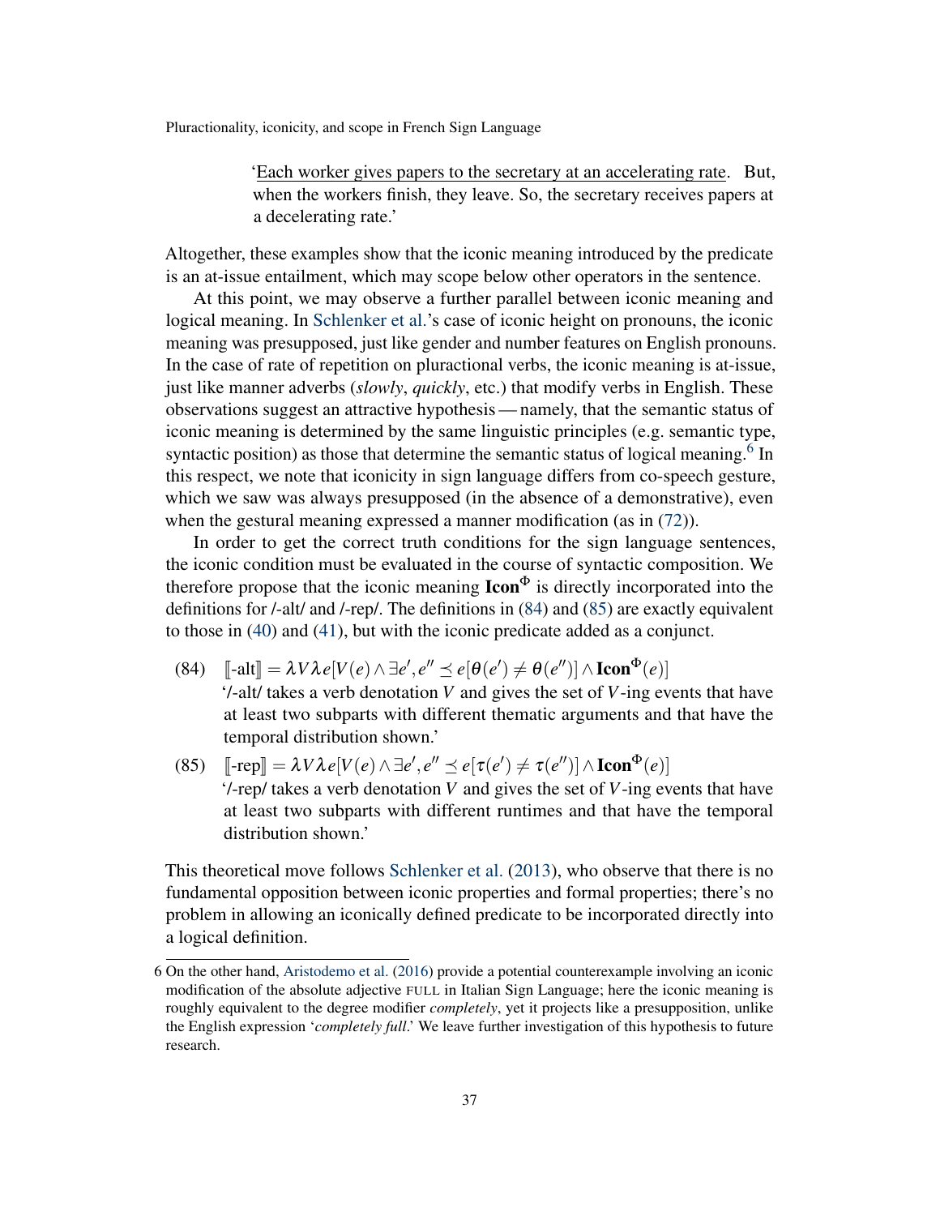'Each worker gives papers to the secretary at an accelerating rate. But, when the workers finish, they leave. So, the secretary receives papers at a decelerating rate.'

Altogether, these examples show that the iconic meaning introduced by the predicate is an at-issue entailment, which may scope below other operators in the sentence.

At this point, we may observe a further parallel between iconic meaning and logical meaning. In Schlenker et al.'s case of iconic height on pronouns, the iconic meaning was presupposed, just like gender and number features on English pronouns. In the case of rate of repetition on pluractional verbs, the iconic meaning is at-issue, just like manner adverbs (*slowly*, *quickly*, etc.) that modify verbs in English. These observations suggest an attractive hypothesis — namely, that the semantic status of iconic meaning is determined by the same linguistic principles (e.g. semantic type, syntactic position) as those that determine the semantic status of logical meaning.[6] In this respect, we note that iconicity in sign language differs from co-speech gesture, which we saw was always presupposed (in the absence of a demonstrative), even when the gestural meaning expressed a manner modification (as in (72)).

In order to get the correct truth conditions for the sign language sentences, the iconic condition must be evaluated in the course of syntactic composition. We therefore propose that the iconic meaning $\mathbf{Icon}^{\Phi}$ is directly incorporated into the definitions for /-alt/ and /-rep/. The definitions in (84) and (85) are exactly equivalent to those in (40) and (41), but with the iconic predicate added as a conjunct.

(84) $[\![\text{-alt}]\!] = \lambda V \lambda e[V(e) \wedge \exists e', e'' \preceq e[\theta(e') \neq \theta(e'')] \wedge \mathbf{Icon}^{\Phi}(e)]$
'/-alt/ takes a verb denotation $V$ and gives the set of $V$-ing events that have at least two subparts with different thematic arguments and that have the temporal distribution shown.'

(85) $[\![\text{-rep}]\!] = \lambda V \lambda e[V(e) \wedge \exists e', e'' \preceq e[\tau(e') \neq \tau(e'')] \wedge \mathbf{Icon}^{\Phi}(e)]$
'/-rep/ takes a verb denotation $V$ and gives the set of $V$-ing events that have at least two subparts with different runtimes and that have the temporal distribution shown.'

This theoretical move follows Schlenker et al. (2013), who observe that there is no fundamental opposition between iconic properties and formal properties; there's no problem in allowing an iconically defined predicate to be incorporated directly into a logical definition.

---

6 On the other hand, Aristodemo et al. (2016) provide a potential counterexample involving an iconic modification of the absolute adjective FULL in Italian Sign Language; here the iconic meaning is roughly equivalent to the degree modifier *completely*, yet it projects like a presupposition, unlike the English expression '*completely full*.' We leave further investigation of this hypothesis to future research.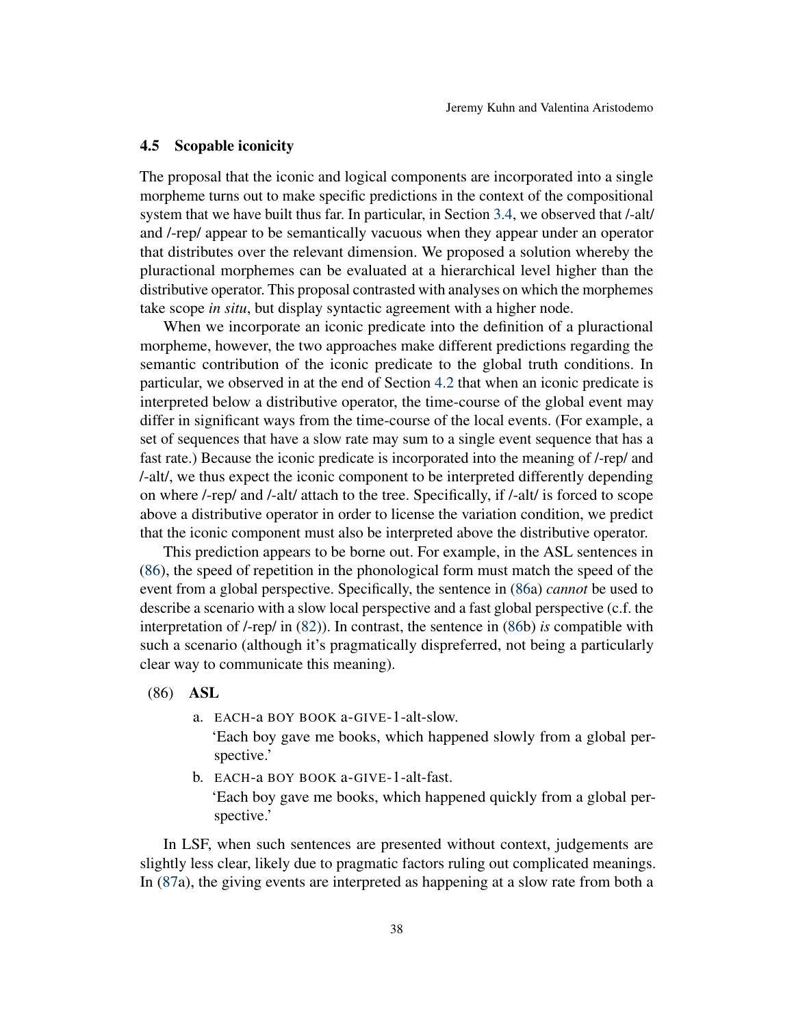### 4.5 Scopable iconicity

The proposal that the iconic and logical components are incorporated into a single morpheme turns out to make specific predictions in the context of the compositional system that we have built thus far. In particular, in Section 3.4, we observed that /-alt/ and /-rep/ appear to be semantically vacuous when they appear under an operator that distributes over the relevant dimension. We proposed a solution whereby the pluractional morphemes can be evaluated at a hierarchical level higher than the distributive operator. This proposal contrasted with analyses on which the morphemes take scope *in situ*, but display syntactic agreement with a higher node.

When we incorporate an iconic predicate into the definition of a pluractional morpheme, however, the two approaches make different predictions regarding the semantic contribution of the iconic predicate to the global truth conditions. In particular, we observed in at the end of Section 4.2 that when an iconic predicate is interpreted below a distributive operator, the time-course of the global event may differ in significant ways from the time-course of the local events. (For example, a set of sequences that have a slow rate may sum to a single event sequence that has a fast rate.) Because the iconic predicate is incorporated into the meaning of /-rep/ and /-alt/, we thus expect the iconic component to be interpreted differently depending on where /-rep/ and /-alt/ attach to the tree. Specifically, if /-alt/ is forced to scope above a distributive operator in order to license the variation condition, we predict that the iconic component must also be interpreted above the distributive operator.

This prediction appears to be borne out. For example, in the ASL sentences in (86), the speed of repetition in the phonological form must match the speed of the event from a global perspective. Specifically, the sentence in (86a) *cannot* be used to describe a scenario with a slow local perspective and a fast global perspective (c.f. the interpretation of /-rep/ in (82)). In contrast, the sentence in (86b) *is* compatible with such a scenario (although it's pragmatically dispreferred, not being a particularly clear way to communicate this meaning).

(86) **ASL**

a. EACH-a BOY BOOK a-GIVE-1-alt-slow.
'Each boy gave me books, which happened slowly from a global perspective.'

b. EACH-a BOY BOOK a-GIVE-1-alt-fast.
'Each boy gave me books, which happened quickly from a global perspective.'

In LSF, when such sentences are presented without context, judgements are slightly less clear, likely due to pragmatic factors ruling out complicated meanings. In (87a), the giving events are interpreted as happening at a slow rate from both a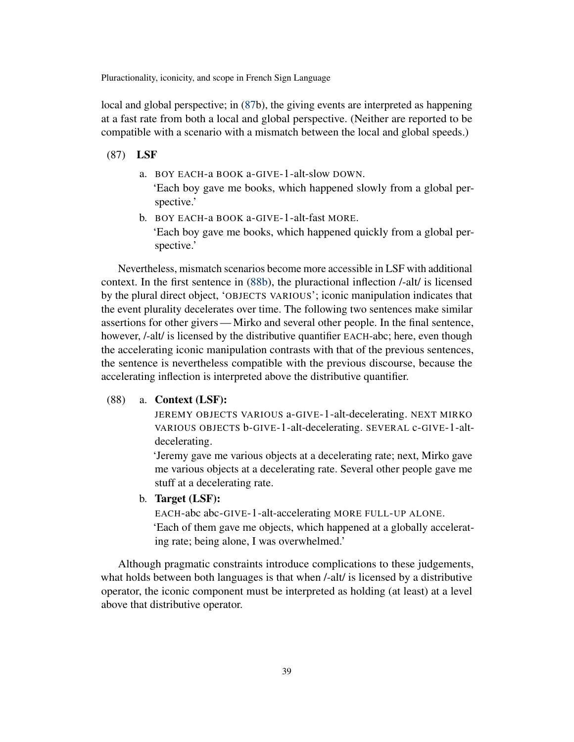local and global perspective; in (87b), the giving events are interpreted as happening at a fast rate from both a local and global perspective. (Neither are reported to be compatible with a scenario with a mismatch between the local and global speeds.)

(87) **LSF**

a. BOY EACH-a BOOK a-GIVE-1-alt-slow DOWN.
'Each boy gave me books, which happened slowly from a global perspective.'

b. BOY EACH-a BOOK a-GIVE-1-alt-fast MORE.
'Each boy gave me books, which happened quickly from a global perspective.'

Nevertheless, mismatch scenarios become more accessible in LSF with additional context. In the first sentence in (88b), the pluractional inflection /-alt/ is licensed by the plural direct object, 'OBJECTS VARIOUS'; iconic manipulation indicates that the event plurality decelerates over time. The following two sentences make similar assertions for other givers — Mirko and several other people. In the final sentence, however, /-alt/ is licensed by the distributive quantifier EACH-abc; here, even though the accelerating iconic manipulation contrasts with that of the previous sentences, the sentence is nevertheless compatible with the previous discourse, because the accelerating inflection is interpreted above the distributive quantifier.

(88) a. **Context (LSF):**
JEREMY OBJECTS VARIOUS a-GIVE-1-alt-decelerating. NEXT MIRKO VARIOUS OBJECTS b-GIVE-1-alt-decelerating. SEVERAL c-GIVE-1-alt-decelerating.
'Jeremy gave me various objects at a decelerating rate; next, Mirko gave me various objects at a decelerating rate. Several other people gave me stuff at a decelerating rate.

b. **Target (LSF):**
EACH-abc abc-GIVE-1-alt-accelerating MORE FULL-UP ALONE.
'Each of them gave me objects, which happened at a globally accelerating rate; being alone, I was overwhelmed.'

Although pragmatic constraints introduce complications to these judgements, what holds between both languages is that when /-alt/ is licensed by a distributive operator, the iconic component must be interpreted as holding (at least) at a level above that distributive operator.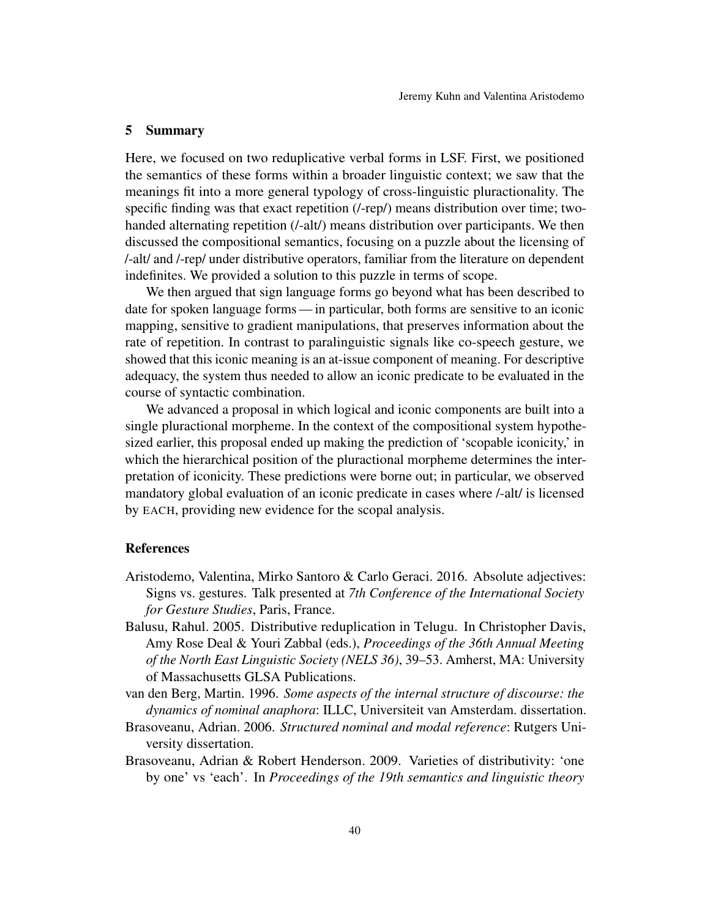## 5 Summary

Here, we focused on two reduplicative verbal forms in LSF. First, we positioned the semantics of these forms within a broader linguistic context; we saw that the meanings fit into a more general typology of cross-linguistic pluractionality. The specific finding was that exact repetition (/-rep/) means distribution over time; two-handed alternating repetition (/-alt/) means distribution over participants. We then discussed the compositional semantics, focusing on a puzzle about the licensing of /-alt/ and /-rep/ under distributive operators, familiar from the literature on dependent indefinites. We provided a solution to this puzzle in terms of scope.

We then argued that sign language forms go beyond what has been described to date for spoken language forms — in particular, both forms are sensitive to an iconic mapping, sensitive to gradient manipulations, that preserves information about the rate of repetition. In contrast to paralinguistic signals like co-speech gesture, we showed that this iconic meaning is an at-issue component of meaning. For descriptive adequacy, the system thus needed to allow an iconic predicate to be evaluated in the course of syntactic combination.

We advanced a proposal in which logical and iconic components are built into a single pluractional morpheme. In the context of the compositional system hypothesized earlier, this proposal ended up making the prediction of 'scopable iconicity,' in which the hierarchical position of the pluractional morpheme determines the interpretation of iconicity. These predictions were borne out; in particular, we observed mandatory global evaluation of an iconic predicate in cases where /-alt/ is licensed by EACH, providing new evidence for the scopal analysis.

## References

Aristodemo, Valentina, Mirko Santoro & Carlo Geraci. 2016. Absolute adjectives: Signs vs. gestures. Talk presented at *7th Conference of the International Society for Gesture Studies*, Paris, France.

Balusu, Rahul. 2005. Distributive reduplication in Telugu. In Christopher Davis, Amy Rose Deal & Youri Zabbal (eds.), *Proceedings of the 36th Annual Meeting of the North East Linguistic Society (NELS 36)*, 39–53. Amherst, MA: University of Massachusetts GLSA Publications.

van den Berg, Martin. 1996. *Some aspects of the internal structure of discourse: the dynamics of nominal anaphora*: ILLC, Universiteit van Amsterdam. dissertation.

Brasoveanu, Adrian. 2006. *Structured nominal and modal reference*: Rutgers University dissertation.

Brasoveanu, Adrian & Robert Henderson. 2009. Varieties of distributivity: 'one by one' vs 'each'. In *Proceedings of the 19th semantics and linguistic theory*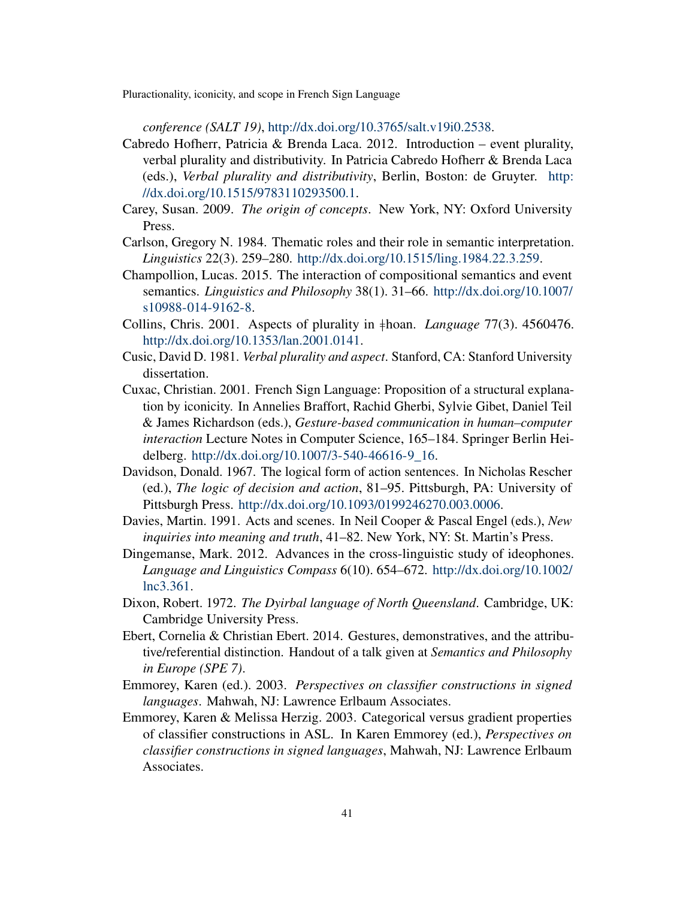*conference (SALT 19)*, http://dx.doi.org/10.3765/salt.v19i0.2538.

Cabredo Hofherr, Patricia & Brenda Laca. 2012. Introduction – event plurality, verbal plurality and distributivity. In Patricia Cabredo Hofherr & Brenda Laca (eds.), *Verbal plurality and distributivity*, Berlin, Boston: de Gruyter. http://dx.doi.org/10.1515/9783110293500.1.

Carey, Susan. 2009. *The origin of concepts*. New York, NY: Oxford University Press.

Carlson, Gregory N. 1984. Thematic roles and their role in semantic interpretation. *Linguistics* 22(3). 259–280. http://dx.doi.org/10.1515/ling.1984.22.3.259.

Champollion, Lucas. 2015. The interaction of compositional semantics and event semantics. *Linguistics and Philosophy* 38(1). 31–66. http://dx.doi.org/10.1007/s10988-014-9162-8.

Collins, Chris. 2001. Aspects of plurality in ǂhoan. *Language* 77(3). 4560476. http://dx.doi.org/10.1353/lan.2001.0141.

Cusic, David D. 1981. *Verbal plurality and aspect*. Stanford, CA: Stanford University dissertation.

Cuxac, Christian. 2001. French Sign Language: Proposition of a structural explanation by iconicity. In Annelies Braffort, Rachid Gherbi, Sylvie Gibet, Daniel Teil & James Richardson (eds.), *Gesture-based communication in human–computer interaction* Lecture Notes in Computer Science, 165–184. Springer Berlin Heidelberg. http://dx.doi.org/10.1007/3-540-46616-9_16.

Davidson, Donald. 1967. The logical form of action sentences. In Nicholas Rescher (ed.), *The logic of decision and action*, 81–95. Pittsburgh, PA: University of Pittsburgh Press. http://dx.doi.org/10.1093/0199246270.003.0006.

Davies, Martin. 1991. Acts and scenes. In Neil Cooper & Pascal Engel (eds.), *New inquiries into meaning and truth*, 41–82. New York, NY: St. Martin's Press.

Dingemanse, Mark. 2012. Advances in the cross-linguistic study of ideophones. *Language and Linguistics Compass* 6(10). 654–672. http://dx.doi.org/10.1002/lnc3.361.

Dixon, Robert. 1972. *The Dyirbal language of North Queensland*. Cambridge, UK: Cambridge University Press.

Ebert, Cornelia & Christian Ebert. 2014. Gestures, demonstratives, and the attributive/referential distinction. Handout of a talk given at *Semantics and Philosophy in Europe (SPE 7)*.

Emmorey, Karen (ed.). 2003. *Perspectives on classifier constructions in signed languages*. Mahwah, NJ: Lawrence Erlbaum Associates.

Emmorey, Karen & Melissa Herzig. 2003. Categorical versus gradient properties of classifier constructions in ASL. In Karen Emmorey (ed.), *Perspectives on classifier constructions in signed languages*, Mahwah, NJ: Lawrence Erlbaum Associates.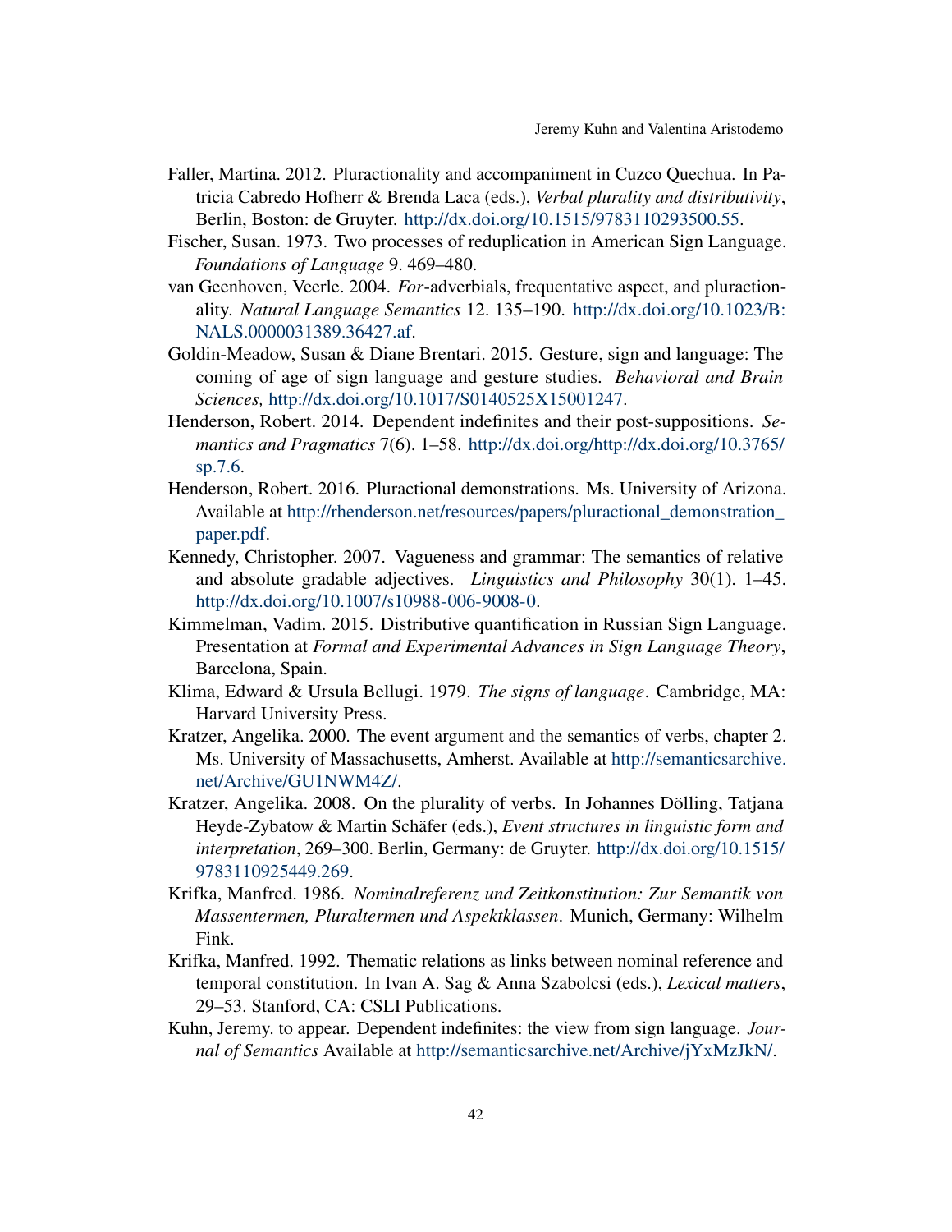Faller, Martina. 2012. Pluractionality and accompaniment in Cuzco Quechua. In Patricia Cabredo Hofherr & Brenda Laca (eds.), *Verbal plurality and distributivity*, Berlin, Boston: de Gruyter. http://dx.doi.org/10.1515/9783110293500.55.

Fischer, Susan. 1973. Two processes of reduplication in American Sign Language. *Foundations of Language* 9. 469–480.

van Geenhoven, Veerle. 2004. *For*-adverbials, frequentative aspect, and pluractionality. *Natural Language Semantics* 12. 135–190. http://dx.doi.org/10.1023/B:NALS.0000031389.36427.af.

Goldin-Meadow, Susan & Diane Brentari. 2015. Gesture, sign and language: The coming of age of sign language and gesture studies. *Behavioral and Brain Sciences,* http://dx.doi.org/10.1017/S0140525X15001247.

Henderson, Robert. 2014. Dependent indefinites and their post-suppositions. *Semantics and Pragmatics* 7(6). 1–58. http://dx.doi.org/http://dx.doi.org/10.3765/sp.7.6.

Henderson, Robert. 2016. Pluractional demonstrations. Ms. University of Arizona. Available at http://rhenderson.net/resources/papers/pluractional_demonstration_paper.pdf.

Kennedy, Christopher. 2007. Vagueness and grammar: The semantics of relative and absolute gradable adjectives. *Linguistics and Philosophy* 30(1). 1–45. http://dx.doi.org/10.1007/s10988-006-9008-0.

Kimmelman, Vadim. 2015. Distributive quantification in Russian Sign Language. Presentation at *Formal and Experimental Advances in Sign Language Theory*, Barcelona, Spain.

Klima, Edward & Ursula Bellugi. 1979. *The signs of language*. Cambridge, MA: Harvard University Press.

Kratzer, Angelika. 2000. The event argument and the semantics of verbs, chapter 2. Ms. University of Massachusetts, Amherst. Available at http://semanticsarchive.net/Archive/GU1NWM4Z/.

Kratzer, Angelika. 2008. On the plurality of verbs. In Johannes Dölling, Tatjana Heyde-Zybatow & Martin Schäfer (eds.), *Event structures in linguistic form and interpretation*, 269–300. Berlin, Germany: de Gruyter. http://dx.doi.org/10.1515/9783110925449.269.

Krifka, Manfred. 1986. *Nominalreferenz und Zeitkonstitution: Zur Semantik von Massentermen, Pluraltermen und Aspektklassen*. Munich, Germany: Wilhelm Fink.

Krifka, Manfred. 1992. Thematic relations as links between nominal reference and temporal constitution. In Ivan A. Sag & Anna Szabolcsi (eds.), *Lexical matters*, 29–53. Stanford, CA: CSLI Publications.

Kuhn, Jeremy. to appear. Dependent indefinites: the view from sign language. *Journal of Semantics* Available at http://semanticsarchive.net/Archive/jYxMzJkN/.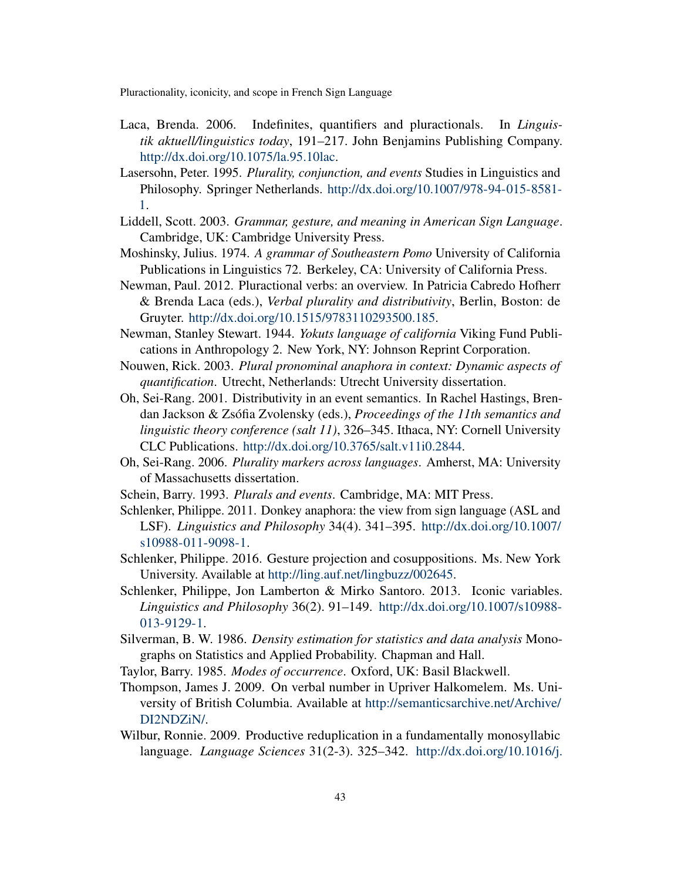Laca, Brenda. 2006. Indefinites, quantifiers and pluractionals. In *Linguistik aktuell/linguistics today*, 191–217. John Benjamins Publishing Company. http://dx.doi.org/10.1075/la.95.10lac.

Lasersohn, Peter. 1995. *Plurality, conjunction, and events* Studies in Linguistics and Philosophy. Springer Netherlands. http://dx.doi.org/10.1007/978-94-015-8581-1.

Liddell, Scott. 2003. *Grammar, gesture, and meaning in American Sign Language*. Cambridge, UK: Cambridge University Press.

Moshinsky, Julius. 1974. *A grammar of Southeastern Pomo* University of California Publications in Linguistics 72. Berkeley, CA: University of California Press.

Newman, Paul. 2012. Pluractional verbs: an overview. In Patricia Cabredo Hofherr & Brenda Laca (eds.), *Verbal plurality and distributivity*, Berlin, Boston: de Gruyter. http://dx.doi.org/10.1515/9783110293500.185.

Newman, Stanley Stewart. 1944. *Yokuts language of california* Viking Fund Publications in Anthropology 2. New York, NY: Johnson Reprint Corporation.

Nouwen, Rick. 2003. *Plural pronominal anaphora in context: Dynamic aspects of quantification*. Utrecht, Netherlands: Utrecht University dissertation.

Oh, Sei-Rang. 2001. Distributivity in an event semantics. In Rachel Hastings, Brendan Jackson & Zsófia Zvolensky (eds.), *Proceedings of the 11th semantics and linguistic theory conference (salt 11)*, 326–345. Ithaca, NY: Cornell University CLC Publications. http://dx.doi.org/10.3765/salt.v11i0.2844.

Oh, Sei-Rang. 2006. *Plurality markers across languages*. Amherst, MA: University of Massachusetts dissertation.

Schein, Barry. 1993. *Plurals and events*. Cambridge, MA: MIT Press.

Schlenker, Philippe. 2011. Donkey anaphora: the view from sign language (ASL and LSF). *Linguistics and Philosophy* 34(4). 341–395. http://dx.doi.org/10.1007/s10988-011-9098-1.

Schlenker, Philippe. 2016. Gesture projection and cosuppositions. Ms. New York University. Available at http://ling.auf.net/lingbuzz/002645.

Schlenker, Philippe, Jon Lamberton & Mirko Santoro. 2013. Iconic variables. *Linguistics and Philosophy* 36(2). 91–149. http://dx.doi.org/10.1007/s10988-013-9129-1.

Silverman, B. W. 1986. *Density estimation for statistics and data analysis* Monographs on Statistics and Applied Probability. Chapman and Hall.

Taylor, Barry. 1985. *Modes of occurrence*. Oxford, UK: Basil Blackwell.

Thompson, James J. 2009. On verbal number in Upriver Halkomelem. Ms. University of British Columbia. Available at http://semanticsarchive.net/Archive/DI2NDZiN/.

Wilbur, Ronnie. 2009. Productive reduplication in a fundamentally monosyllabic language. *Language Sciences* 31(2-3). 325–342. http://dx.doi.org/10.1016/j.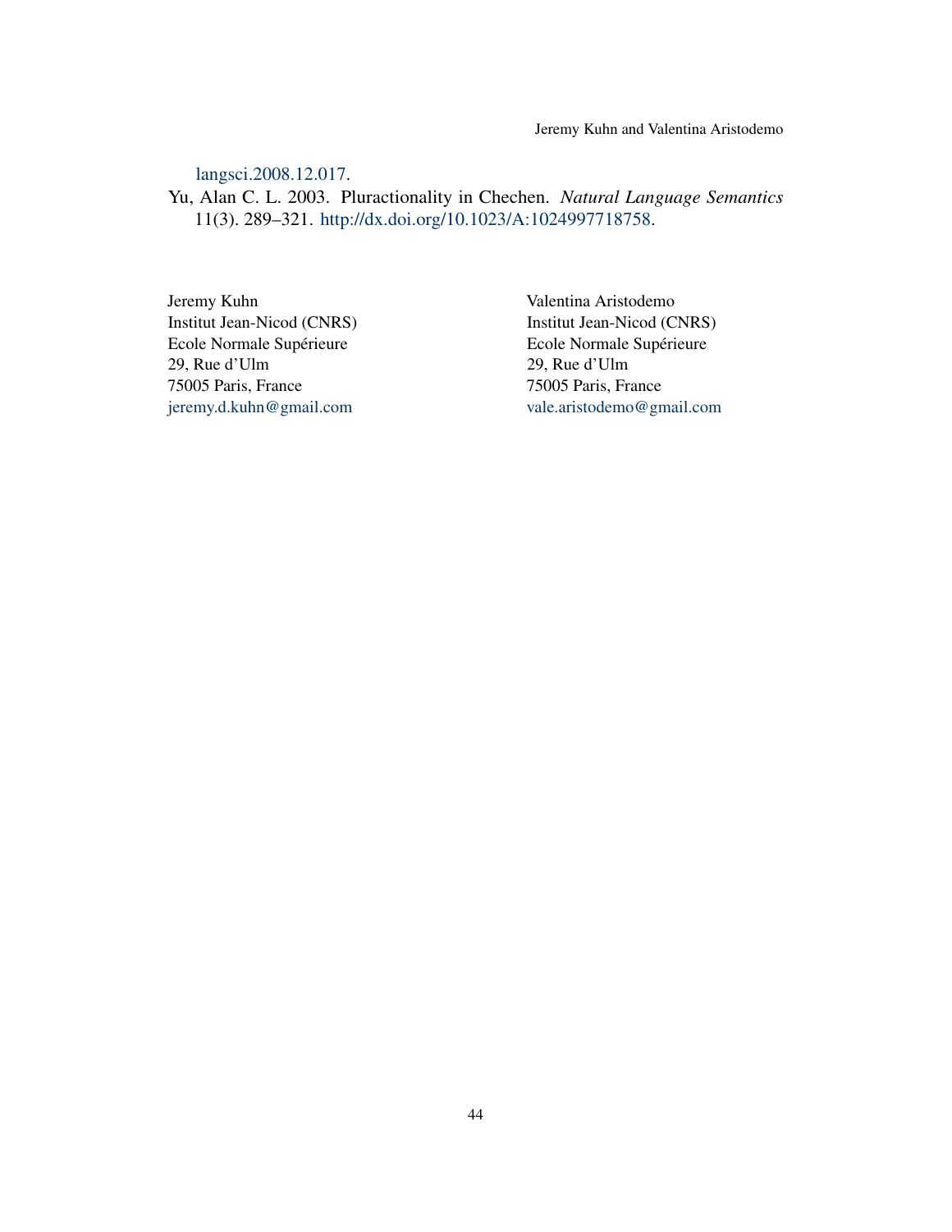langsci.2008.12.017.

Yu, Alan C. L. 2003. Pluractionality in Chechen. *Natural Language Semantics* 11(3). 289–321. http://dx.doi.org/10.1023/A:1024997718758.

Jeremy Kuhn
Institut Jean-Nicod (CNRS)
Ecole Normale Supérieure
29, Rue d'Ulm
75005 Paris, France
jeremy.d.kuhn@gmail.com

Valentina Aristodemo
Institut Jean-Nicod (CNRS)
Ecole Normale Supérieure
29, Rue d'Ulm
75005 Paris, France
vale.aristodemo@gmail.com